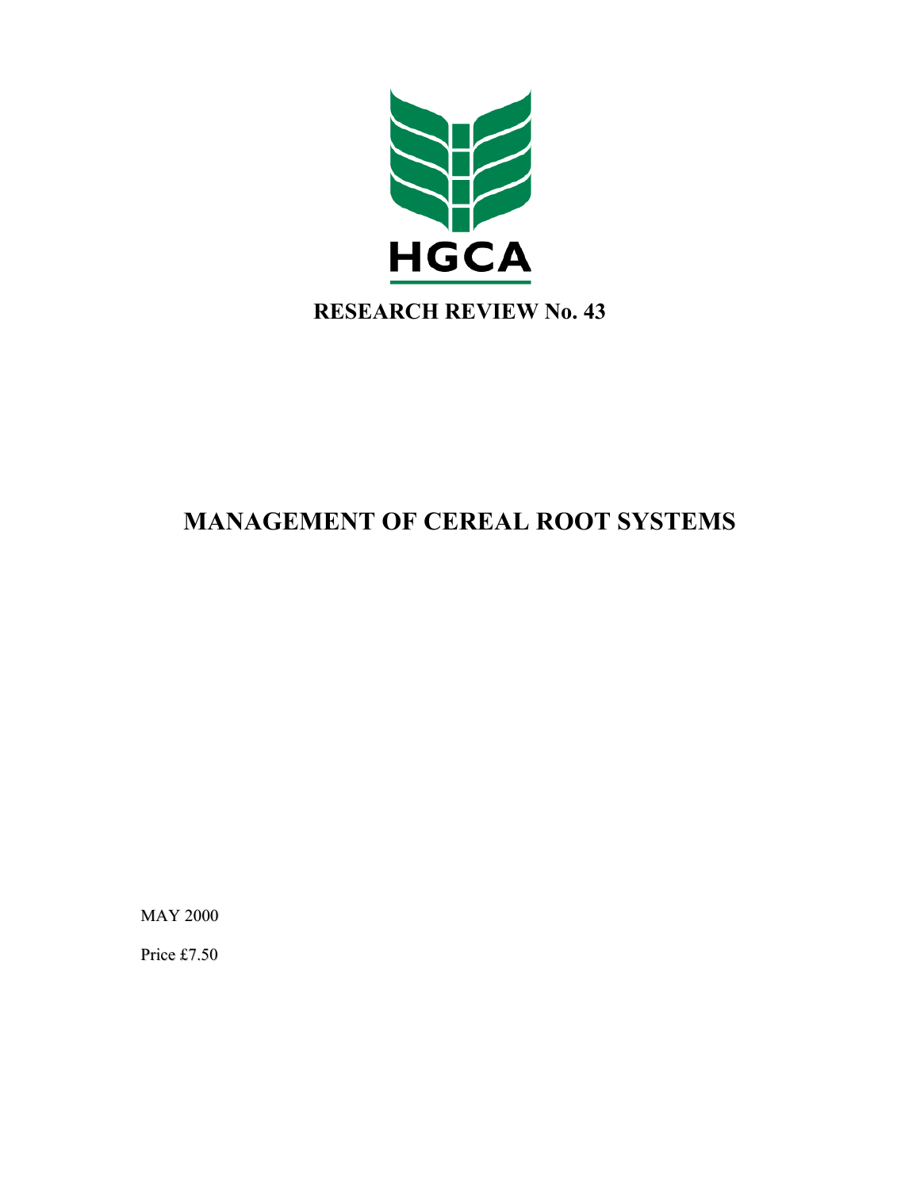HGCA

# RESEARCH REVIEW No. 43

# MANAGEMENT OF CEREAL ROOT SYSTEMS

MAY 2000

Price £7.50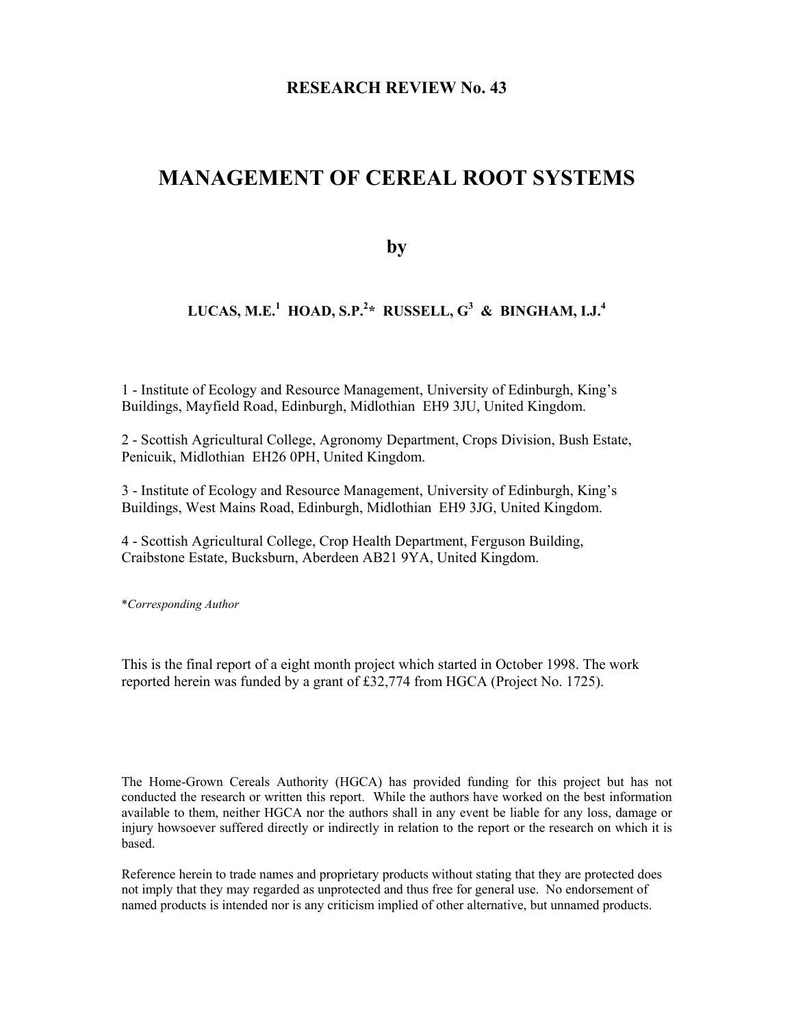**RESEARCH REVIEW No. 43**

# MANAGEMENT OF CEREAL ROOT SYSTEMS

**by**

**LUCAS, M.E.[1] HOAD, S.P.[2]\* RUSSELL, G[3] & BINGHAM, I.J.[4]**

1 - Institute of Ecology and Resource Management, University of Edinburgh, King's Buildings, Mayfield Road, Edinburgh, Midlothian EH9 3JU, United Kingdom.

2 - Scottish Agricultural College, Agronomy Department, Crops Division, Bush Estate, Penicuik, Midlothian EH26 0PH, United Kingdom.

3 - Institute of Ecology and Resource Management, University of Edinburgh, King's Buildings, West Mains Road, Edinburgh, Midlothian EH9 3JG, United Kingdom.

4 - Scottish Agricultural College, Crop Health Department, Ferguson Building, Craibstone Estate, Bucksburn, Aberdeen AB21 9YA, United Kingdom.

\**Corresponding Author*

This is the final report of a eight month project which started in October 1998. The work reported herein was funded by a grant of £32,774 from HGCA (Project No. 1725).

The Home-Grown Cereals Authority (HGCA) has provided funding for this project but has not conducted the research or written this report. While the authors have worked on the best information available to them, neither HGCA nor the authors shall in any event be liable for any loss, damage or injury howsoever suffered directly or indirectly in relation to the report or the research on which it is based.

Reference herein to trade names and proprietary products without stating that they are protected does not imply that they may regarded as unprotected and thus free for general use. No endorsement of named products is intended nor is any criticism implied of other alternative, but unnamed products.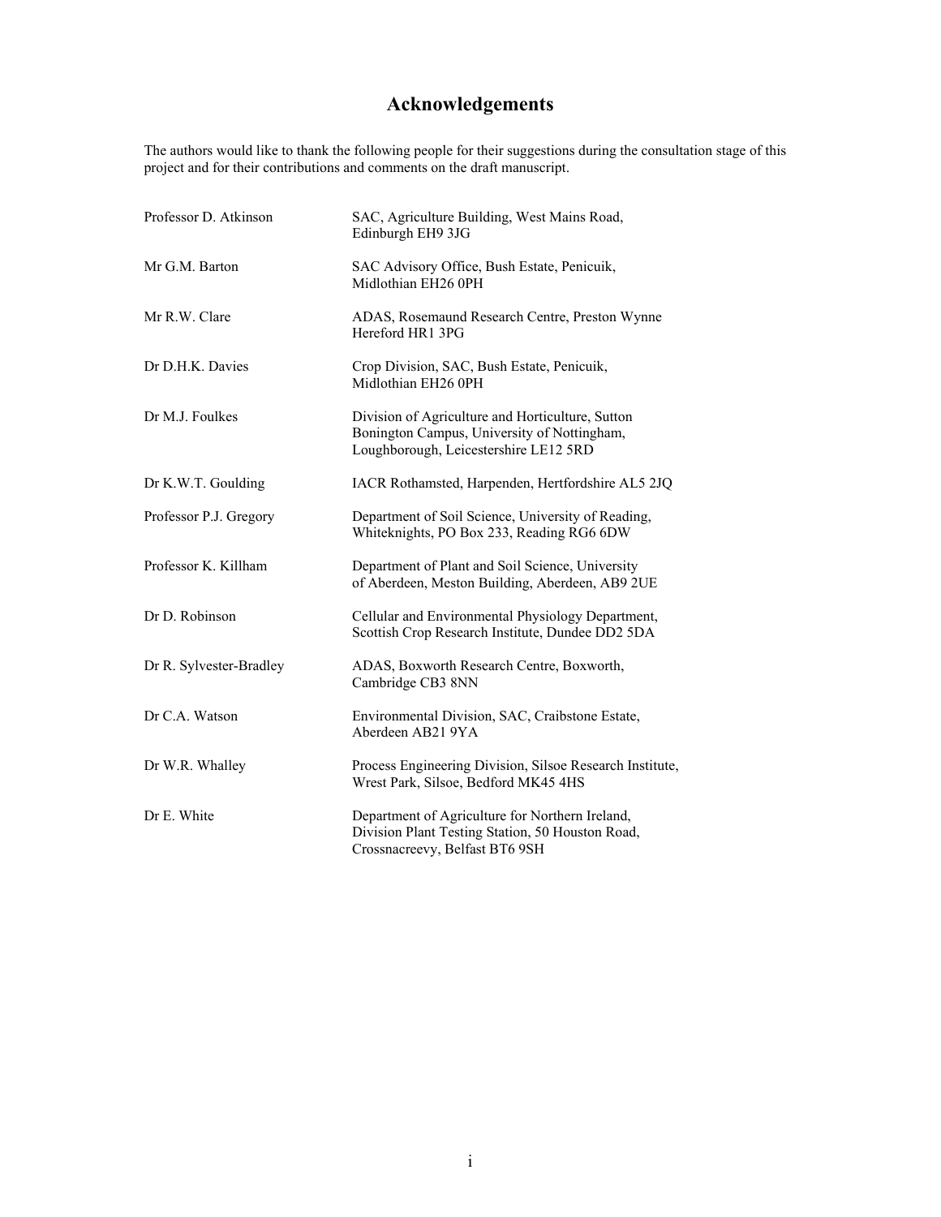# Acknowledgements

The authors would like to thank the following people for their suggestions during the consultation stage of this project and for their contributions and comments on the draft manuscript.

| | |
|---|---|
| Professor D. Atkinson | SAC, Agriculture Building, West Mains Road, Edinburgh EH9 3JG |
| Mr G.M. Barton | SAC Advisory Office, Bush Estate, Penicuik, Midlothian EH26 0PH |
| Mr R.W. Clare | ADAS, Rosemaund Research Centre, Preston Wynne Hereford HR1 3PG |
| Dr D.H.K. Davies | Crop Division, SAC, Bush Estate, Penicuik, Midlothian EH26 0PH |
| Dr M.J. Foulkes | Division of Agriculture and Horticulture, Sutton Bonington Campus, University of Nottingham, Loughborough, Leicestershire LE12 5RD |
| Dr K.W.T. Goulding | IACR Rothamsted, Harpenden, Hertfordshire AL5 2JQ |
| Professor P.J. Gregory | Department of Soil Science, University of Reading, Whiteknights, PO Box 233, Reading RG6 6DW |
| Professor K. Killham | Department of Plant and Soil Science, University of Aberdeen, Meston Building, Aberdeen, AB9 2UE |
| Dr D. Robinson | Cellular and Environmental Physiology Department, Scottish Crop Research Institute, Dundee DD2 5DA |
| Dr R. Sylvester-Bradley | ADAS, Boxworth Research Centre, Boxworth, Cambridge CB3 8NN |
| Dr C.A. Watson | Environmental Division, SAC, Craibstone Estate, Aberdeen AB21 9YA |
| Dr W.R. Whalley | Process Engineering Division, Silsoe Research Institute, Wrest Park, Silsoe, Bedford MK45 4HS |
| Dr E. White | Department of Agriculture for Northern Ireland, Division Plant Testing Station, 50 Houston Road, Crossnacreevy, Belfast BT6 9SH |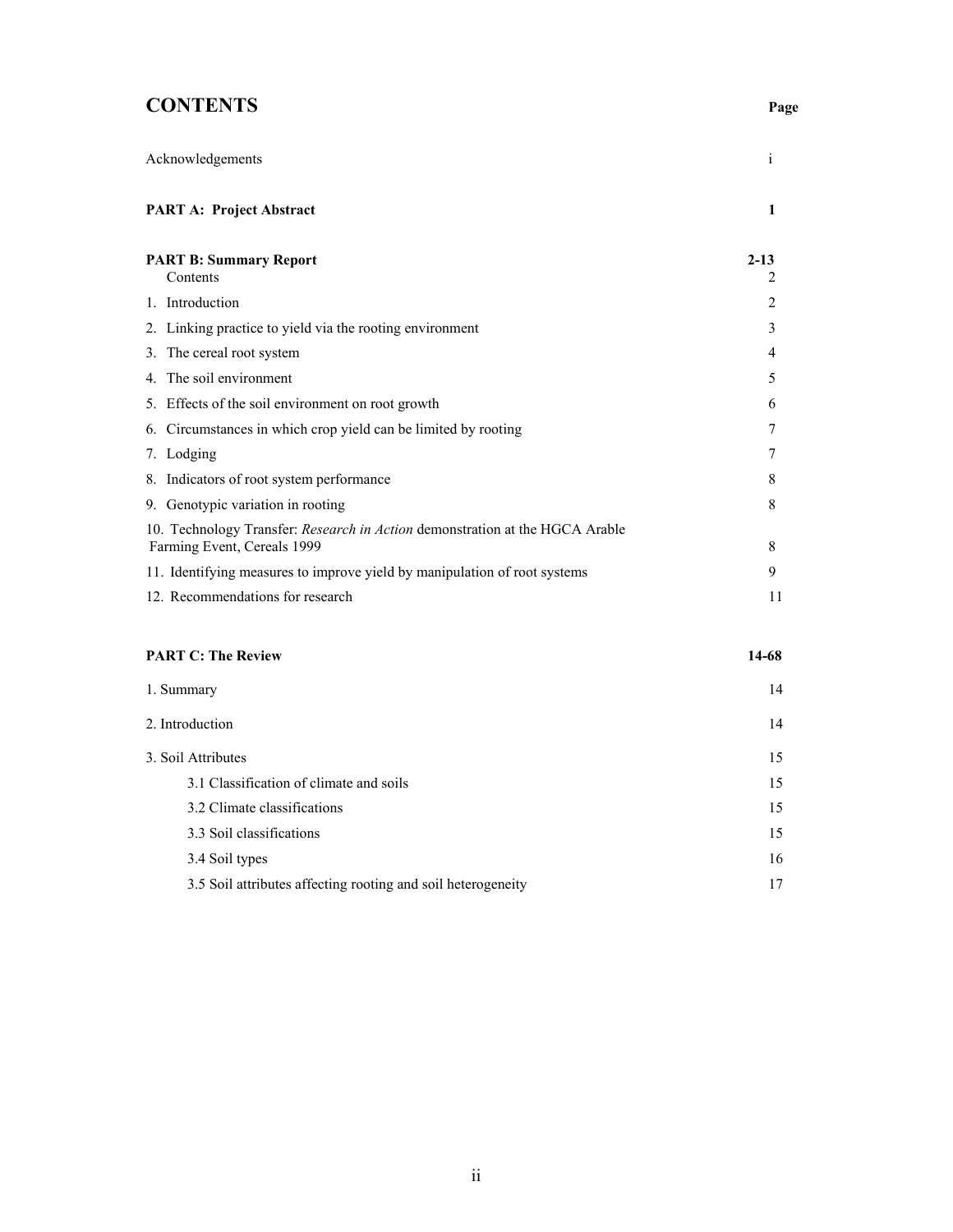# CONTENTS

| | Page |
|---|---|
| Acknowledgements | i |
| **PART A: Project Abstract** | **1** |
| **PART B: Summary Report** | **2-13** |
| Contents | 2 |
| 1. Introduction | 2 |
| 2. Linking practice to yield via the rooting environment | 3 |
| 3. The cereal root system | 4 |
| 4. The soil environment | 5 |
| 5. Effects of the soil environment on root growth | 6 |
| 6. Circumstances in which crop yield can be limited by rooting | 7 |
| 7. Lodging | 7 |
| 8. Indicators of root system performance | 8 |
| 9. Genotypic variation in rooting | 8 |
| 10. Technology Transfer: *Research in Action* demonstration at the HGCA Arable Farming Event, Cereals 1999 | 8 |
| 11. Identifying measures to improve yield by manipulation of root systems | 9 |
| 12. Recommendations for research | 11 |
| **PART C: The Review** | **14-68** |
| 1. Summary | 14 |
| 2. Introduction | 14 |
| 3. Soil Attributes | 15 |
| 3.1 Classification of climate and soils | 15 |
| 3.2 Climate classifications | 15 |
| 3.3 Soil classifications | 15 |
| 3.4 Soil types | 16 |
| 3.5 Soil attributes affecting rooting and soil heterogeneity | 17 |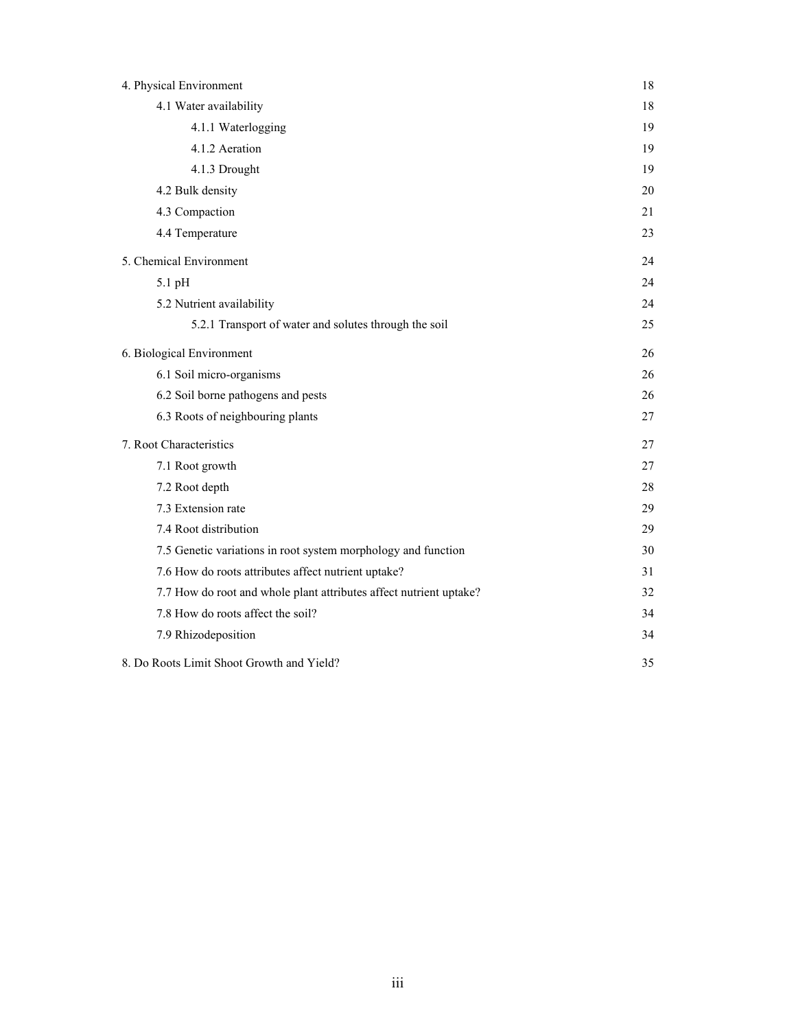| | |
|---|---|
| 4. Physical Environment | 18 |
| 4.1 Water availability | 18 |
| 4.1.1 Waterlogging | 19 |
| 4.1.2 Aeration | 19 |
| 4.1.3 Drought | 19 |
| 4.2 Bulk density | 20 |
| 4.3 Compaction | 21 |
| 4.4 Temperature | 23 |
| 5. Chemical Environment | 24 |
| 5.1 pH | 24 |
| 5.2 Nutrient availability | 24 |
| 5.2.1 Transport of water and solutes through the soil | 25 |
| 6. Biological Environment | 26 |
| 6.1 Soil micro-organisms | 26 |
| 6.2 Soil borne pathogens and pests | 26 |
| 6.3 Roots of neighbouring plants | 27 |
| 7. Root Characteristics | 27 |
| 7.1 Root growth | 27 |
| 7.2 Root depth | 28 |
| 7.3 Extension rate | 29 |
| 7.4 Root distribution | 29 |
| 7.5 Genetic variations in root system morphology and function | 30 |
| 7.6 How do roots attributes affect nutrient uptake? | 31 |
| 7.7 How do root and whole plant attributes affect nutrient uptake? | 32 |
| 7.8 How do roots affect the soil? | 34 |
| 7.9 Rhizodeposition | 34 |
| 8. Do Roots Limit Shoot Growth and Yield? | 35 |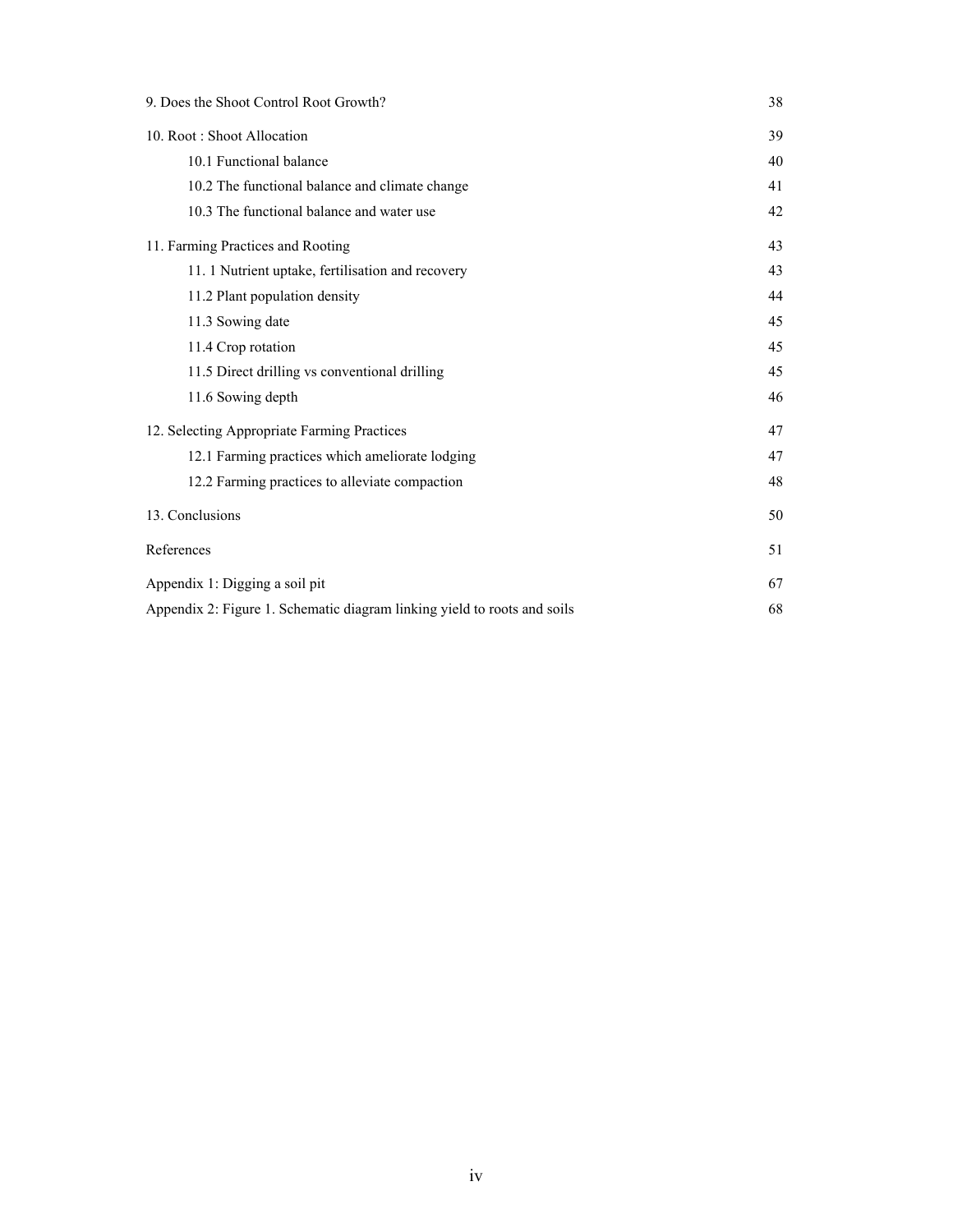| | |
|---|---|
| 9. Does the Shoot Control Root Growth? | 38 |
| 10. Root : Shoot Allocation | 39 |
| 10.1 Functional balance | 40 |
| 10.2 The functional balance and climate change | 41 |
| 10.3 The functional balance and water use | 42 |
| 11. Farming Practices and Rooting | 43 |
| 11. 1 Nutrient uptake, fertilisation and recovery | 43 |
| 11.2 Plant population density | 44 |
| 11.3 Sowing date | 45 |
| 11.4 Crop rotation | 45 |
| 11.5 Direct drilling vs conventional drilling | 45 |
| 11.6 Sowing depth | 46 |
| 12. Selecting Appropriate Farming Practices | 47 |
| 12.1 Farming practices which ameliorate lodging | 47 |
| 12.2 Farming practices to alleviate compaction | 48 |
| 13. Conclusions | 50 |
| References | 51 |
| Appendix 1: Digging a soil pit | 67 |
| Appendix 2: Figure 1. Schematic diagram linking yield to roots and soils | 68 |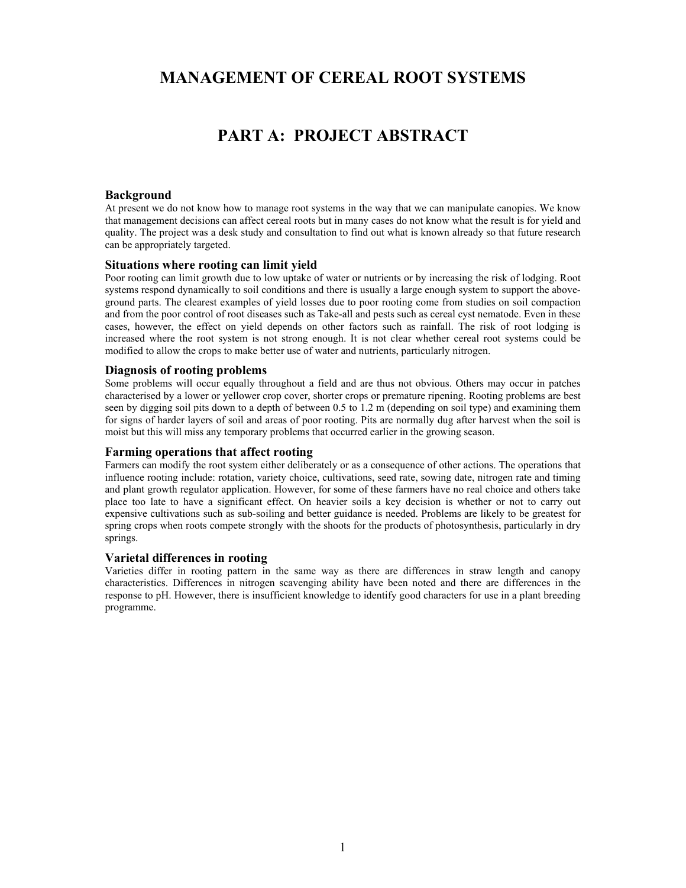# MANAGEMENT OF CEREAL ROOT SYSTEMS

# PART A: PROJECT ABSTRACT

### Background

At present we do not know how to manage root systems in the way that we can manipulate canopies. We know that management decisions can affect cereal roots but in many cases do not know what the result is for yield and quality. The project was a desk study and consultation to find out what is known already so that future research can be appropriately targeted.

### Situations where rooting can limit yield

Poor rooting can limit growth due to low uptake of water or nutrients or by increasing the risk of lodging. Root systems respond dynamically to soil conditions and there is usually a large enough system to support the above-ground parts. The clearest examples of yield losses due to poor rooting come from studies on soil compaction and from the poor control of root diseases such as Take-all and pests such as cereal cyst nematode. Even in these cases, however, the effect on yield depends on other factors such as rainfall. The risk of root lodging is increased where the root system is not strong enough. It is not clear whether cereal root systems could be modified to allow the crops to make better use of water and nutrients, particularly nitrogen.

### Diagnosis of rooting problems

Some problems will occur equally throughout a field and are thus not obvious. Others may occur in patches characterised by a lower or yellower crop cover, shorter crops or premature ripening. Rooting problems are best seen by digging soil pits down to a depth of between 0.5 to 1.2 m (depending on soil type) and examining them for signs of harder layers of soil and areas of poor rooting. Pits are normally dug after harvest when the soil is moist but this will miss any temporary problems that occurred earlier in the growing season.

### Farming operations that affect rooting

Farmers can modify the root system either deliberately or as a consequence of other actions. The operations that influence rooting include: rotation, variety choice, cultivations, seed rate, sowing date, nitrogen rate and timing and plant growth regulator application. However, for some of these farmers have no real choice and others take place too late to have a significant effect. On heavier soils a key decision is whether or not to carry out expensive cultivations such as sub-soiling and better guidance is needed. Problems are likely to be greatest for spring crops when roots compete strongly with the shoots for the products of photosynthesis, particularly in dry springs.

### Varietal differences in rooting

Varieties differ in rooting pattern in the same way as there are differences in straw length and canopy characteristics. Differences in nitrogen scavenging ability have been noted and there are differences in the response to pH. However, there is insufficient knowledge to identify good characters for use in a plant breeding programme.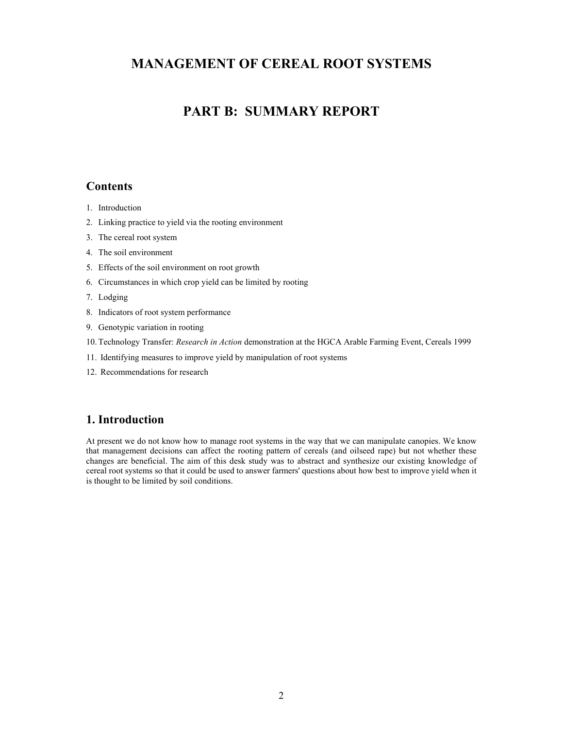# MANAGEMENT OF CEREAL ROOT SYSTEMS

# PART B: SUMMARY REPORT

## Contents

1. Introduction
2. Linking practice to yield via the rooting environment
3. The cereal root system
4. The soil environment
5. Effects of the soil environment on root growth
6. Circumstances in which crop yield can be limited by rooting
7. Lodging
8. Indicators of root system performance
9. Genotypic variation in rooting
10. Technology Transfer: *Research in Action* demonstration at the HGCA Arable Farming Event, Cereals 1999
11. Identifying measures to improve yield by manipulation of root systems
12. Recommendations for research

## 1. Introduction

At present we do not know how to manage root systems in the way that we can manipulate canopies. We know that management decisions can affect the rooting pattern of cereals (and oilseed rape) but not whether these changes are beneficial. The aim of this desk study was to abstract and synthesize our existing knowledge of cereal root systems so that it could be used to answer farmers' questions about how best to improve yield when it is thought to be limited by soil conditions.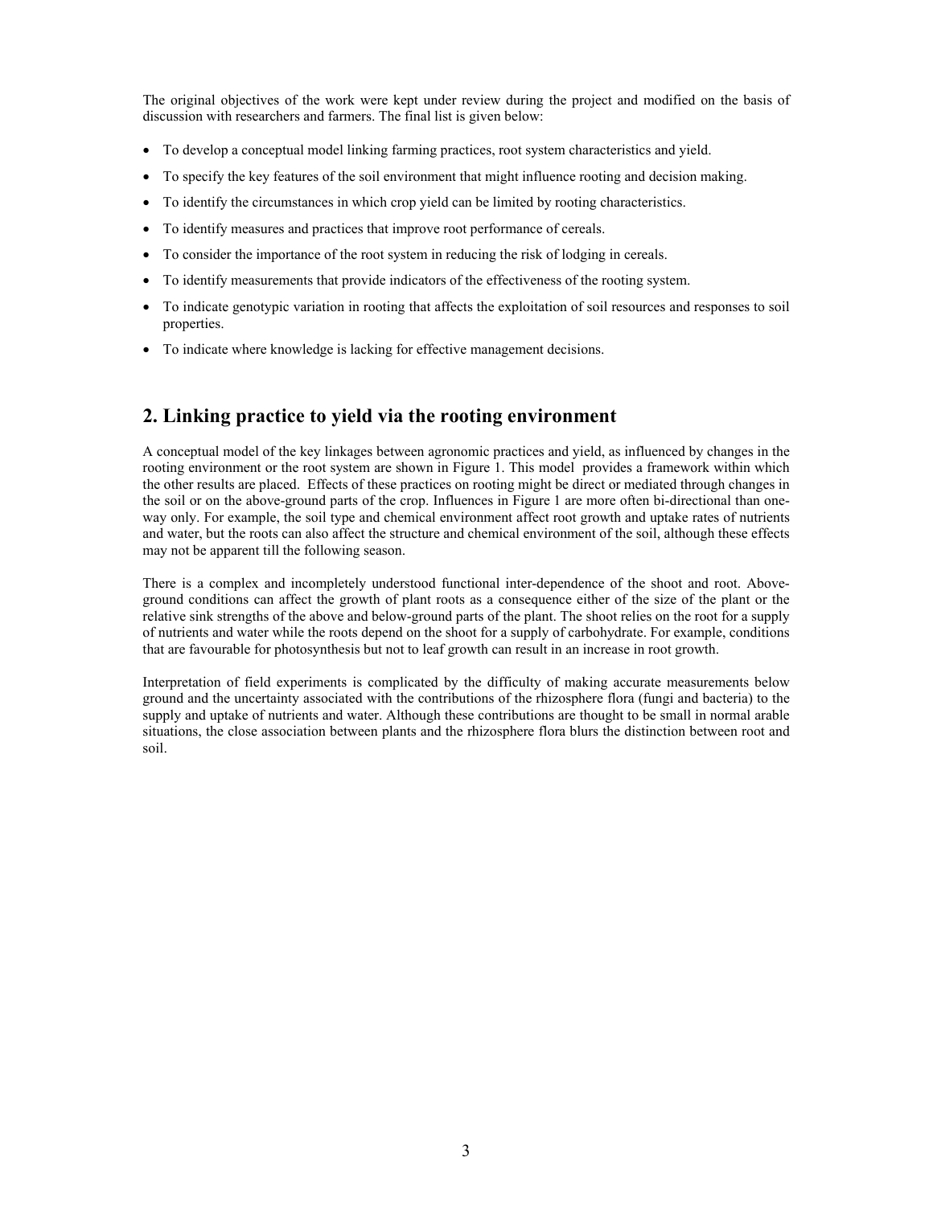The original objectives of the work were kept under review during the project and modified on the basis of discussion with researchers and farmers. The final list is given below:

- To develop a conceptual model linking farming practices, root system characteristics and yield.
- To specify the key features of the soil environment that might influence rooting and decision making.
- To identify the circumstances in which crop yield can be limited by rooting characteristics.
- To identify measures and practices that improve root performance of cereals.
- To consider the importance of the root system in reducing the risk of lodging in cereals.
- To identify measurements that provide indicators of the effectiveness of the rooting system.
- To indicate genotypic variation in rooting that affects the exploitation of soil resources and responses to soil properties.
- To indicate where knowledge is lacking for effective management decisions.

## 2. Linking practice to yield via the rooting environment

A conceptual model of the key linkages between agronomic practices and yield, as influenced by changes in the rooting environment or the root system are shown in Figure 1. This model provides a framework within which the other results are placed. Effects of these practices on rooting might be direct or mediated through changes in the soil or on the above-ground parts of the crop. Influences in Figure 1 are more often bi-directional than one-way only. For example, the soil type and chemical environment affect root growth and uptake rates of nutrients and water, but the roots can also affect the structure and chemical environment of the soil, although these effects may not be apparent till the following season.

There is a complex and incompletely understood functional inter-dependence of the shoot and root. Above-ground conditions can affect the growth of plant roots as a consequence either of the size of the plant or the relative sink strengths of the above and below-ground parts of the plant. The shoot relies on the root for a supply of nutrients and water while the roots depend on the shoot for a supply of carbohydrate. For example, conditions that are favourable for photosynthesis but not to leaf growth can result in an increase in root growth.

Interpretation of field experiments is complicated by the difficulty of making accurate measurements below ground and the uncertainty associated with the contributions of the rhizosphere flora (fungi and bacteria) to the supply and uptake of nutrients and water. Although these contributions are thought to be small in normal arable situations, the close association between plants and the rhizosphere flora blurs the distinction between root and soil.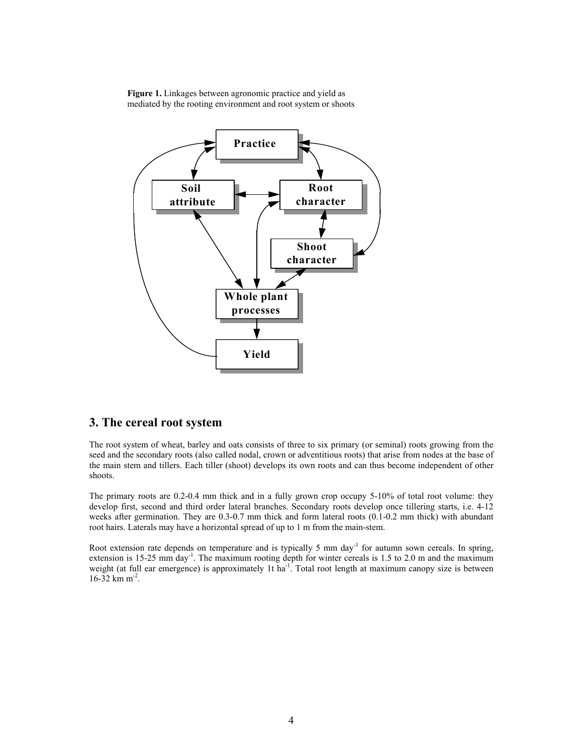**Figure 1.** Linkages between agronomic practice and yield as mediated by the rooting environment and root system or shoots

## 3. The cereal root system

The root system of wheat, barley and oats consists of three to six primary (or seminal) roots growing from the seed and the secondary roots (also called nodal, crown or adventitious roots) that arise from nodes at the base of the main stem and tillers. Each tiller (shoot) develops its own roots and can thus become independent of other shoots.

The primary roots are 0.2-0.4 mm thick and in a fully grown crop occupy 5-10% of total root volume: they develop first, second and third order lateral branches. Secondary roots develop once tillering starts, i.e. 4-12 weeks after germination. They are 0.3-0.7 mm thick and form lateral roots (0.1-0.2 mm thick) with abundant root hairs. Laterals may have a horizontal spread of up to 1 m from the main-stem.

Root extension rate depends on temperature and is typically 5 mm $day^{-1}$ for autumn sown cereals. In spring, extension is 15-25 mm $day^{-1}$. The maximum rooting depth for winter cereals is 1.5 to 2.0 m and the maximum weight (at full ear emergence) is approximately 1t $ha^{-1}$. Total root length at maximum canopy size is between 16-32 km $m^{-2}$.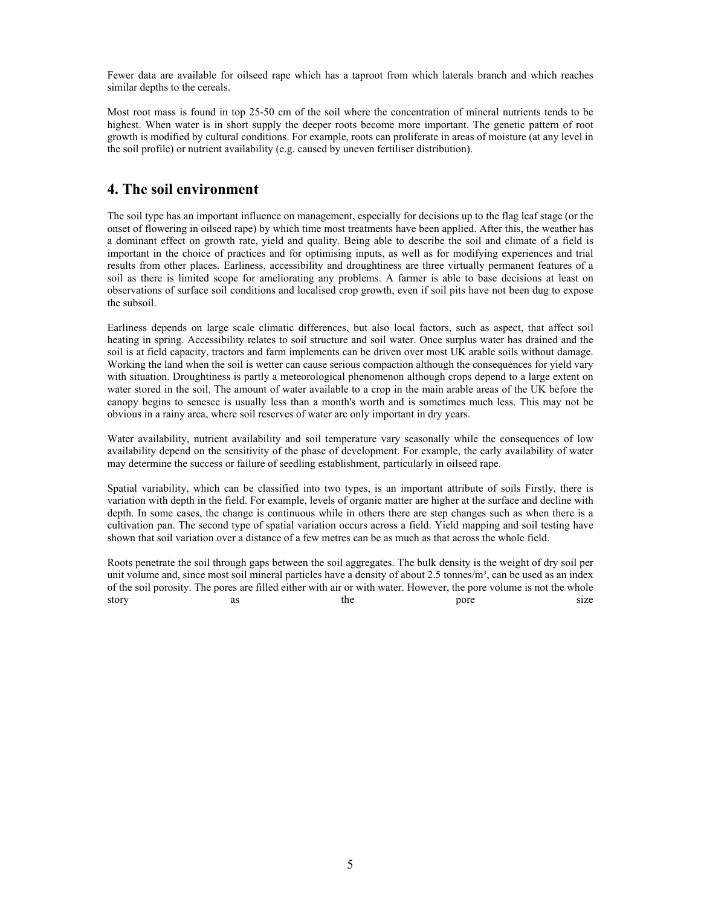Fewer data are available for oilseed rape which has a taproot from which laterals branch and which reaches similar depths to the cereals.

Most root mass is found in top 25-50 cm of the soil where the concentration of mineral nutrients tends to be highest. When water is in short supply the deeper roots become more important. The genetic pattern of root growth is modified by cultural conditions. For example, roots can proliferate in areas of moisture (at any level in the soil profile) or nutrient availability (e.g. caused by uneven fertiliser distribution).

## 4. The soil environment

The soil type has an important influence on management, especially for decisions up to the flag leaf stage (or the onset of flowering in oilseed rape) by which time most treatments have been applied. After this, the weather has a dominant effect on growth rate, yield and quality. Being able to describe the soil and climate of a field is important in the choice of practices and for optimising inputs, as well as for modifying experiences and trial results from other places. Earliness, accessibility and droughtiness are three virtually permanent features of a soil as there is limited scope for ameliorating any problems. A farmer is able to base decisions at least on observations of surface soil conditions and localised crop growth, even if soil pits have not been dug to expose the subsoil.

Earliness depends on large scale climatic differences, but also local factors, such as aspect, that affect soil heating in spring. Accessibility relates to soil structure and soil water. Once surplus water has drained and the soil is at field capacity, tractors and farm implements can be driven over most UK arable soils without damage. Working the land when the soil is wetter can cause serious compaction although the consequences for yield vary with situation. Droughtiness is partly a meteorological phenomenon although crops depend to a large extent on water stored in the soil. The amount of water available to a crop in the main arable areas of the UK before the canopy begins to senesce is usually less than a month's worth and is sometimes much less. This may not be obvious in a rainy area, where soil reserves of water are only important in dry years.

Water availability, nutrient availability and soil temperature vary seasonally while the consequences of low availability depend on the sensitivity of the phase of development. For example, the early availability of water may determine the success or failure of seedling establishment, particularly in oilseed rape.

Spatial variability, which can be classified into two types, is an important attribute of soils Firstly, there is variation with depth in the field. For example, levels of organic matter are higher at the surface and decline with depth. In some cases, the change is continuous while in others there are step changes such as when there is a cultivation pan. The second type of spatial variation occurs across a field. Yield mapping and soil testing have shown that soil variation over a distance of a few metres can be as much as that across the whole field.

Roots penetrate the soil through gaps between the soil aggregates. The bulk density is the weight of dry soil per unit volume and, since most soil mineral particles have a density of about 2.5 tonnes/m³, can be used as an index of the soil porosity. The pores are filled either with air or with water. However, the pore volume is not the whole story as the pore size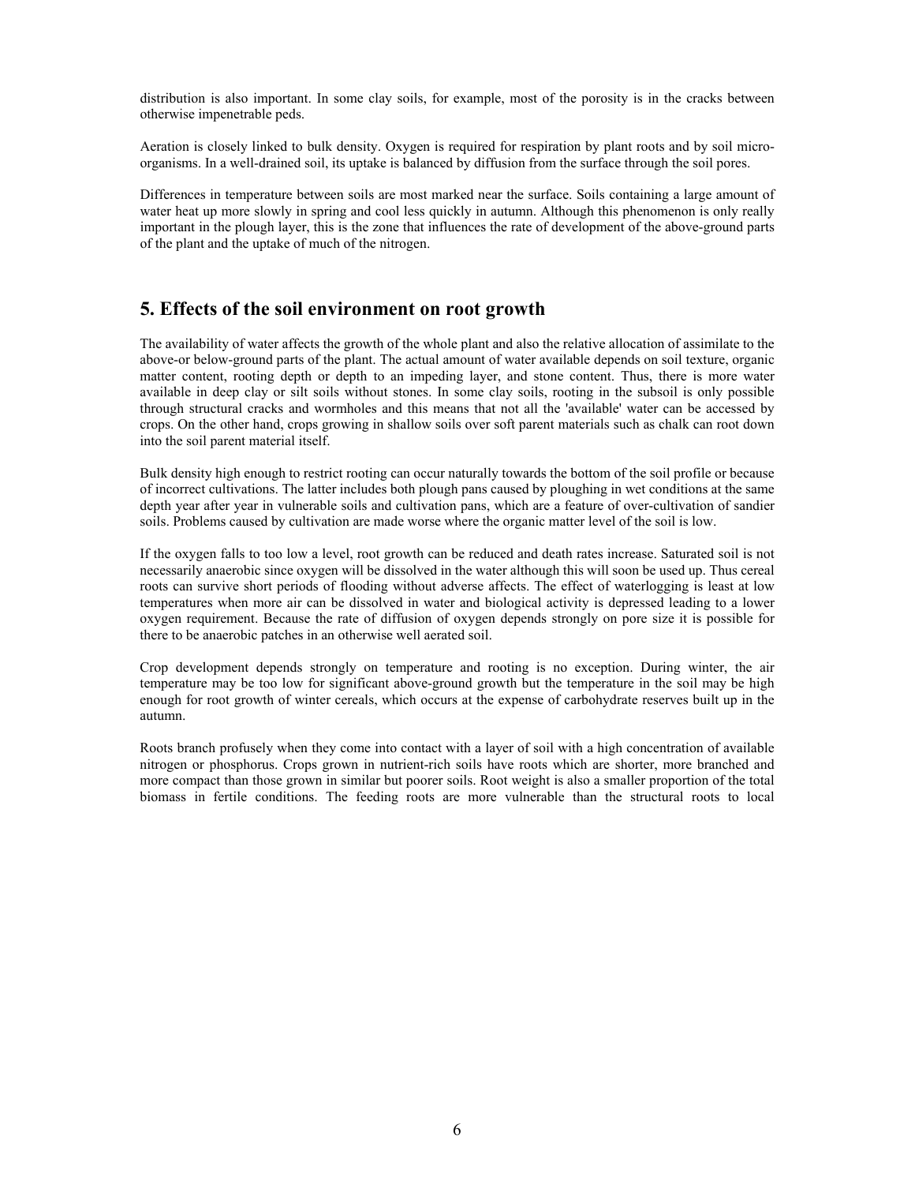distribution is also important. In some clay soils, for example, most of the porosity is in the cracks between otherwise impenetrable peds.

Aeration is closely linked to bulk density. Oxygen is required for respiration by plant roots and by soil micro-organisms. In a well-drained soil, its uptake is balanced by diffusion from the surface through the soil pores.

Differences in temperature between soils are most marked near the surface. Soils containing a large amount of water heat up more slowly in spring and cool less quickly in autumn. Although this phenomenon is only really important in the plough layer, this is the zone that influences the rate of development of the above-ground parts of the plant and the uptake of much of the nitrogen.

## 5. Effects of the soil environment on root growth

The availability of water affects the growth of the whole plant and also the relative allocation of assimilate to the above-or below-ground parts of the plant. The actual amount of water available depends on soil texture, organic matter content, rooting depth or depth to an impeding layer, and stone content. Thus, there is more water available in deep clay or silt soils without stones. In some clay soils, rooting in the subsoil is only possible through structural cracks and wormholes and this means that not all the 'available' water can be accessed by crops. On the other hand, crops growing in shallow soils over soft parent materials such as chalk can root down into the soil parent material itself.

Bulk density high enough to restrict rooting can occur naturally towards the bottom of the soil profile or because of incorrect cultivations. The latter includes both plough pans caused by ploughing in wet conditions at the same depth year after year in vulnerable soils and cultivation pans, which are a feature of over-cultivation of sandier soils. Problems caused by cultivation are made worse where the organic matter level of the soil is low.

If the oxygen falls to too low a level, root growth can be reduced and death rates increase. Saturated soil is not necessarily anaerobic since oxygen will be dissolved in the water although this will soon be used up. Thus cereal roots can survive short periods of flooding without adverse affects. The effect of waterlogging is least at low temperatures when more air can be dissolved in water and biological activity is depressed leading to a lower oxygen requirement. Because the rate of diffusion of oxygen depends strongly on pore size it is possible for there to be anaerobic patches in an otherwise well aerated soil.

Crop development depends strongly on temperature and rooting is no exception. During winter, the air temperature may be too low for significant above-ground growth but the temperature in the soil may be high enough for root growth of winter cereals, which occurs at the expense of carbohydrate reserves built up in the autumn.

Roots branch profusely when they come into contact with a layer of soil with a high concentration of available nitrogen or phosphorus. Crops grown in nutrient-rich soils have roots which are shorter, more branched and more compact than those grown in similar but poorer soils. Root weight is also a smaller proportion of the total biomass in fertile conditions. The feeding roots are more vulnerable than the structural roots to local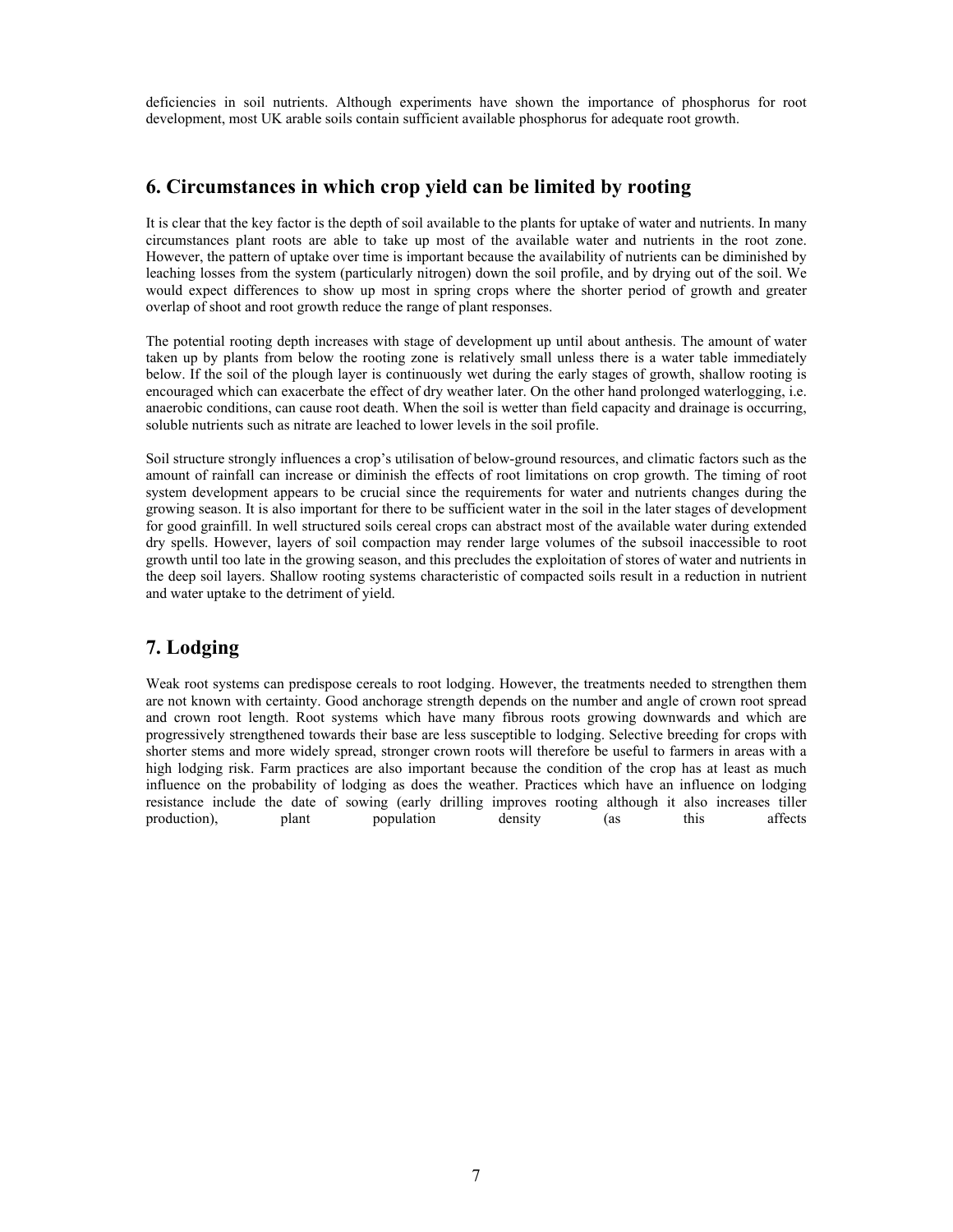deficiencies in soil nutrients. Although experiments have shown the importance of phosphorus for root development, most UK arable soils contain sufficient available phosphorus for adequate root growth.

## 6. Circumstances in which crop yield can be limited by rooting

It is clear that the key factor is the depth of soil available to the plants for uptake of water and nutrients. In many circumstances plant roots are able to take up most of the available water and nutrients in the root zone. However, the pattern of uptake over time is important because the availability of nutrients can be diminished by leaching losses from the system (particularly nitrogen) down the soil profile, and by drying out of the soil. We would expect differences to show up most in spring crops where the shorter period of growth and greater overlap of shoot and root growth reduce the range of plant responses.

The potential rooting depth increases with stage of development up until about anthesis. The amount of water taken up by plants from below the rooting zone is relatively small unless there is a water table immediately below. If the soil of the plough layer is continuously wet during the early stages of growth, shallow rooting is encouraged which can exacerbate the effect of dry weather later. On the other hand prolonged waterlogging, i.e. anaerobic conditions, can cause root death. When the soil is wetter than field capacity and drainage is occurring, soluble nutrients such as nitrate are leached to lower levels in the soil profile.

Soil structure strongly influences a crop's utilisation of below-ground resources, and climatic factors such as the amount of rainfall can increase or diminish the effects of root limitations on crop growth. The timing of root system development appears to be crucial since the requirements for water and nutrients changes during the growing season. It is also important for there to be sufficient water in the soil in the later stages of development for good grainfill. In well structured soils cereal crops can abstract most of the available water during extended dry spells. However, layers of soil compaction may render large volumes of the subsoil inaccessible to root growth until too late in the growing season, and this precludes the exploitation of stores of water and nutrients in the deep soil layers. Shallow rooting systems characteristic of compacted soils result in a reduction in nutrient and water uptake to the detriment of yield.

## 7. Lodging

Weak root systems can predispose cereals to root lodging. However, the treatments needed to strengthen them are not known with certainty. Good anchorage strength depends on the number and angle of crown root spread and crown root length. Root systems which have many fibrous roots growing downwards and which are progressively strengthened towards their base are less susceptible to lodging. Selective breeding for crops with shorter stems and more widely spread, stronger crown roots will therefore be useful to farmers in areas with a high lodging risk. Farm practices are also important because the condition of the crop has at least as much influence on the probability of lodging as does the weather. Practices which have an influence on lodging resistance include the date of sowing (early drilling improves rooting although it also increases tiller production), plant population density (as this affects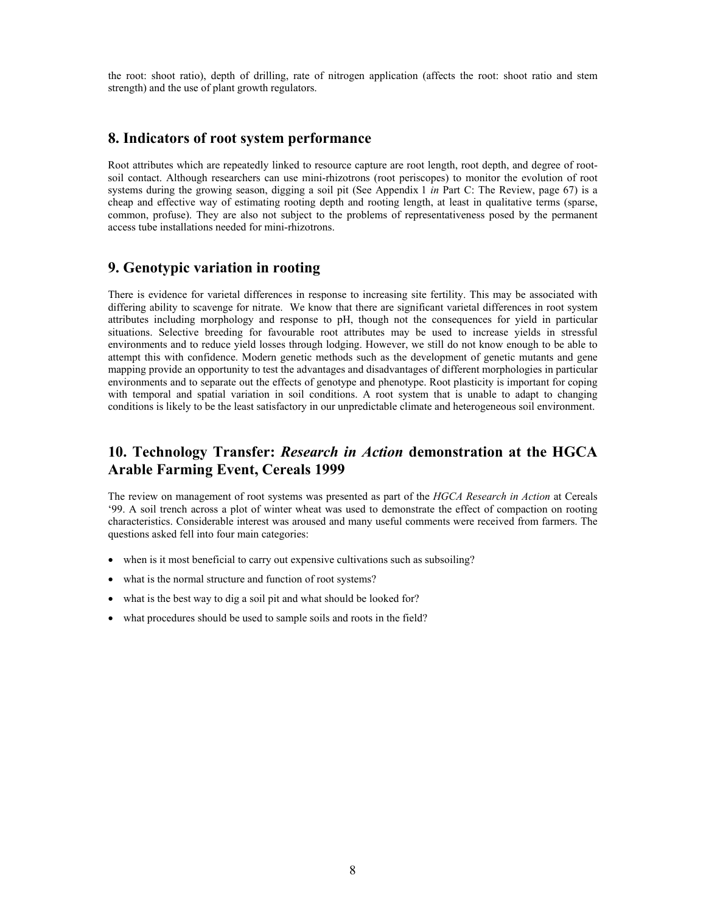the root: shoot ratio), depth of drilling, rate of nitrogen application (affects the root: shoot ratio and stem strength) and the use of plant growth regulators.

## 8. Indicators of root system performance

Root attributes which are repeatedly linked to resource capture are root length, root depth, and degree of root-soil contact. Although researchers can use mini-rhizotrons (root periscopes) to monitor the evolution of root systems during the growing season, digging a soil pit (See Appendix 1 *in* Part C: The Review, page 67) is a cheap and effective way of estimating rooting depth and rooting length, at least in qualitative terms (sparse, common, profuse). They are also not subject to the problems of representativeness posed by the permanent access tube installations needed for mini-rhizotrons.

## 9. Genotypic variation in rooting

There is evidence for varietal differences in response to increasing site fertility. This may be associated with differing ability to scavenge for nitrate. We know that there are significant varietal differences in root system attributes including morphology and response to pH, though not the consequences for yield in particular situations. Selective breeding for favourable root attributes may be used to increase yields in stressful environments and to reduce yield losses through lodging. However, we still do not know enough to be able to attempt this with confidence. Modern genetic methods such as the development of genetic mutants and gene mapping provide an opportunity to test the advantages and disadvantages of different morphologies in particular environments and to separate out the effects of genotype and phenotype. Root plasticity is important for coping with temporal and spatial variation in soil conditions. A root system that is unable to adapt to changing conditions is likely to be the least satisfactory in our unpredictable climate and heterogeneous soil environment.

## 10. Technology Transfer: *Research in Action* demonstration at the HGCA Arable Farming Event, Cereals 1999

The review on management of root systems was presented as part of the *HGCA Research in Action* at Cereals '99. A soil trench across a plot of winter wheat was used to demonstrate the effect of compaction on rooting characteristics. Considerable interest was aroused and many useful comments were received from farmers. The questions asked fell into four main categories:

- when is it most beneficial to carry out expensive cultivations such as subsoiling?
- what is the normal structure and function of root systems?
- what is the best way to dig a soil pit and what should be looked for?
- what procedures should be used to sample soils and roots in the field?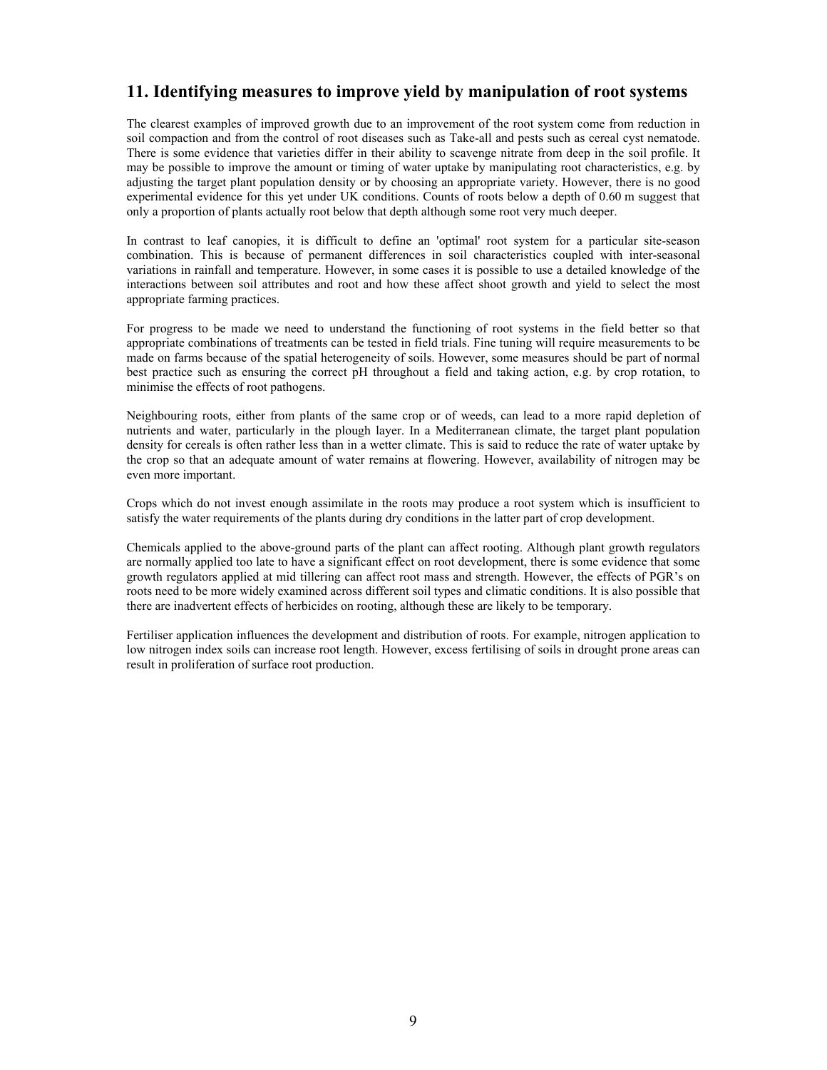## 11. Identifying measures to improve yield by manipulation of root systems

The clearest examples of improved growth due to an improvement of the root system come from reduction in soil compaction and from the control of root diseases such as Take-all and pests such as cereal cyst nematode. There is some evidence that varieties differ in their ability to scavenge nitrate from deep in the soil profile. It may be possible to improve the amount or timing of water uptake by manipulating root characteristics, e.g. by adjusting the target plant population density or by choosing an appropriate variety. However, there is no good experimental evidence for this yet under UK conditions. Counts of roots below a depth of 0.60 m suggest that only a proportion of plants actually root below that depth although some root very much deeper.

In contrast to leaf canopies, it is difficult to define an 'optimal' root system for a particular site-season combination. This is because of permanent differences in soil characteristics coupled with inter-seasonal variations in rainfall and temperature. However, in some cases it is possible to use a detailed knowledge of the interactions between soil attributes and root and how these affect shoot growth and yield to select the most appropriate farming practices.

For progress to be made we need to understand the functioning of root systems in the field better so that appropriate combinations of treatments can be tested in field trials. Fine tuning will require measurements to be made on farms because of the spatial heterogeneity of soils. However, some measures should be part of normal best practice such as ensuring the correct pH throughout a field and taking action, e.g. by crop rotation, to minimise the effects of root pathogens.

Neighbouring roots, either from plants of the same crop or of weeds, can lead to a more rapid depletion of nutrients and water, particularly in the plough layer. In a Mediterranean climate, the target plant population density for cereals is often rather less than in a wetter climate. This is said to reduce the rate of water uptake by the crop so that an adequate amount of water remains at flowering. However, availability of nitrogen may be even more important.

Crops which do not invest enough assimilate in the roots may produce a root system which is insufficient to satisfy the water requirements of the plants during dry conditions in the latter part of crop development.

Chemicals applied to the above-ground parts of the plant can affect rooting. Although plant growth regulators are normally applied too late to have a significant effect on root development, there is some evidence that some growth regulators applied at mid tillering can affect root mass and strength. However, the effects of PGR's on roots need to be more widely examined across different soil types and climatic conditions. It is also possible that there are inadvertent effects of herbicides on rooting, although these are likely to be temporary.

Fertiliser application influences the development and distribution of roots. For example, nitrogen application to low nitrogen index soils can increase root length. However, excess fertilising of soils in drought prone areas can result in proliferation of surface root production.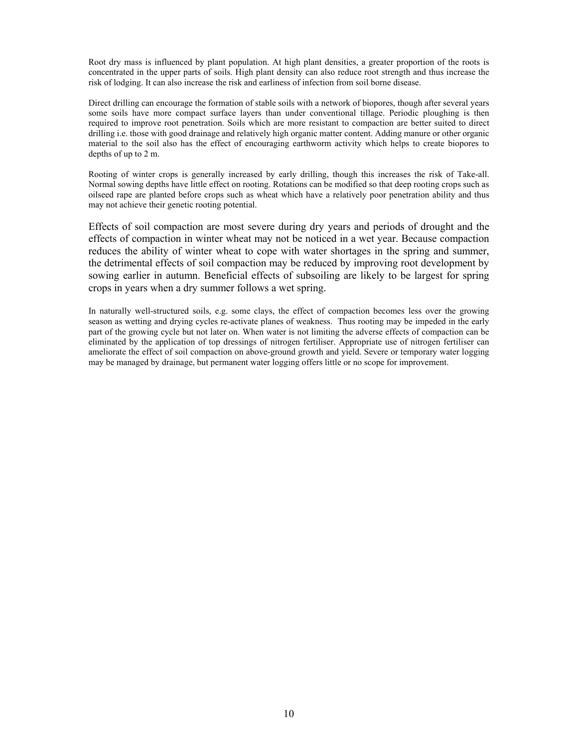Root dry mass is influenced by plant population. At high plant densities, a greater proportion of the roots is concentrated in the upper parts of soils. High plant density can also reduce root strength and thus increase the risk of lodging. It can also increase the risk and earliness of infection from soil borne disease.

Direct drilling can encourage the formation of stable soils with a network of biopores, though after several years some soils have more compact surface layers than under conventional tillage. Periodic ploughing is then required to improve root penetration. Soils which are more resistant to compaction are better suited to direct drilling i.e. those with good drainage and relatively high organic matter content. Adding manure or other organic material to the soil also has the effect of encouraging earthworm activity which helps to create biopores to depths of up to 2 m.

Rooting of winter crops is generally increased by early drilling, though this increases the risk of Take-all. Normal sowing depths have little effect on rooting. Rotations can be modified so that deep rooting crops such as oilseed rape are planted before crops such as wheat which have a relatively poor penetration ability and thus may not achieve their genetic rooting potential.

Effects of soil compaction are most severe during dry years and periods of drought and the effects of compaction in winter wheat may not be noticed in a wet year. Because compaction reduces the ability of winter wheat to cope with water shortages in the spring and summer, the detrimental effects of soil compaction may be reduced by improving root development by sowing earlier in autumn. Beneficial effects of subsoiling are likely to be largest for spring crops in years when a dry summer follows a wet spring.

In naturally well-structured soils, e.g. some clays, the effect of compaction becomes less over the growing season as wetting and drying cycles re-activate planes of weakness. Thus rooting may be impeded in the early part of the growing cycle but not later on. When water is not limiting the adverse effects of compaction can be eliminated by the application of top dressings of nitrogen fertiliser. Appropriate use of nitrogen fertiliser can ameliorate the effect of soil compaction on above-ground growth and yield. Severe or temporary water logging may be managed by drainage, but permanent water logging offers little or no scope for improvement.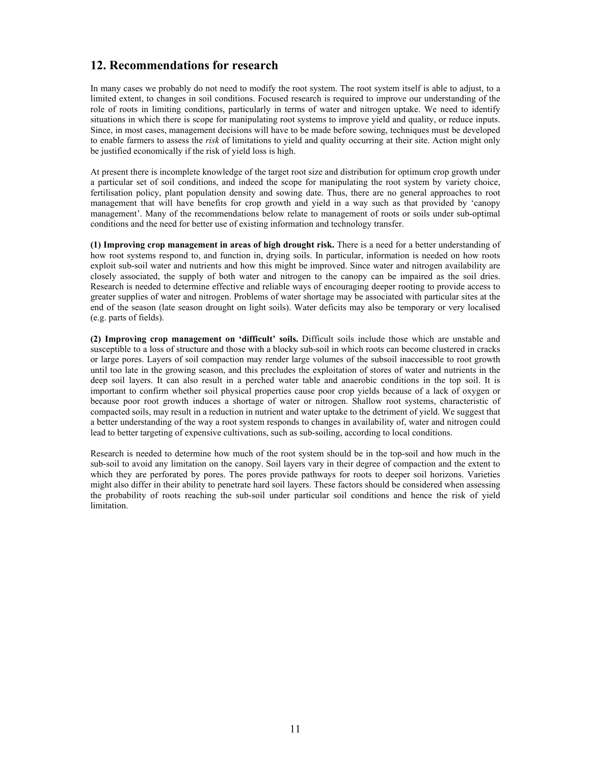## 12. Recommendations for research

In many cases we probably do not need to modify the root system. The root system itself is able to adjust, to a limited extent, to changes in soil conditions. Focused research is required to improve our understanding of the role of roots in limiting conditions, particularly in terms of water and nitrogen uptake. We need to identify situations in which there is scope for manipulating root systems to improve yield and quality, or reduce inputs. Since, in most cases, management decisions will have to be made before sowing, techniques must be developed to enable farmers to assess the *risk* of limitations to yield and quality occurring at their site. Action might only be justified economically if the risk of yield loss is high.

At present there is incomplete knowledge of the target root size and distribution for optimum crop growth under a particular set of soil conditions, and indeed the scope for manipulating the root system by variety choice, fertilisation policy, plant population density and sowing date. Thus, there are no general approaches to root management that will have benefits for crop growth and yield in a way such as that provided by 'canopy management'. Many of the recommendations below relate to management of roots or soils under sub-optimal conditions and the need for better use of existing information and technology transfer.

**(1) Improving crop management in areas of high drought risk.** There is a need for a better understanding of how root systems respond to, and function in, drying soils. In particular, information is needed on how roots exploit sub-soil water and nutrients and how this might be improved. Since water and nitrogen availability are closely associated, the supply of both water and nitrogen to the canopy can be impaired as the soil dries. Research is needed to determine effective and reliable ways of encouraging deeper rooting to provide access to greater supplies of water and nitrogen. Problems of water shortage may be associated with particular sites at the end of the season (late season drought on light soils). Water deficits may also be temporary or very localised (e.g. parts of fields).

**(2) Improving crop management on 'difficult' soils.** Difficult soils include those which are unstable and susceptible to a loss of structure and those with a blocky sub-soil in which roots can become clustered in cracks or large pores. Layers of soil compaction may render large volumes of the subsoil inaccessible to root growth until too late in the growing season, and this precludes the exploitation of stores of water and nutrients in the deep soil layers. It can also result in a perched water table and anaerobic conditions in the top soil. It is important to confirm whether soil physical properties cause poor crop yields because of a lack of oxygen or because poor root growth induces a shortage of water or nitrogen. Shallow root systems, characteristic of compacted soils, may result in a reduction in nutrient and water uptake to the detriment of yield. We suggest that a better understanding of the way a root system responds to changes in availability of, water and nitrogen could lead to better targeting of expensive cultivations, such as sub-soiling, according to local conditions.

Research is needed to determine how much of the root system should be in the top-soil and how much in the sub-soil to avoid any limitation on the canopy. Soil layers vary in their degree of compaction and the extent to which they are perforated by pores. The pores provide pathways for roots to deeper soil horizons. Varieties might also differ in their ability to penetrate hard soil layers. These factors should be considered when assessing the probability of roots reaching the sub-soil under particular soil conditions and hence the risk of yield limitation.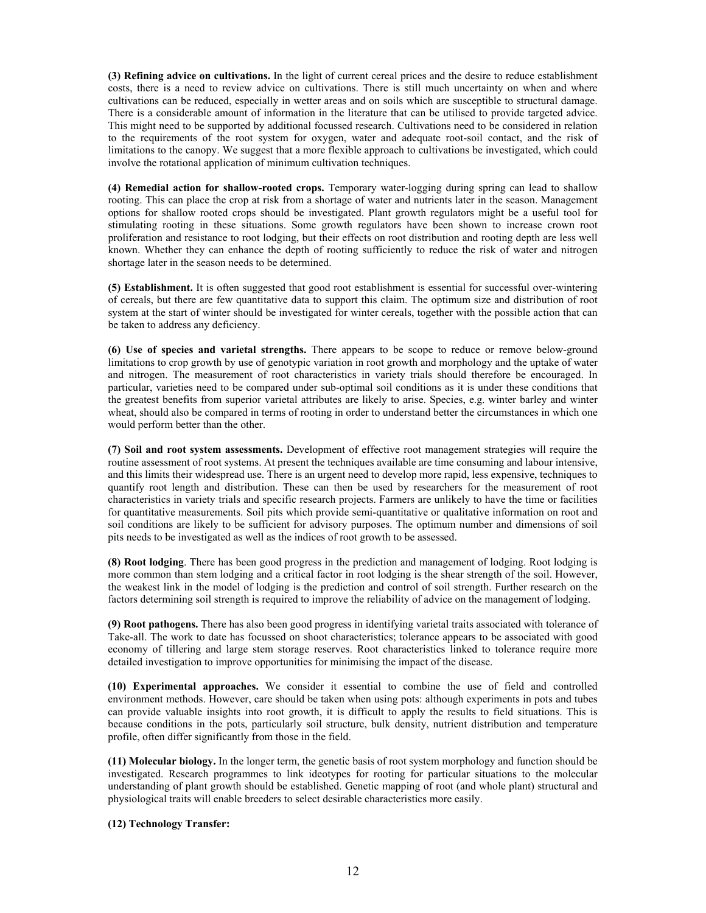**(3) Refining advice on cultivations.** In the light of current cereal prices and the desire to reduce establishment costs, there is a need to review advice on cultivations. There is still much uncertainty on when and where cultivations can be reduced, especially in wetter areas and on soils which are susceptible to structural damage. There is a considerable amount of information in the literature that can be utilised to provide targeted advice. This might need to be supported by additional focussed research. Cultivations need to be considered in relation to the requirements of the root system for oxygen, water and adequate root-soil contact, and the risk of limitations to the canopy. We suggest that a more flexible approach to cultivations be investigated, which could involve the rotational application of minimum cultivation techniques.

**(4) Remedial action for shallow-rooted crops.** Temporary water-logging during spring can lead to shallow rooting. This can place the crop at risk from a shortage of water and nutrients later in the season. Management options for shallow rooted crops should be investigated. Plant growth regulators might be a useful tool for stimulating rooting in these situations. Some growth regulators have been shown to increase crown root proliferation and resistance to root lodging, but their effects on root distribution and rooting depth are less well known. Whether they can enhance the depth of rooting sufficiently to reduce the risk of water and nitrogen shortage later in the season needs to be determined.

**(5) Establishment.** It is often suggested that good root establishment is essential for successful over-wintering of cereals, but there are few quantitative data to support this claim. The optimum size and distribution of root system at the start of winter should be investigated for winter cereals, together with the possible action that can be taken to address any deficiency.

**(6) Use of species and varietal strengths.** There appears to be scope to reduce or remove below-ground limitations to crop growth by use of genotypic variation in root growth and morphology and the uptake of water and nitrogen. The measurement of root characteristics in variety trials should therefore be encouraged. In particular, varieties need to be compared under sub-optimal soil conditions as it is under these conditions that the greatest benefits from superior varietal attributes are likely to arise. Species, e.g. winter barley and winter wheat, should also be compared in terms of rooting in order to understand better the circumstances in which one would perform better than the other.

**(7) Soil and root system assessments.** Development of effective root management strategies will require the routine assessment of root systems. At present the techniques available are time consuming and labour intensive, and this limits their widespread use. There is an urgent need to develop more rapid, less expensive, techniques to quantify root length and distribution. These can then be used by researchers for the measurement of root characteristics in variety trials and specific research projects. Farmers are unlikely to have the time or facilities for quantitative measurements. Soil pits which provide semi-quantitative or qualitative information on root and soil conditions are likely to be sufficient for advisory purposes. The optimum number and dimensions of soil pits needs to be investigated as well as the indices of root growth to be assessed.

**(8) Root lodging**. There has been good progress in the prediction and management of lodging. Root lodging is more common than stem lodging and a critical factor in root lodging is the shear strength of the soil. However, the weakest link in the model of lodging is the prediction and control of soil strength. Further research on the factors determining soil strength is required to improve the reliability of advice on the management of lodging.

**(9) Root pathogens.** There has also been good progress in identifying varietal traits associated with tolerance of Take-all. The work to date has focussed on shoot characteristics; tolerance appears to be associated with good economy of tillering and large stem storage reserves. Root characteristics linked to tolerance require more detailed investigation to improve opportunities for minimising the impact of the disease.

**(10) Experimental approaches.** We consider it essential to combine the use of field and controlled environment methods. However, care should be taken when using pots: although experiments in pots and tubes can provide valuable insights into root growth, it is difficult to apply the results to field situations. This is because conditions in the pots, particularly soil structure, bulk density, nutrient distribution and temperature profile, often differ significantly from those in the field.

**(11) Molecular biology.** In the longer term, the genetic basis of root system morphology and function should be investigated. Research programmes to link ideotypes for rooting for particular situations to the molecular understanding of plant growth should be established. Genetic mapping of root (and whole plant) structural and physiological traits will enable breeders to select desirable characteristics more easily.

**(12) Technology Transfer:**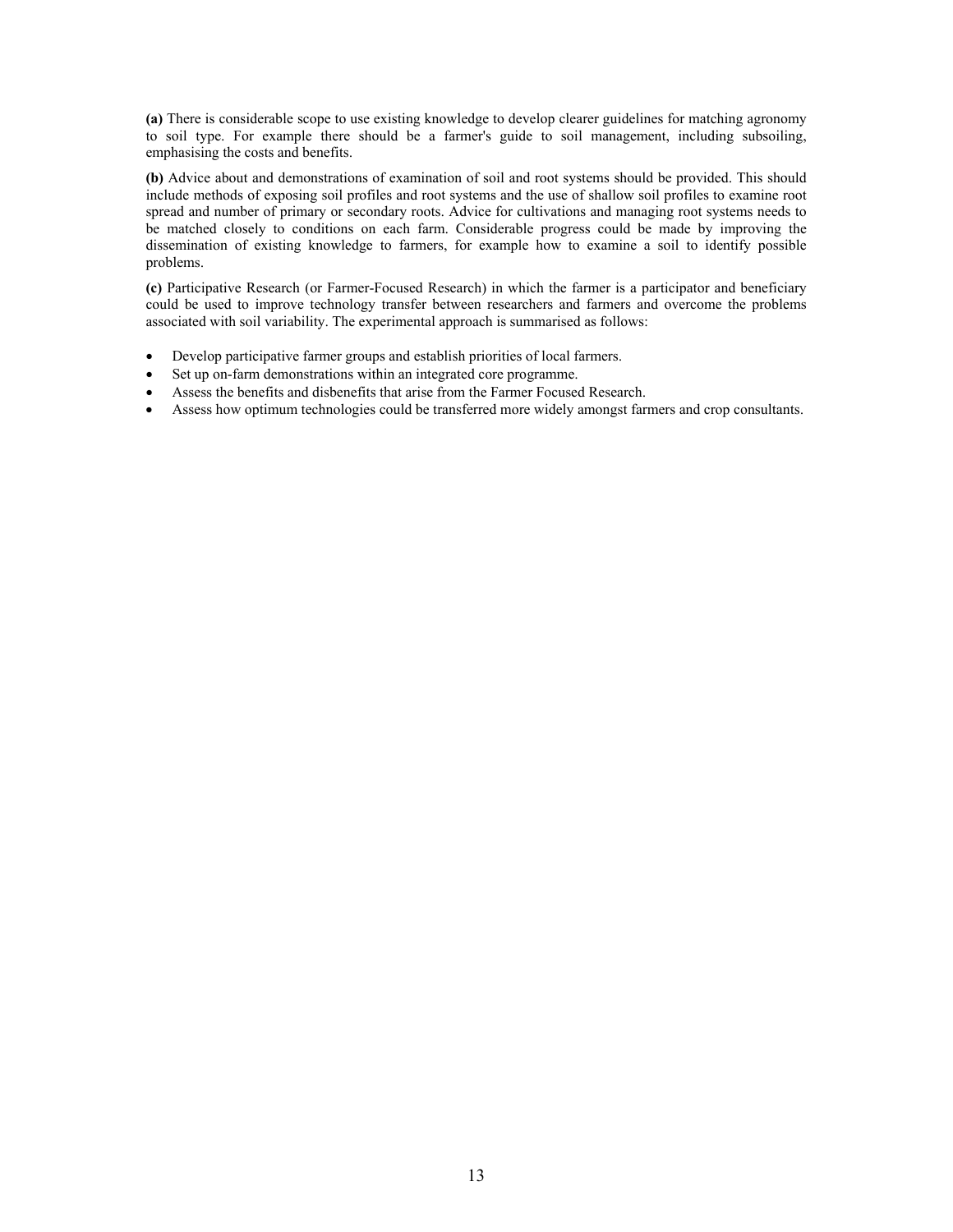**(a)** There is considerable scope to use existing knowledge to develop clearer guidelines for matching agronomy to soil type. For example there should be a farmer's guide to soil management, including subsoiling, emphasising the costs and benefits.

**(b)** Advice about and demonstrations of examination of soil and root systems should be provided. This should include methods of exposing soil profiles and root systems and the use of shallow soil profiles to examine root spread and number of primary or secondary roots. Advice for cultivations and managing root systems needs to be matched closely to conditions on each farm. Considerable progress could be made by improving the dissemination of existing knowledge to farmers, for example how to examine a soil to identify possible problems.

**(c)** Participative Research (or Farmer-Focused Research) in which the farmer is a participator and beneficiary could be used to improve technology transfer between researchers and farmers and overcome the problems associated with soil variability. The experimental approach is summarised as follows:

- Develop participative farmer groups and establish priorities of local farmers.
- Set up on-farm demonstrations within an integrated core programme.
- Assess the benefits and disbenefits that arise from the Farmer Focused Research.
- Assess how optimum technologies could be transferred more widely amongst farmers and crop consultants.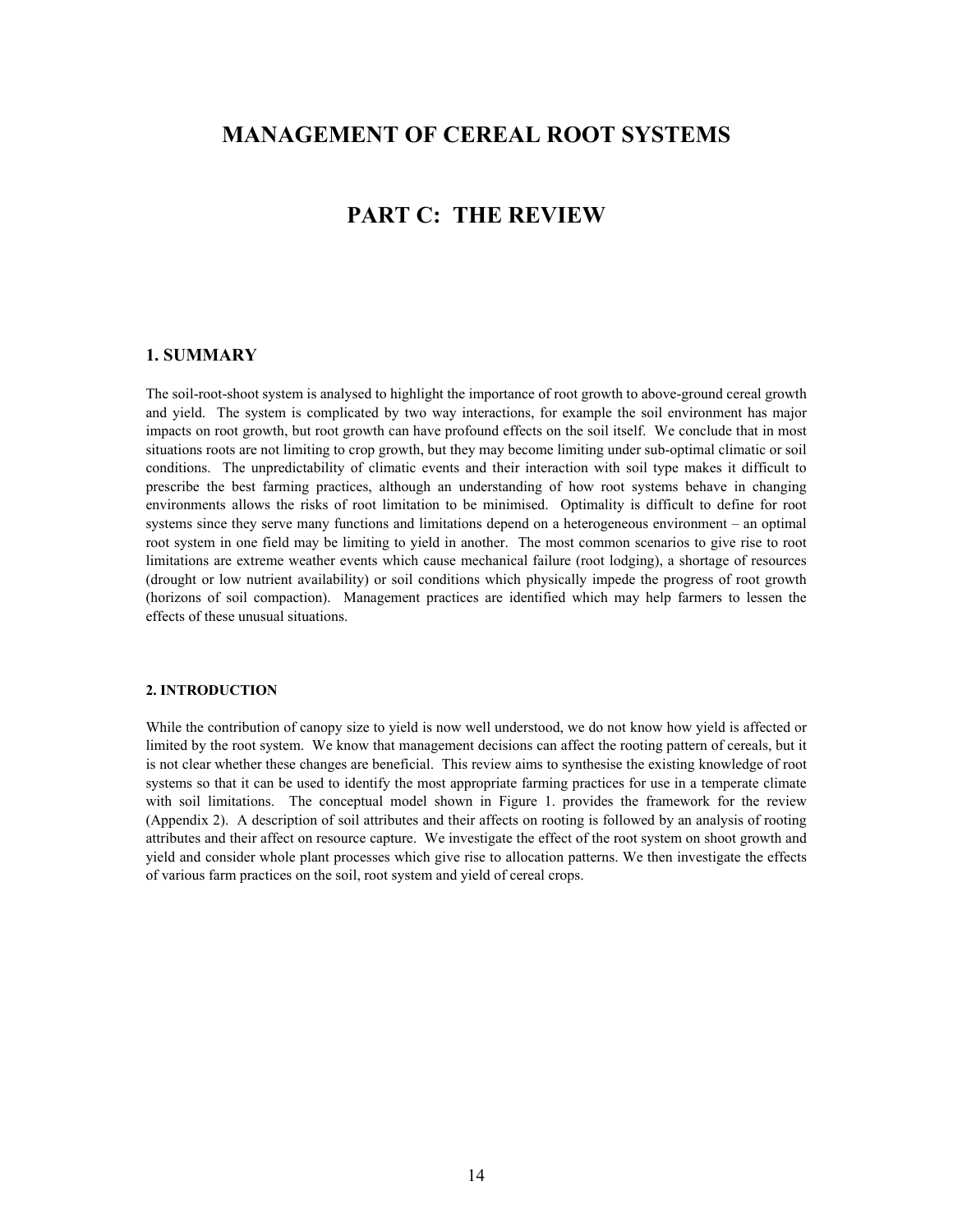# MANAGEMENT OF CEREAL ROOT SYSTEMS

# PART C: THE REVIEW

## 1. SUMMARY

The soil-root-shoot system is analysed to highlight the importance of root growth to above-ground cereal growth and yield. The system is complicated by two way interactions, for example the soil environment has major impacts on root growth, but root growth can have profound effects on the soil itself. We conclude that in most situations roots are not limiting to crop growth, but they may become limiting under sub-optimal climatic or soil conditions. The unpredictability of climatic events and their interaction with soil type makes it difficult to prescribe the best farming practices, although an understanding of how root systems behave in changing environments allows the risks of root limitation to be minimised. Optimality is difficult to define for root systems since they serve many functions and limitations depend on a heterogeneous environment – an optimal root system in one field may be limiting to yield in another. The most common scenarios to give rise to root limitations are extreme weather events which cause mechanical failure (root lodging), a shortage of resources (drought or low nutrient availability) or soil conditions which physically impede the progress of root growth (horizons of soil compaction). Management practices are identified which may help farmers to lessen the effects of these unusual situations.

### 2. INTRODUCTION

While the contribution of canopy size to yield is now well understood, we do not know how yield is affected or limited by the root system. We know that management decisions can affect the rooting pattern of cereals, but it is not clear whether these changes are beneficial. This review aims to synthesise the existing knowledge of root systems so that it can be used to identify the most appropriate farming practices for use in a temperate climate with soil limitations. The conceptual model shown in Figure 1. provides the framework for the review (Appendix 2). A description of soil attributes and their affects on rooting is followed by an analysis of rooting attributes and their affect on resource capture. We investigate the effect of the root system on shoot growth and yield and consider whole plant processes which give rise to allocation patterns. We then investigate the effects of various farm practices on the soil, root system and yield of cereal crops.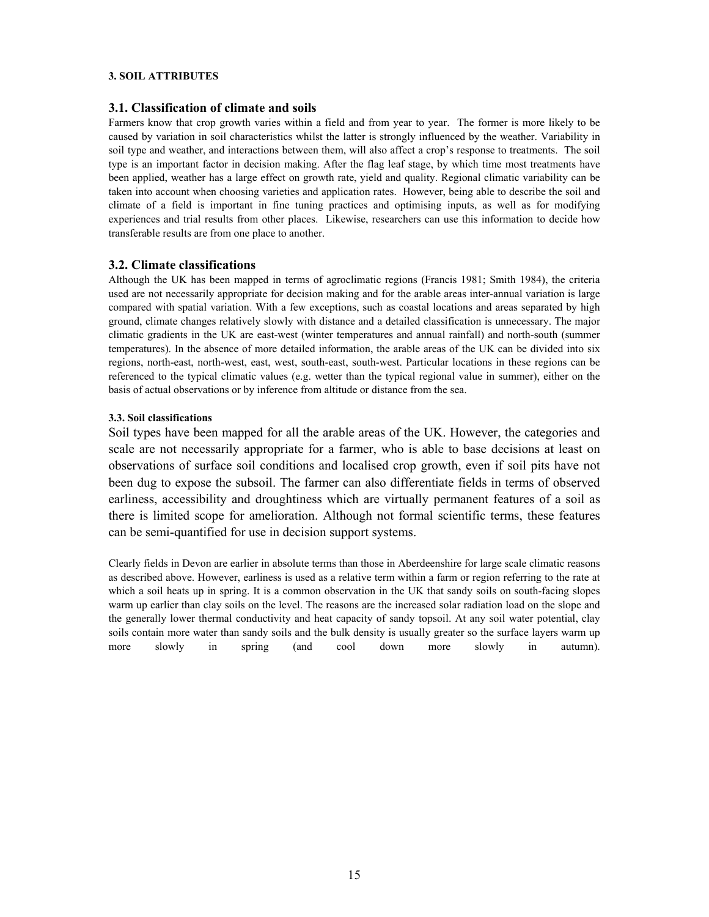## 3. SOIL ATTRIBUTES

### 3.1. Classification of climate and soils

Farmers know that crop growth varies within a field and from year to year. The former is more likely to be caused by variation in soil characteristics whilst the latter is strongly influenced by the weather. Variability in soil type and weather, and interactions between them, will also affect a crop's response to treatments. The soil type is an important factor in decision making. After the flag leaf stage, by which time most treatments have been applied, weather has a large effect on growth rate, yield and quality. Regional climatic variability can be taken into account when choosing varieties and application rates. However, being able to describe the soil and climate of a field is important in fine tuning practices and optimising inputs, as well as for modifying experiences and trial results from other places. Likewise, researchers can use this information to decide how transferable results are from one place to another.

### 3.2. Climate classifications

Although the UK has been mapped in terms of agroclimatic regions (Francis 1981; Smith 1984), the criteria used are not necessarily appropriate for decision making and for the arable areas inter-annual variation is large compared with spatial variation. With a few exceptions, such as coastal locations and areas separated by high ground, climate changes relatively slowly with distance and a detailed classification is unnecessary. The major climatic gradients in the UK are east-west (winter temperatures and annual rainfall) and north-south (summer temperatures). In the absence of more detailed information, the arable areas of the UK can be divided into six regions, north-east, north-west, east, west, south-east, south-west. Particular locations in these regions can be referenced to the typical climatic values (e.g. wetter than the typical regional value in summer), either on the basis of actual observations or by inference from altitude or distance from the sea.

### 3.3. Soil classifications

Soil types have been mapped for all the arable areas of the UK. However, the categories and scale are not necessarily appropriate for a farmer, who is able to base decisions at least on observations of surface soil conditions and localised crop growth, even if soil pits have not been dug to expose the subsoil. The farmer can also differentiate fields in terms of observed earliness, accessibility and droughtiness which are virtually permanent features of a soil as there is limited scope for amelioration. Although not formal scientific terms, these features can be semi-quantified for use in decision support systems.

Clearly fields in Devon are earlier in absolute terms than those in Aberdeenshire for large scale climatic reasons as described above. However, earliness is used as a relative term within a farm or region referring to the rate at which a soil heats up in spring. It is a common observation in the UK that sandy soils on south-facing slopes warm up earlier than clay soils on the level. The reasons are the increased solar radiation load on the slope and the generally lower thermal conductivity and heat capacity of sandy topsoil. At any soil water potential, clay soils contain more water than sandy soils and the bulk density is usually greater so the surface layers warm up more slowly in spring (and cool down more slowly in autumn).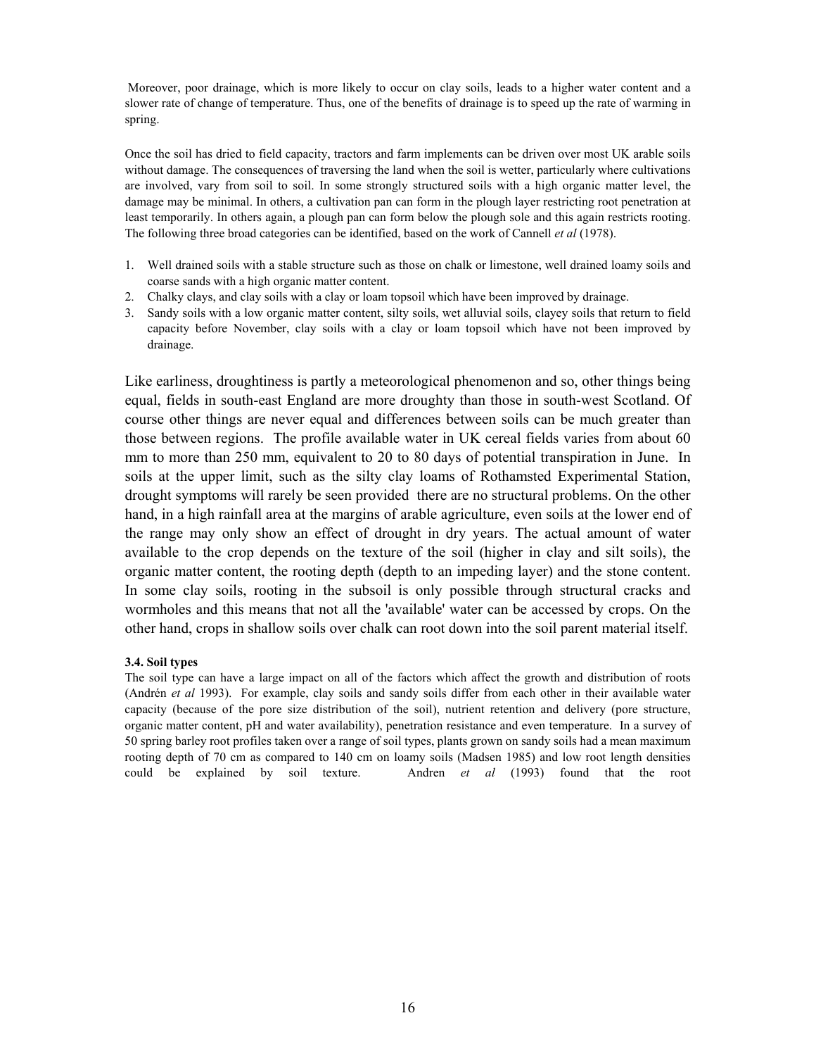Moreover, poor drainage, which is more likely to occur on clay soils, leads to a higher water content and a slower rate of change of temperature. Thus, one of the benefits of drainage is to speed up the rate of warming in spring.

Once the soil has dried to field capacity, tractors and farm implements can be driven over most UK arable soils without damage. The consequences of traversing the land when the soil is wetter, particularly where cultivations are involved, vary from soil to soil. In some strongly structured soils with a high organic matter level, the damage may be minimal. In others, a cultivation pan can form in the plough layer restricting root penetration at least temporarily. In others again, a plough pan can form below the plough sole and this again restricts rooting. The following three broad categories can be identified, based on the work of Cannell *et al* (1978).

1. Well drained soils with a stable structure such as those on chalk or limestone, well drained loamy soils and coarse sands with a high organic matter content.
2. Chalky clays, and clay soils with a clay or loam topsoil which have been improved by drainage.
3. Sandy soils with a low organic matter content, silty soils, wet alluvial soils, clayey soils that return to field capacity before November, clay soils with a clay or loam topsoil which have not been improved by drainage.

Like earliness, droughtiness is partly a meteorological phenomenon and so, other things being equal, fields in south-east England are more droughty than those in south-west Scotland. Of course other things are never equal and differences between soils can be much greater than those between regions. The profile available water in UK cereal fields varies from about 60 mm to more than 250 mm, equivalent to 20 to 80 days of potential transpiration in June. In soils at the upper limit, such as the silty clay loams of Rothamsted Experimental Station, drought symptoms will rarely be seen provided there are no structural problems. On the other hand, in a high rainfall area at the margins of arable agriculture, even soils at the lower end of the range may only show an effect of drought in dry years. The actual amount of water available to the crop depends on the texture of the soil (higher in clay and silt soils), the organic matter content, the rooting depth (depth to an impeding layer) and the stone content. In some clay soils, rooting in the subsoil is only possible through structural cracks and wormholes and this means that not all the 'available' water can be accessed by crops. On the other hand, crops in shallow soils over chalk can root down into the soil parent material itself.

**3.4. Soil types**

The soil type can have a large impact on all of the factors which affect the growth and distribution of roots (Andrén *et al* 1993). For example, clay soils and sandy soils differ from each other in their available water capacity (because of the pore size distribution of the soil), nutrient retention and delivery (pore structure, organic matter content, pH and water availability), penetration resistance and even temperature. In a survey of 50 spring barley root profiles taken over a range of soil types, plants grown on sandy soils had a mean maximum rooting depth of 70 cm as compared to 140 cm on loamy soils (Madsen 1985) and low root length densities could be explained by soil texture. Andren *et al* (1993) found that the root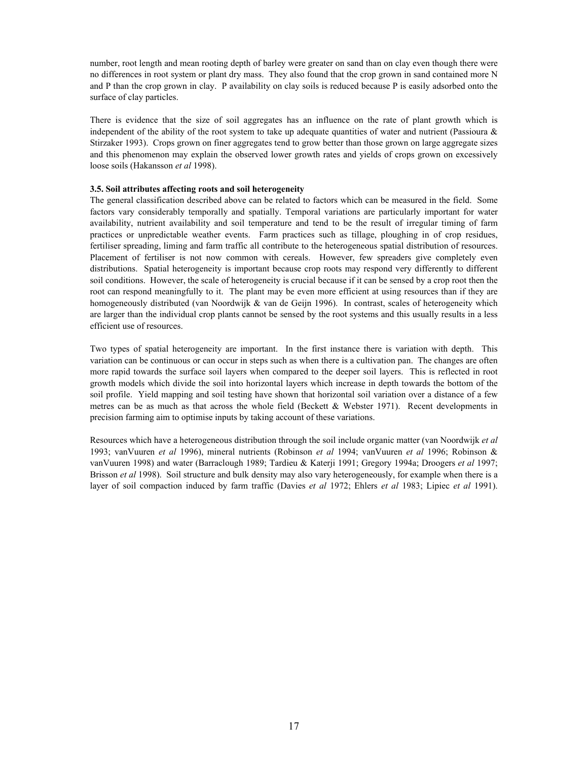number, root length and mean rooting depth of barley were greater on sand than on clay even though there were no differences in root system or plant dry mass. They also found that the crop grown in sand contained more N and P than the crop grown in clay. P availability on clay soils is reduced because P is easily adsorbed onto the surface of clay particles.

There is evidence that the size of soil aggregates has an influence on the rate of plant growth which is independent of the ability of the root system to take up adequate quantities of water and nutrient (Passioura & Stirzaker 1993). Crops grown on finer aggregates tend to grow better than those grown on large aggregate sizes and this phenomenon may explain the observed lower growth rates and yields of crops grown on excessively loose soils (Hakansson *et al* 1998).

### 3.5. Soil attributes affecting roots and soil heterogeneity

The general classification described above can be related to factors which can be measured in the field. Some factors vary considerably temporally and spatially. Temporal variations are particularly important for water availability, nutrient availability and soil temperature and tend to be the result of irregular timing of farm practices or unpredictable weather events. Farm practices such as tillage, ploughing in of crop residues, fertiliser spreading, liming and farm traffic all contribute to the heterogeneous spatial distribution of resources. Placement of fertiliser is not now common with cereals. However, few spreaders give completely even distributions. Spatial heterogeneity is important because crop roots may respond very differently to different soil conditions. However, the scale of heterogeneity is crucial because if it can be sensed by a crop root then the root can respond meaningfully to it. The plant may be even more efficient at using resources than if they are homogeneously distributed (van Noordwijk & van de Geijn 1996). In contrast, scales of heterogeneity which are larger than the individual crop plants cannot be sensed by the root systems and this usually results in a less efficient use of resources.

Two types of spatial heterogeneity are important. In the first instance there is variation with depth. This variation can be continuous or can occur in steps such as when there is a cultivation pan. The changes are often more rapid towards the surface soil layers when compared to the deeper soil layers. This is reflected in root growth models which divide the soil into horizontal layers which increase in depth towards the bottom of the soil profile. Yield mapping and soil testing have shown that horizontal soil variation over a distance of a few metres can be as much as that across the whole field (Beckett & Webster 1971). Recent developments in precision farming aim to optimise inputs by taking account of these variations.

Resources which have a heterogeneous distribution through the soil include organic matter (van Noordwijk *et al* 1993; vanVuuren *et al* 1996), mineral nutrients (Robinson *et al* 1994; vanVuuren *et al* 1996; Robinson & vanVuuren 1998) and water (Barraclough 1989; Tardieu & Katerji 1991; Gregory 1994a; Droogers *et al* 1997; Brisson *et al* 1998). Soil structure and bulk density may also vary heterogeneously, for example when there is a layer of soil compaction induced by farm traffic (Davies *et al* 1972; Ehlers *et al* 1983; Lipiec *et al* 1991).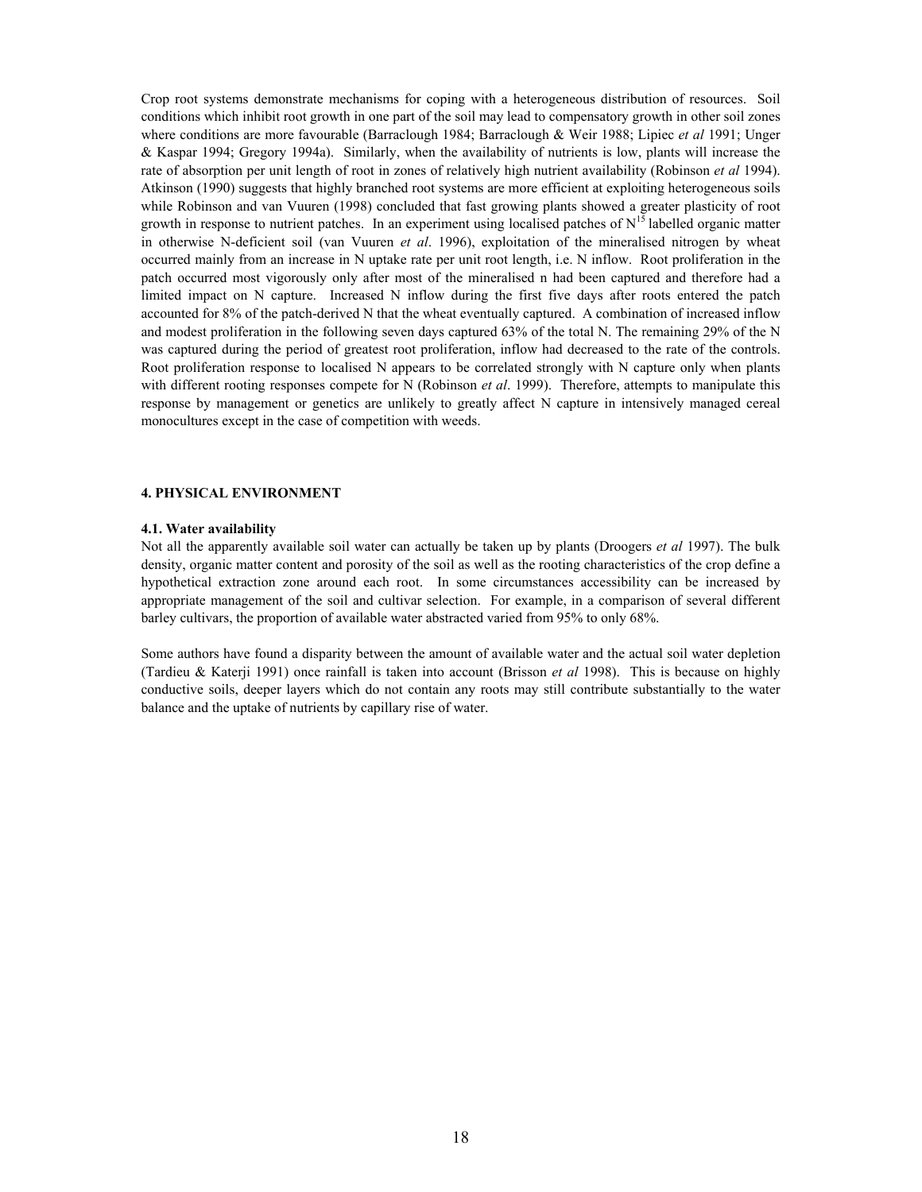Crop root systems demonstrate mechanisms for coping with a heterogeneous distribution of resources. Soil conditions which inhibit root growth in one part of the soil may lead to compensatory growth in other soil zones where conditions are more favourable (Barraclough 1984; Barraclough & Weir 1988; Lipiec *et al* 1991; Unger & Kaspar 1994; Gregory 1994a). Similarly, when the availability of nutrients is low, plants will increase the rate of absorption per unit length of root in zones of relatively high nutrient availability (Robinson *et al* 1994). Atkinson (1990) suggests that highly branched root systems are more efficient at exploiting heterogeneous soils while Robinson and van Vuuren (1998) concluded that fast growing plants showed a greater plasticity of root growth in response to nutrient patches. In an experiment using localised patches of $N^{15}$ labelled organic matter in otherwise N-deficient soil (van Vuuren *et al*. 1996), exploitation of the mineralised nitrogen by wheat occurred mainly from an increase in N uptake rate per unit root length, i.e. N inflow. Root proliferation in the patch occurred most vigorously only after most of the mineralised n had been captured and therefore had a limited impact on N capture. Increased N inflow during the first five days after roots entered the patch accounted for 8% of the patch-derived N that the wheat eventually captured. A combination of increased inflow and modest proliferation in the following seven days captured 63% of the total N. The remaining 29% of the N was captured during the period of greatest root proliferation, inflow had decreased to the rate of the controls. Root proliferation response to localised N appears to be correlated strongly with N capture only when plants with different rooting responses compete for N (Robinson *et al*. 1999). Therefore, attempts to manipulate this response by management or genetics are unlikely to greatly affect N capture in intensively managed cereal monocultures except in the case of competition with weeds.

## 4. PHYSICAL ENVIRONMENT

### 4.1. Water availability

Not all the apparently available soil water can actually be taken up by plants (Droogers *et al* 1997). The bulk density, organic matter content and porosity of the soil as well as the rooting characteristics of the crop define a hypothetical extraction zone around each root. In some circumstances accessibility can be increased by appropriate management of the soil and cultivar selection. For example, in a comparison of several different barley cultivars, the proportion of available water abstracted varied from 95% to only 68%.

Some authors have found a disparity between the amount of available water and the actual soil water depletion (Tardieu & Katerji 1991) once rainfall is taken into account (Brisson *et al* 1998). This is because on highly conductive soils, deeper layers which do not contain any roots may still contribute substantially to the water balance and the uptake of nutrients by capillary rise of water.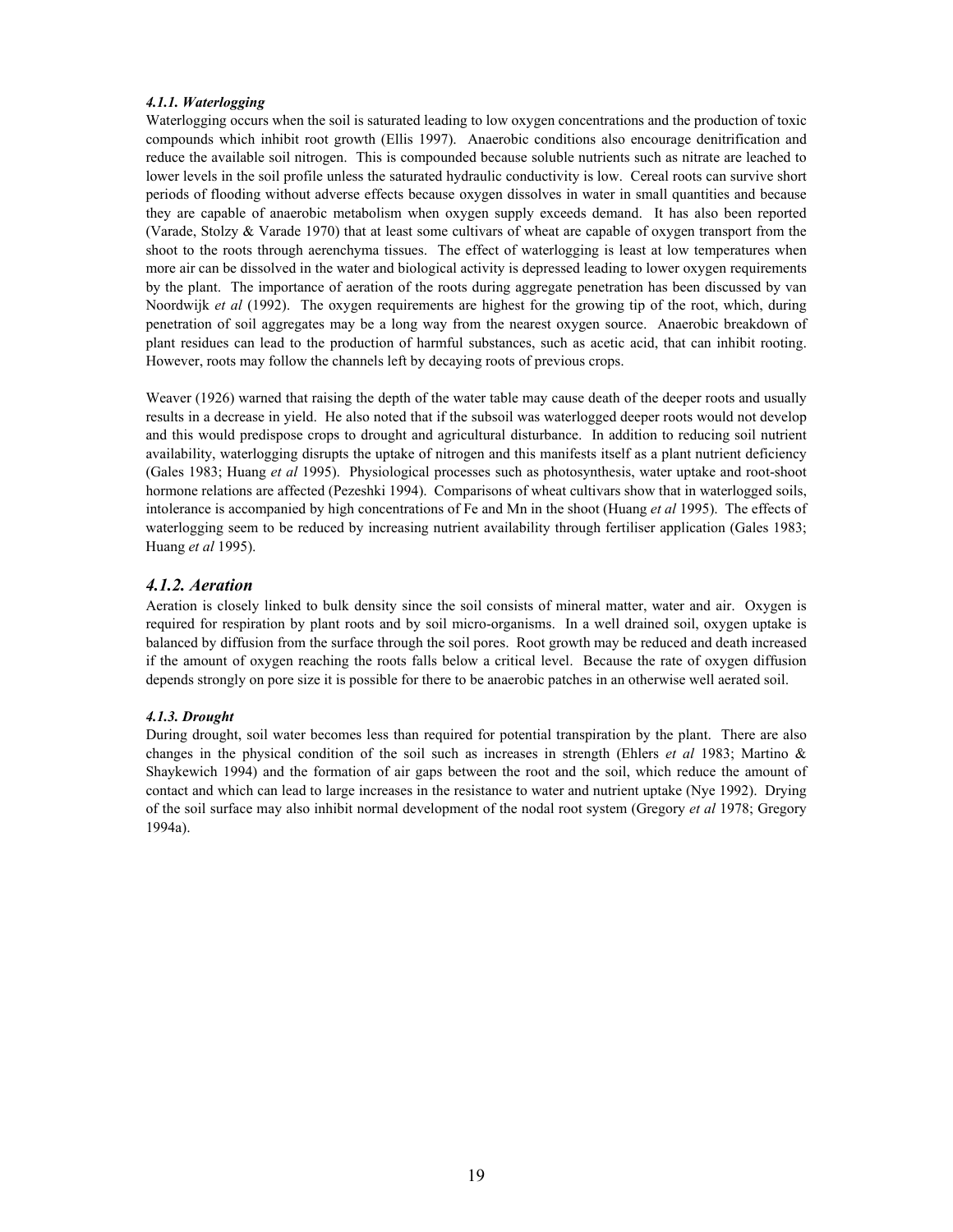#### *4.1.1. Waterlogging*

Waterlogging occurs when the soil is saturated leading to low oxygen concentrations and the production of toxic compounds which inhibit root growth (Ellis 1997). Anaerobic conditions also encourage denitrification and reduce the available soil nitrogen. This is compounded because soluble nutrients such as nitrate are leached to lower levels in the soil profile unless the saturated hydraulic conductivity is low. Cereal roots can survive short periods of flooding without adverse effects because oxygen dissolves in water in small quantities and because they are capable of anaerobic metabolism when oxygen supply exceeds demand. It has also been reported (Varade, Stolzy & Varade 1970) that at least some cultivars of wheat are capable of oxygen transport from the shoot to the roots through aerenchyma tissues. The effect of waterlogging is least at low temperatures when more air can be dissolved in the water and biological activity is depressed leading to lower oxygen requirements by the plant. The importance of aeration of the roots during aggregate penetration has been discussed by van Noordwijk *et al* (1992). The oxygen requirements are highest for the growing tip of the root, which, during penetration of soil aggregates may be a long way from the nearest oxygen source. Anaerobic breakdown of plant residues can lead to the production of harmful substances, such as acetic acid, that can inhibit rooting. However, roots may follow the channels left by decaying roots of previous crops.

Weaver (1926) warned that raising the depth of the water table may cause death of the deeper roots and usually results in a decrease in yield. He also noted that if the subsoil was waterlogged deeper roots would not develop and this would predispose crops to drought and agricultural disturbance. In addition to reducing soil nutrient availability, waterlogging disrupts the uptake of nitrogen and this manifests itself as a plant nutrient deficiency (Gales 1983; Huang *et al* 1995). Physiological processes such as photosynthesis, water uptake and root-shoot hormone relations are affected (Pezeshki 1994). Comparisons of wheat cultivars show that in waterlogged soils, intolerance is accompanied by high concentrations of Fe and Mn in the shoot (Huang *et al* 1995). The effects of waterlogging seem to be reduced by increasing nutrient availability through fertiliser application (Gales 1983; Huang *et al* 1995).

### *4.1.2. Aeration*

Aeration is closely linked to bulk density since the soil consists of mineral matter, water and air. Oxygen is required for respiration by plant roots and by soil micro-organisms. In a well drained soil, oxygen uptake is balanced by diffusion from the surface through the soil pores. Root growth may be reduced and death increased if the amount of oxygen reaching the roots falls below a critical level. Because the rate of oxygen diffusion depends strongly on pore size it is possible for there to be anaerobic patches in an otherwise well aerated soil.

#### *4.1.3. Drought*

During drought, soil water becomes less than required for potential transpiration by the plant. There are also changes in the physical condition of the soil such as increases in strength (Ehlers *et al* 1983; Martino & Shaykewich 1994) and the formation of air gaps between the root and the soil, which reduce the amount of contact and which can lead to large increases in the resistance to water and nutrient uptake (Nye 1992). Drying of the soil surface may also inhibit normal development of the nodal root system (Gregory *et al* 1978; Gregory 1994a).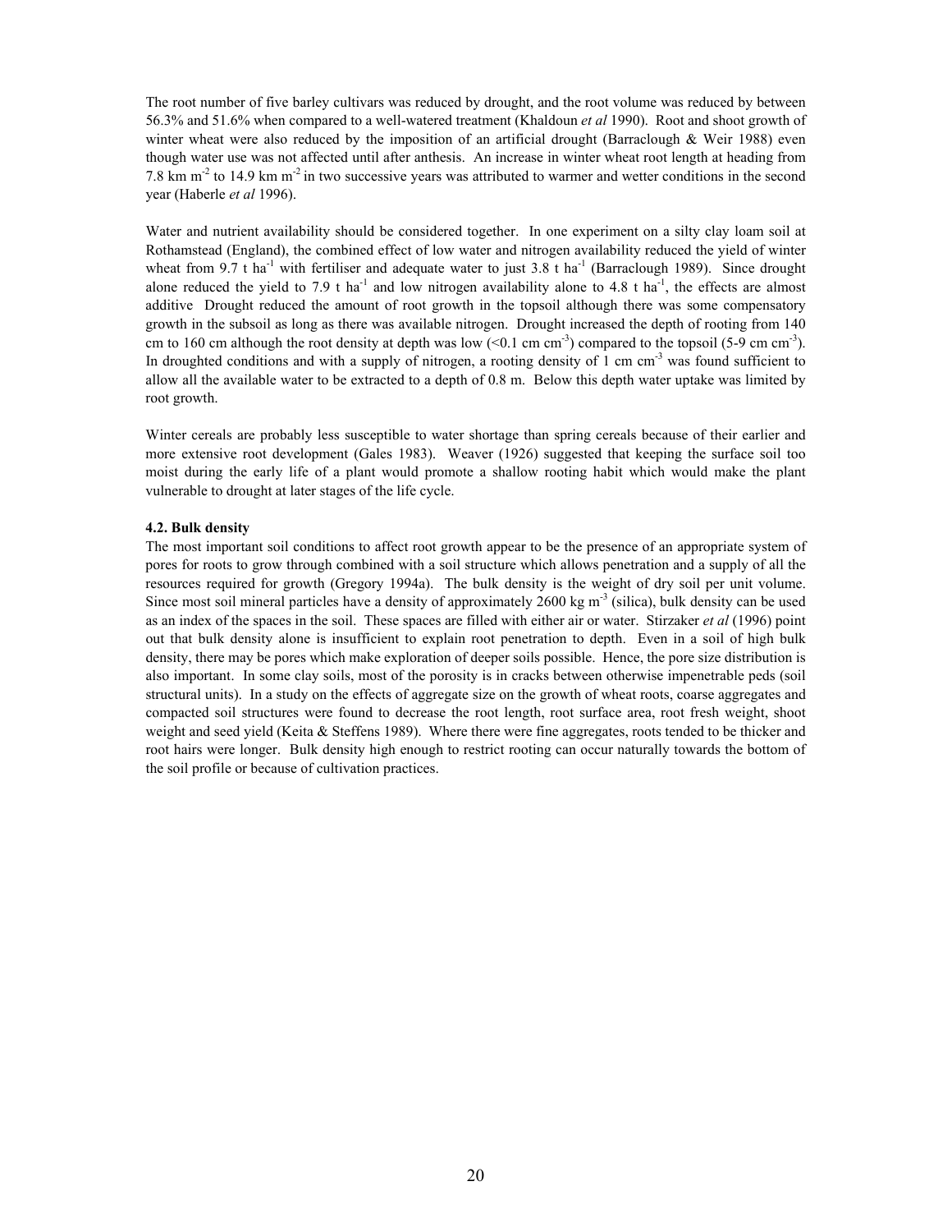The root number of five barley cultivars was reduced by drought, and the root volume was reduced by between 56.3% and 51.6% when compared to a well-watered treatment (Khaldoun *et al* 1990). Root and shoot growth of winter wheat were also reduced by the imposition of an artificial drought (Barraclough & Weir 1988) even though water use was not affected until after anthesis. An increase in winter wheat root length at heading from 7.8 km $m^{-2}$ to 14.9 km $m^{-2}$ in two successive years was attributed to warmer and wetter conditions in the second year (Haberle *et al* 1996).

Water and nutrient availability should be considered together. In one experiment on a silty clay loam soil at Rothamstead (England), the combined effect of low water and nitrogen availability reduced the yield of winter wheat from 9.7 t $ha^{-1}$ with fertiliser and adequate water to just 3.8 t $ha^{-1}$ (Barraclough 1989). Since drought alone reduced the yield to 7.9 t $ha^{-1}$ and low nitrogen availability alone to 4.8 t $ha^{-1}$, the effects are almost additive Drought reduced the amount of root growth in the topsoil although there was some compensatory growth in the subsoil as long as there was available nitrogen. Drought increased the depth of rooting from 140 cm to 160 cm although the root density at depth was low (<0.1 cm $cm^{-3}$) compared to the topsoil (5-9 cm $cm^{-3}$). In droughted conditions and with a supply of nitrogen, a rooting density of 1 cm $cm^{-3}$ was found sufficient to allow all the available water to be extracted to a depth of 0.8 m. Below this depth water uptake was limited by root growth.

Winter cereals are probably less susceptible to water shortage than spring cereals because of their earlier and more extensive root development (Gales 1983). Weaver (1926) suggested that keeping the surface soil too moist during the early life of a plant would promote a shallow rooting habit which would make the plant vulnerable to drought at later stages of the life cycle.

#### 4.2. Bulk density

The most important soil conditions to affect root growth appear to be the presence of an appropriate system of pores for roots to grow through combined with a soil structure which allows penetration and a supply of all the resources required for growth (Gregory 1994a). The bulk density is the weight of dry soil per unit volume. Since most soil mineral particles have a density of approximately 2600 kg $m^{-3}$ (silica), bulk density can be used as an index of the spaces in the soil. These spaces are filled with either air or water. Stirzaker *et al* (1996) point out that bulk density alone is insufficient to explain root penetration to depth. Even in a soil of high bulk density, there may be pores which make exploration of deeper soils possible. Hence, the pore size distribution is also important. In some clay soils, most of the porosity is in cracks between otherwise impenetrable peds (soil structural units). In a study on the effects of aggregate size on the growth of wheat roots, coarse aggregates and compacted soil structures were found to decrease the root length, root surface area, root fresh weight, shoot weight and seed yield (Keita & Steffens 1989). Where there were fine aggregates, roots tended to be thicker and root hairs were longer. Bulk density high enough to restrict rooting can occur naturally towards the bottom of the soil profile or because of cultivation practices.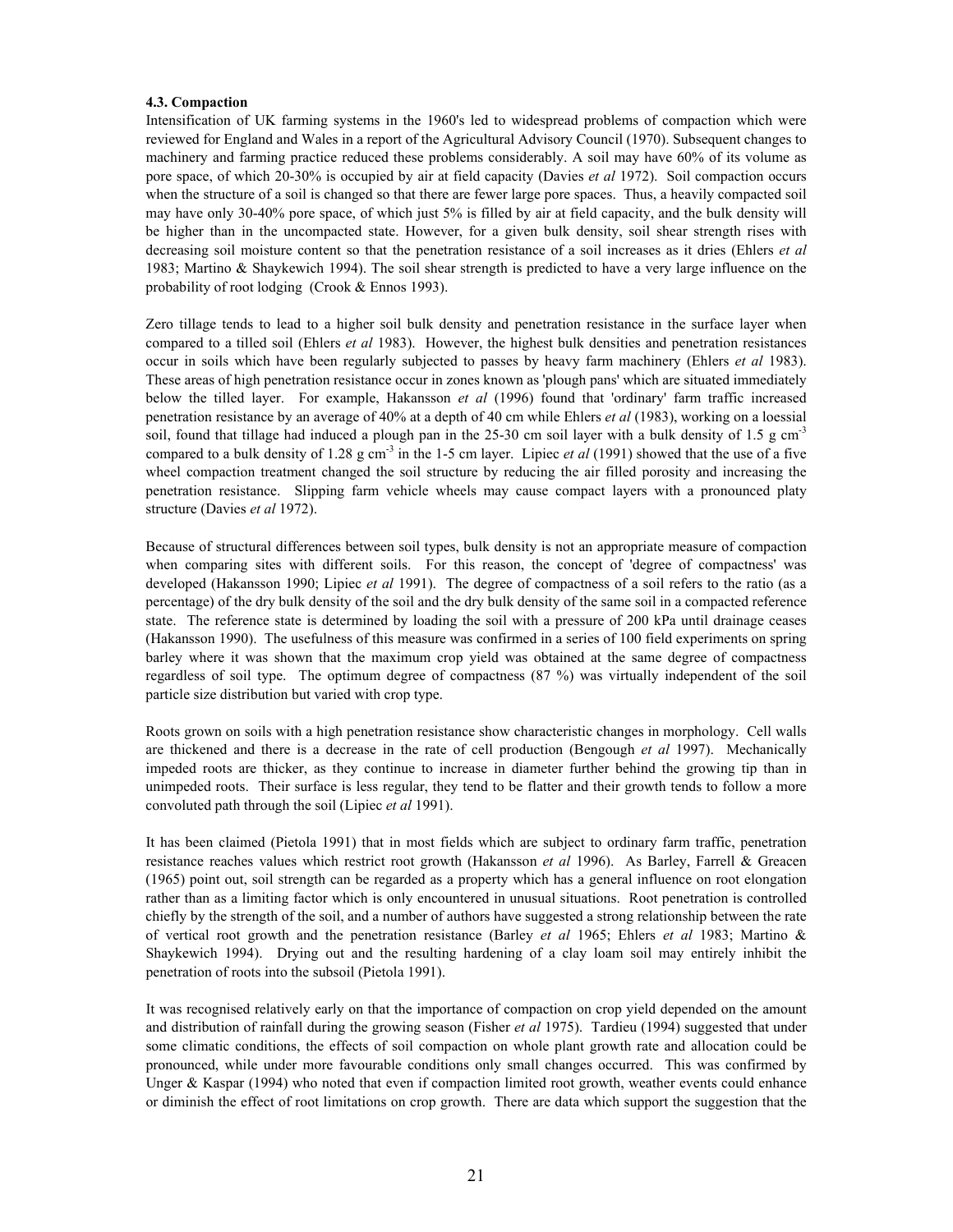**4.3. Compaction**

Intensification of UK farming systems in the 1960's led to widespread problems of compaction which were reviewed for England and Wales in a report of the Agricultural Advisory Council (1970). Subsequent changes to machinery and farming practice reduced these problems considerably. A soil may have 60% of its volume as pore space, of which 20-30% is occupied by air at field capacity (Davies *et al* 1972). Soil compaction occurs when the structure of a soil is changed so that there are fewer large pore spaces. Thus, a heavily compacted soil may have only 30-40% pore space, of which just 5% is filled by air at field capacity, and the bulk density will be higher than in the uncompacted state. However, for a given bulk density, soil shear strength rises with decreasing soil moisture content so that the penetration resistance of a soil increases as it dries (Ehlers *et al* 1983; Martino & Shaykewich 1994). The soil shear strength is predicted to have a very large influence on the probability of root lodging (Crook & Ennos 1993).

Zero tillage tends to lead to a higher soil bulk density and penetration resistance in the surface layer when compared to a tilled soil (Ehlers *et al* 1983). However, the highest bulk densities and penetration resistances occur in soils which have been regularly subjected to passes by heavy farm machinery (Ehlers *et al* 1983). These areas of high penetration resistance occur in zones known as 'plough pans' which are situated immediately below the tilled layer. For example, Hakansson *et al* (1996) found that 'ordinary' farm traffic increased penetration resistance by an average of 40% at a depth of 40 cm while Ehlers *et al* (1983), working on a loessial soil, found that tillage had induced a plough pan in the 25-30 cm soil layer with a bulk density of 1.5 g cm$^{-3}$ compared to a bulk density of 1.28 g cm$^{-3}$ in the 1-5 cm layer. Lipiec *et al* (1991) showed that the use of a five wheel compaction treatment changed the soil structure by reducing the air filled porosity and increasing the penetration resistance. Slipping farm vehicle wheels may cause compact layers with a pronounced platy structure (Davies *et al* 1972).

Because of structural differences between soil types, bulk density is not an appropriate measure of compaction when comparing sites with different soils. For this reason, the concept of 'degree of compactness' was developed (Hakansson 1990; Lipiec *et al* 1991). The degree of compactness of a soil refers to the ratio (as a percentage) of the dry bulk density of the soil and the dry bulk density of the same soil in a compacted reference state. The reference state is determined by loading the soil with a pressure of 200 kPa until drainage ceases (Hakansson 1990). The usefulness of this measure was confirmed in a series of 100 field experiments on spring barley where it was shown that the maximum crop yield was obtained at the same degree of compactness regardless of soil type. The optimum degree of compactness (87 %) was virtually independent of the soil particle size distribution but varied with crop type.

Roots grown on soils with a high penetration resistance show characteristic changes in morphology. Cell walls are thickened and there is a decrease in the rate of cell production (Bengough *et al* 1997). Mechanically impeded roots are thicker, as they continue to increase in diameter further behind the growing tip than in unimpeded roots. Their surface is less regular, they tend to be flatter and their growth tends to follow a more convoluted path through the soil (Lipiec *et al* 1991).

It has been claimed (Pietola 1991) that in most fields which are subject to ordinary farm traffic, penetration resistance reaches values which restrict root growth (Hakansson *et al* 1996). As Barley, Farrell & Greacen (1965) point out, soil strength can be regarded as a property which has a general influence on root elongation rather than as a limiting factor which is only encountered in unusual situations. Root penetration is controlled chiefly by the strength of the soil, and a number of authors have suggested a strong relationship between the rate of vertical root growth and the penetration resistance (Barley *et al* 1965; Ehlers *et al* 1983; Martino & Shaykewich 1994). Drying out and the resulting hardening of a clay loam soil may entirely inhibit the penetration of roots into the subsoil (Pietola 1991).

It was recognised relatively early on that the importance of compaction on crop yield depended on the amount and distribution of rainfall during the growing season (Fisher *et al* 1975). Tardieu (1994) suggested that under some climatic conditions, the effects of soil compaction on whole plant growth rate and allocation could be pronounced, while under more favourable conditions only small changes occurred. This was confirmed by Unger & Kaspar (1994) who noted that even if compaction limited root growth, weather events could enhance or diminish the effect of root limitations on crop growth. There are data which support the suggestion that the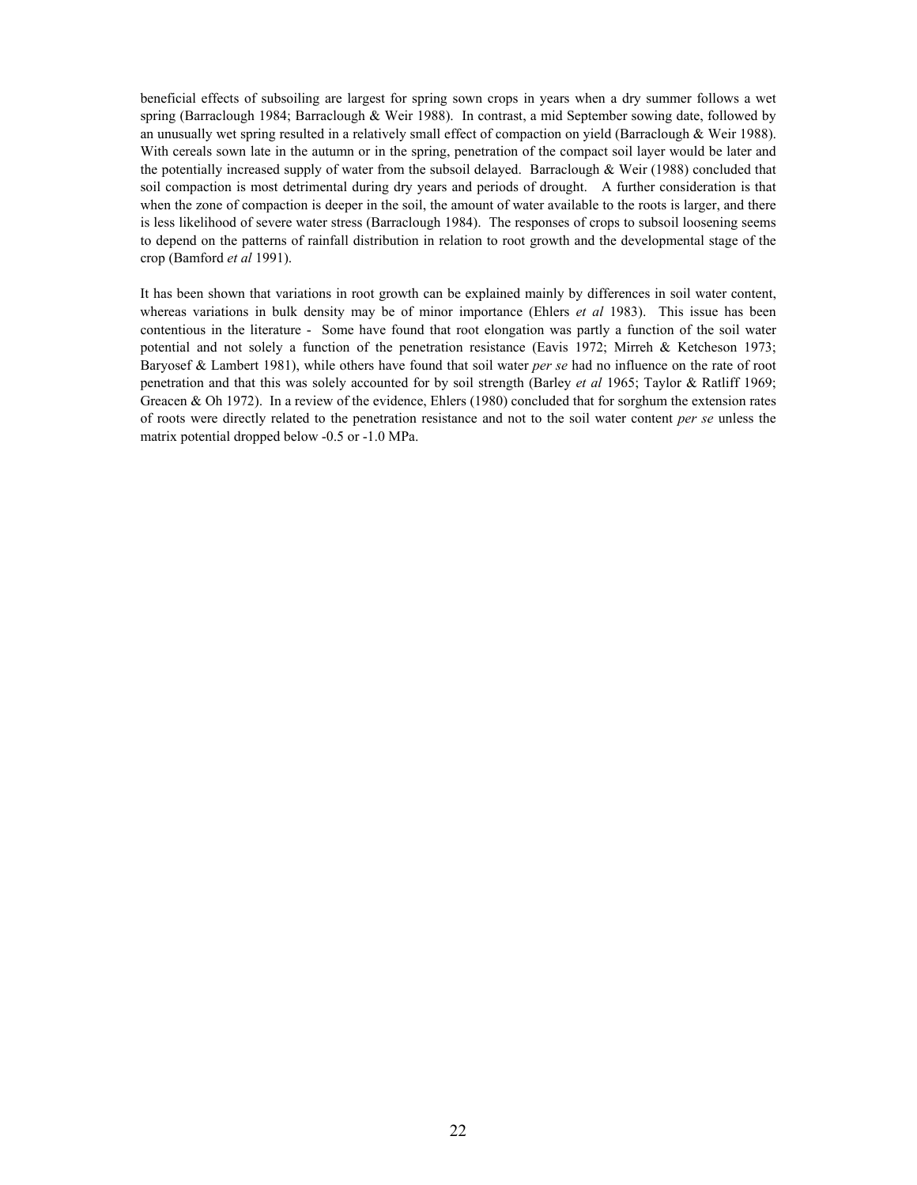beneficial effects of subsoiling are largest for spring sown crops in years when a dry summer follows a wet spring (Barraclough 1984; Barraclough & Weir 1988). In contrast, a mid September sowing date, followed by an unusually wet spring resulted in a relatively small effect of compaction on yield (Barraclough & Weir 1988). With cereals sown late in the autumn or in the spring, penetration of the compact soil layer would be later and the potentially increased supply of water from the subsoil delayed. Barraclough & Weir (1988) concluded that soil compaction is most detrimental during dry years and periods of drought. A further consideration is that when the zone of compaction is deeper in the soil, the amount of water available to the roots is larger, and there is less likelihood of severe water stress (Barraclough 1984). The responses of crops to subsoil loosening seems to depend on the patterns of rainfall distribution in relation to root growth and the developmental stage of the crop (Bamford *et al* 1991).

It has been shown that variations in root growth can be explained mainly by differences in soil water content, whereas variations in bulk density may be of minor importance (Ehlers *et al* 1983). This issue has been contentious in the literature - Some have found that root elongation was partly a function of the soil water potential and not solely a function of the penetration resistance (Eavis 1972; Mirreh & Ketcheson 1973; Baryosef & Lambert 1981), while others have found that soil water *per se* had no influence on the rate of root penetration and that this was solely accounted for by soil strength (Barley *et al* 1965; Taylor & Ratliff 1969; Greacen & Oh 1972). In a review of the evidence, Ehlers (1980) concluded that for sorghum the extension rates of roots were directly related to the penetration resistance and not to the soil water content *per se* unless the matrix potential dropped below -0.5 or -1.0 MPa.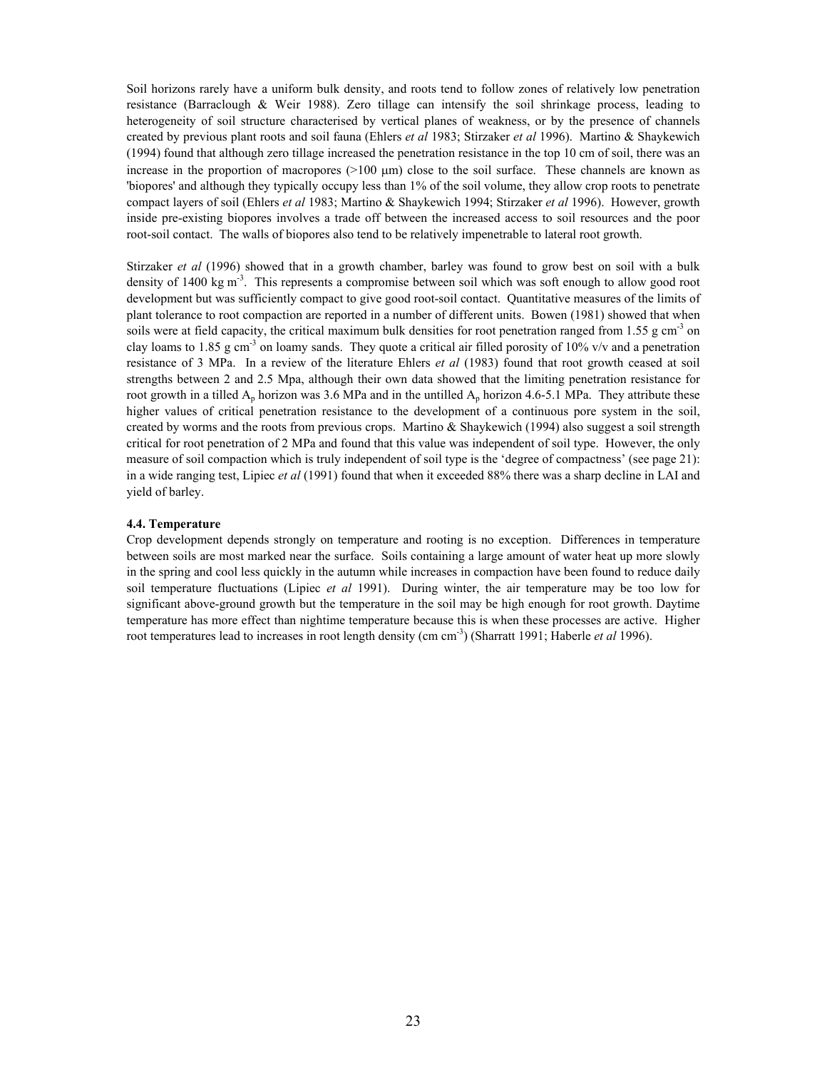Soil horizons rarely have a uniform bulk density, and roots tend to follow zones of relatively low penetration resistance (Barraclough & Weir 1988). Zero tillage can intensify the soil shrinkage process, leading to heterogeneity of soil structure characterised by vertical planes of weakness, or by the presence of channels created by previous plant roots and soil fauna (Ehlers *et al* 1983; Stirzaker *et al* 1996). Martino & Shaykewich (1994) found that although zero tillage increased the penetration resistance in the top 10 cm of soil, there was an increase in the proportion of macropores (>100 μm) close to the soil surface. These channels are known as 'biopores' and although they typically occupy less than 1% of the soil volume, they allow crop roots to penetrate compact layers of soil (Ehlers *et al* 1983; Martino & Shaykewich 1994; Stirzaker *et al* 1996). However, growth inside pre-existing biopores involves a trade off between the increased access to soil resources and the poor root-soil contact. The walls of biopores also tend to be relatively impenetrable to lateral root growth.

Stirzaker *et al* (1996) showed that in a growth chamber, barley was found to grow best on soil with a bulk density of 1400 kg $m^{-3}$. This represents a compromise between soil which was soft enough to allow good root development but was sufficiently compact to give good root-soil contact. Quantitative measures of the limits of plant tolerance to root compaction are reported in a number of different units. Bowen (1981) showed that when soils were at field capacity, the critical maximum bulk densities for root penetration ranged from 1.55 g $cm^{-3}$ on clay loams to 1.85 g $cm^{-3}$ on loamy sands. They quote a critical air filled porosity of 10% v/v and a penetration resistance of 3 MPa. In a review of the literature Ehlers *et al* (1983) found that root growth ceased at soil strengths between 2 and 2.5 Mpa, although their own data showed that the limiting penetration resistance for root growth in a tilled $A_p$ horizon was 3.6 MPa and in the untilled $A_p$ horizon 4.6-5.1 MPa. They attribute these higher values of critical penetration resistance to the development of a continuous pore system in the soil, created by worms and the roots from previous crops. Martino & Shaykewich (1994) also suggest a soil strength critical for root penetration of 2 MPa and found that this value was independent of soil type. However, the only measure of soil compaction which is truly independent of soil type is the 'degree of compactness' (see page 21): in a wide ranging test, Lipiec *et al* (1991) found that when it exceeded 88% there was a sharp decline in LAI and yield of barley.

### 4.4. Temperature

Crop development depends strongly on temperature and rooting is no exception. Differences in temperature between soils are most marked near the surface. Soils containing a large amount of water heat up more slowly in the spring and cool less quickly in the autumn while increases in compaction have been found to reduce daily soil temperature fluctuations (Lipiec *et al* 1991). During winter, the air temperature may be too low for significant above-ground growth but the temperature in the soil may be high enough for root growth. Daytime temperature has more effect than nightime temperature because this is when these processes are active. Higher root temperatures lead to increases in root length density (cm $cm^{-3}$) (Sharratt 1991; Haberle *et al* 1996).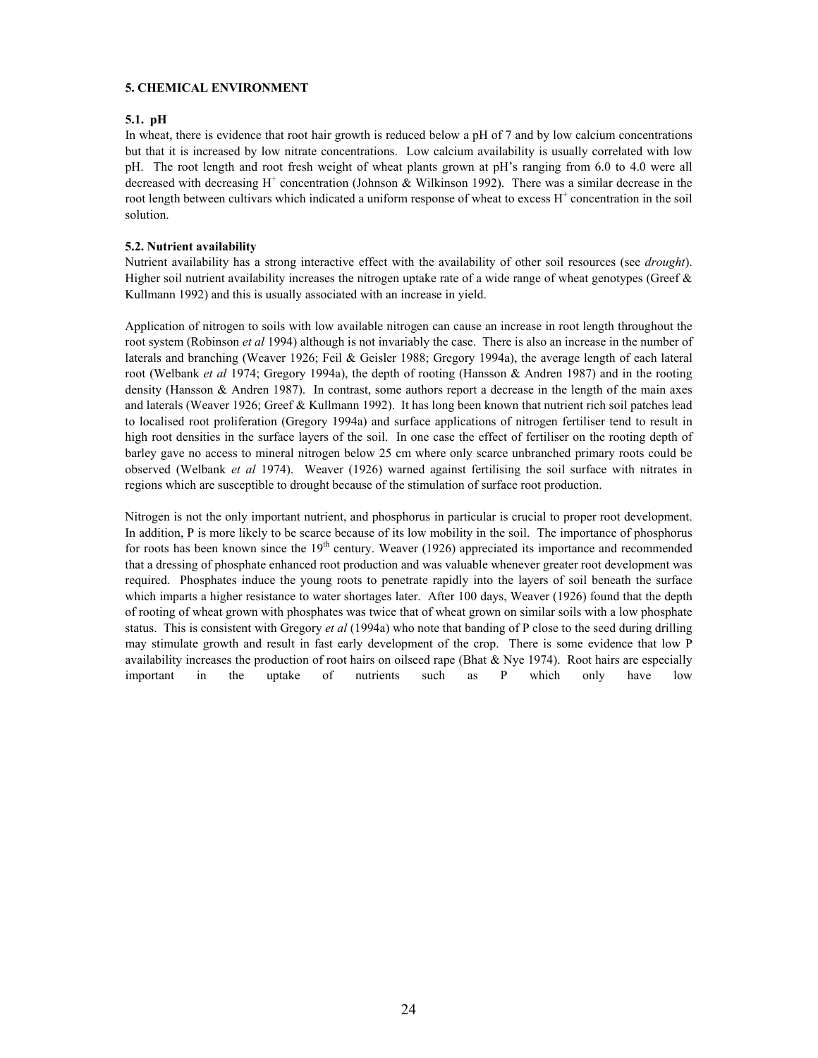## 5. CHEMICAL ENVIRONMENT

### 5.1. pH

In wheat, there is evidence that root hair growth is reduced below a pH of 7 and by low calcium concentrations but that it is increased by low nitrate concentrations. Low calcium availability is usually correlated with low pH. The root length and root fresh weight of wheat plants grown at pH's ranging from 6.0 to 4.0 were all decreased with decreasing $H^+$ concentration (Johnson & Wilkinson 1992). There was a similar decrease in the root length between cultivars which indicated a uniform response of wheat to excess $H^+$ concentration in the soil solution.

### 5.2. Nutrient availability

Nutrient availability has a strong interactive effect with the availability of other soil resources (see *drought*). Higher soil nutrient availability increases the nitrogen uptake rate of a wide range of wheat genotypes (Greef & Kullmann 1992) and this is usually associated with an increase in yield.

Application of nitrogen to soils with low available nitrogen can cause an increase in root length throughout the root system (Robinson *et al* 1994) although is not invariably the case. There is also an increase in the number of laterals and branching (Weaver 1926; Feil & Geisler 1988; Gregory 1994a), the average length of each lateral root (Welbank *et al* 1974; Gregory 1994a), the depth of rooting (Hansson & Andren 1987) and in the rooting density (Hansson & Andren 1987). In contrast, some authors report a decrease in the length of the main axes and laterals (Weaver 1926; Greef & Kullmann 1992). It has long been known that nutrient rich soil patches lead to localised root proliferation (Gregory 1994a) and surface applications of nitrogen fertiliser tend to result in high root densities in the surface layers of the soil. In one case the effect of fertiliser on the rooting depth of barley gave no access to mineral nitrogen below 25 cm where only scarce unbranched primary roots could be observed (Welbank *et al* 1974). Weaver (1926) warned against fertilising the soil surface with nitrates in regions which are susceptible to drought because of the stimulation of surface root production.

Nitrogen is not the only important nutrient, and phosphorus in particular is crucial to proper root development. In addition, P is more likely to be scarce because of its low mobility in the soil. The importance of phosphorus for roots has been known since the 19th century. Weaver (1926) appreciated its importance and recommended that a dressing of phosphate enhanced root production and was valuable whenever greater root development was required. Phosphates induce the young roots to penetrate rapidly into the layers of soil beneath the surface which imparts a higher resistance to water shortages later. After 100 days, Weaver (1926) found that the depth of rooting of wheat grown with phosphates was twice that of wheat grown on similar soils with a low phosphate status. This is consistent with Gregory *et al* (1994a) who note that banding of P close to the seed during drilling may stimulate growth and result in fast early development of the crop. There is some evidence that low P availability increases the production of root hairs on oilseed rape (Bhat & Nye 1974). Root hairs are especially important in the uptake of nutrients such as P which only have low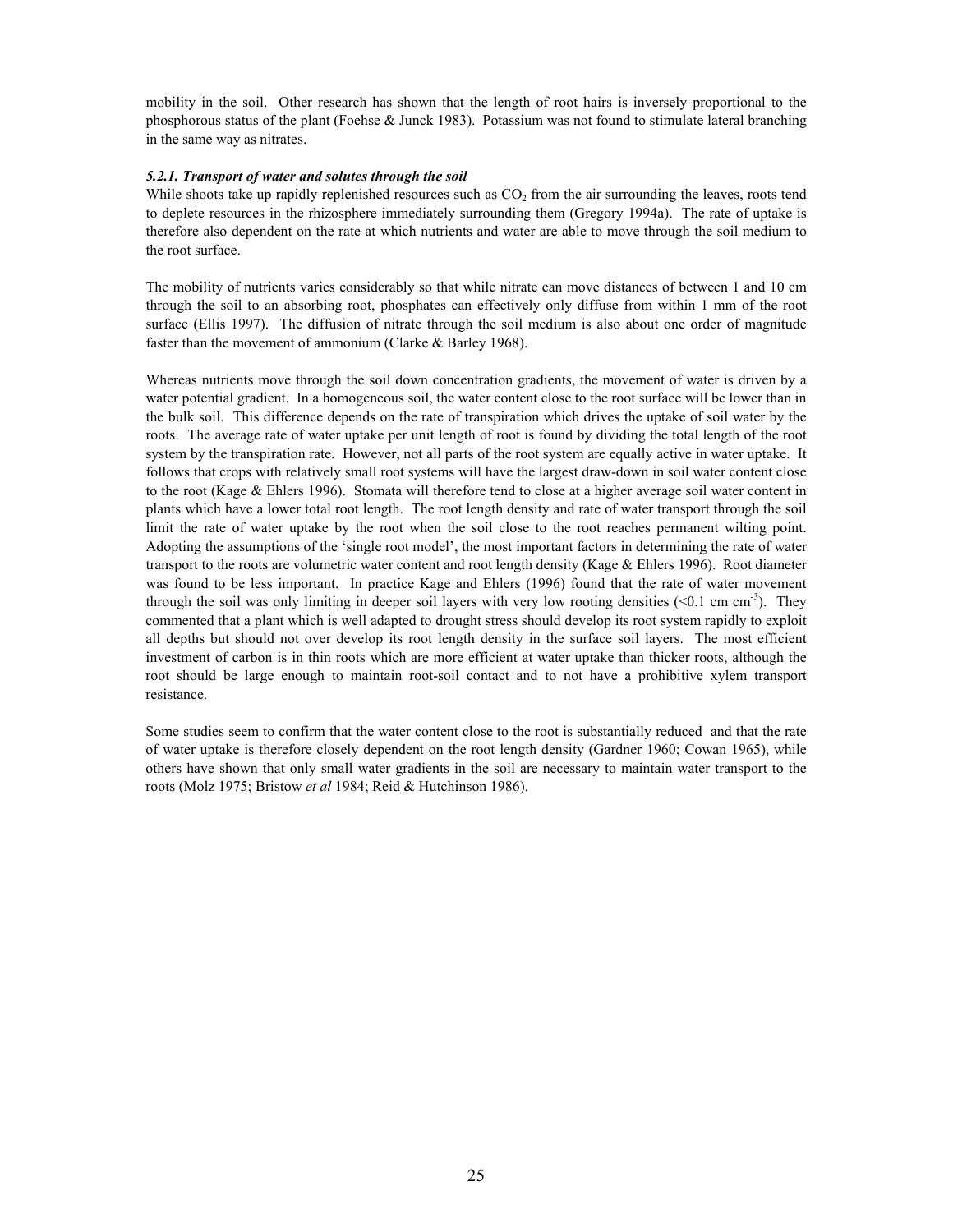mobility in the soil. Other research has shown that the length of root hairs is inversely proportional to the phosphorous status of the plant (Foehse & Junck 1983). Potassium was not found to stimulate lateral branching in the same way as nitrates.

#### *5.2.1. Transport of water and solutes through the soil*

While shoots take up rapidly replenished resources such as $CO_2$ from the air surrounding the leaves, roots tend to deplete resources in the rhizosphere immediately surrounding them (Gregory 1994a). The rate of uptake is therefore also dependent on the rate at which nutrients and water are able to move through the soil medium to the root surface.

The mobility of nutrients varies considerably so that while nitrate can move distances of between 1 and 10 cm through the soil to an absorbing root, phosphates can effectively only diffuse from within 1 mm of the root surface (Ellis 1997). The diffusion of nitrate through the soil medium is also about one order of magnitude faster than the movement of ammonium (Clarke & Barley 1968).

Whereas nutrients move through the soil down concentration gradients, the movement of water is driven by a water potential gradient. In a homogeneous soil, the water content close to the root surface will be lower than in the bulk soil. This difference depends on the rate of transpiration which drives the uptake of soil water by the roots. The average rate of water uptake per unit length of root is found by dividing the total length of the root system by the transpiration rate. However, not all parts of the root system are equally active in water uptake. It follows that crops with relatively small root systems will have the largest draw-down in soil water content close to the root (Kage & Ehlers 1996). Stomata will therefore tend to close at a higher average soil water content in plants which have a lower total root length. The root length density and rate of water transport through the soil limit the rate of water uptake by the root when the soil close to the root reaches permanent wilting point. Adopting the assumptions of the 'single root model', the most important factors in determining the rate of water transport to the roots are volumetric water content and root length density (Kage & Ehlers 1996). Root diameter was found to be less important. In practice Kage and Ehlers (1996) found that the rate of water movement through the soil was only limiting in deeper soil layers with very low rooting densities ($<0.1$ cm $cm^{-3}$). They commented that a plant which is well adapted to drought stress should develop its root system rapidly to exploit all depths but should not over develop its root length density in the surface soil layers. The most efficient investment of carbon is in thin roots which are more efficient at water uptake than thicker roots, although the root should be large enough to maintain root-soil contact and to not have a prohibitive xylem transport resistance.

Some studies seem to confirm that the water content close to the root is substantially reduced and that the rate of water uptake is therefore closely dependent on the root length density (Gardner 1960; Cowan 1965), while others have shown that only small water gradients in the soil are necessary to maintain water transport to the roots (Molz 1975; Bristow *et al* 1984; Reid & Hutchinson 1986).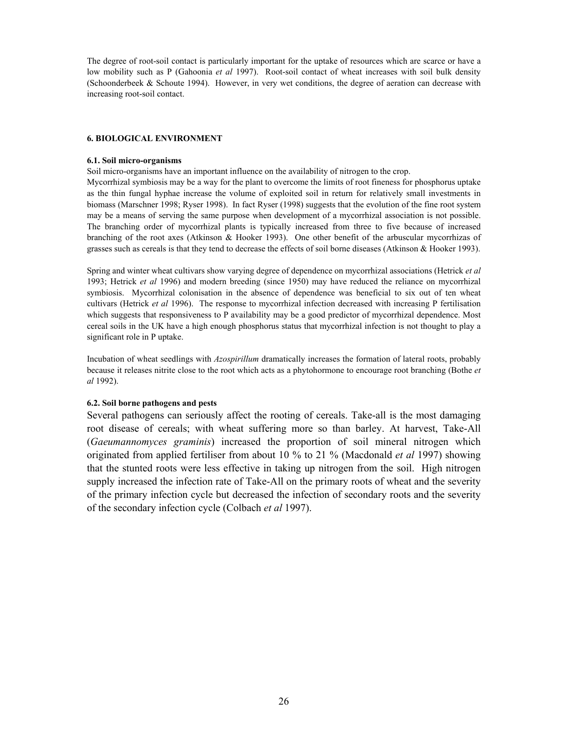The degree of root-soil contact is particularly important for the uptake of resources which are scarce or have a low mobility such as P (Gahoonia *et al* 1997). Root-soil contact of wheat increases with soil bulk density (Schoonderbeek & Schoute 1994). However, in very wet conditions, the degree of aeration can decrease with increasing root-soil contact.

## 6. BIOLOGICAL ENVIRONMENT

### 6.1. Soil micro-organisms

Soil micro-organisms have an important influence on the availability of nitrogen to the crop.
Mycorrhizal symbiosis may be a way for the plant to overcome the limits of root fineness for phosphorus uptake as the thin fungal hyphae increase the volume of exploited soil in return for relatively small investments in biomass (Marschner 1998; Ryser 1998). In fact Ryser (1998) suggests that the evolution of the fine root system may be a means of serving the same purpose when development of a mycorrhizal association is not possible. The branching order of mycorrhizal plants is typically increased from three to five because of increased branching of the root axes (Atkinson & Hooker 1993). One other benefit of the arbuscular mycorrhizas of grasses such as cereals is that they tend to decrease the effects of soil borne diseases (Atkinson & Hooker 1993).

Spring and winter wheat cultivars show varying degree of dependence on mycorrhizal associations (Hetrick *et al* 1993; Hetrick *et al* 1996) and modern breeding (since 1950) may have reduced the reliance on mycorrhizal symbiosis. Mycorrhizal colonisation in the absence of dependence was beneficial to six out of ten wheat cultivars (Hetrick *et al* 1996). The response to mycorrhizal infection decreased with increasing P fertilisation which suggests that responsiveness to P availability may be a good predictor of mycorrhizal dependence. Most cereal soils in the UK have a high enough phosphorus status that mycorrhizal infection is not thought to play a significant role in P uptake.

Incubation of wheat seedlings with *Azospirillum* dramatically increases the formation of lateral roots, probably because it releases nitrite close to the root which acts as a phytohormone to encourage root branching (Bothe *et al* 1992).

### 6.2. Soil borne pathogens and pests

Several pathogens can seriously affect the rooting of cereals. Take-all is the most damaging root disease of cereals; with wheat suffering more so than barley. At harvest, Take-All (*Gaeumannomyces graminis*) increased the proportion of soil mineral nitrogen which originated from applied fertiliser from about 10 % to 21 % (Macdonald *et al* 1997) showing that the stunted roots were less effective in taking up nitrogen from the soil. High nitrogen supply increased the infection rate of Take-All on the primary roots of wheat and the severity of the primary infection cycle but decreased the infection of secondary roots and the severity of the secondary infection cycle (Colbach *et al* 1997).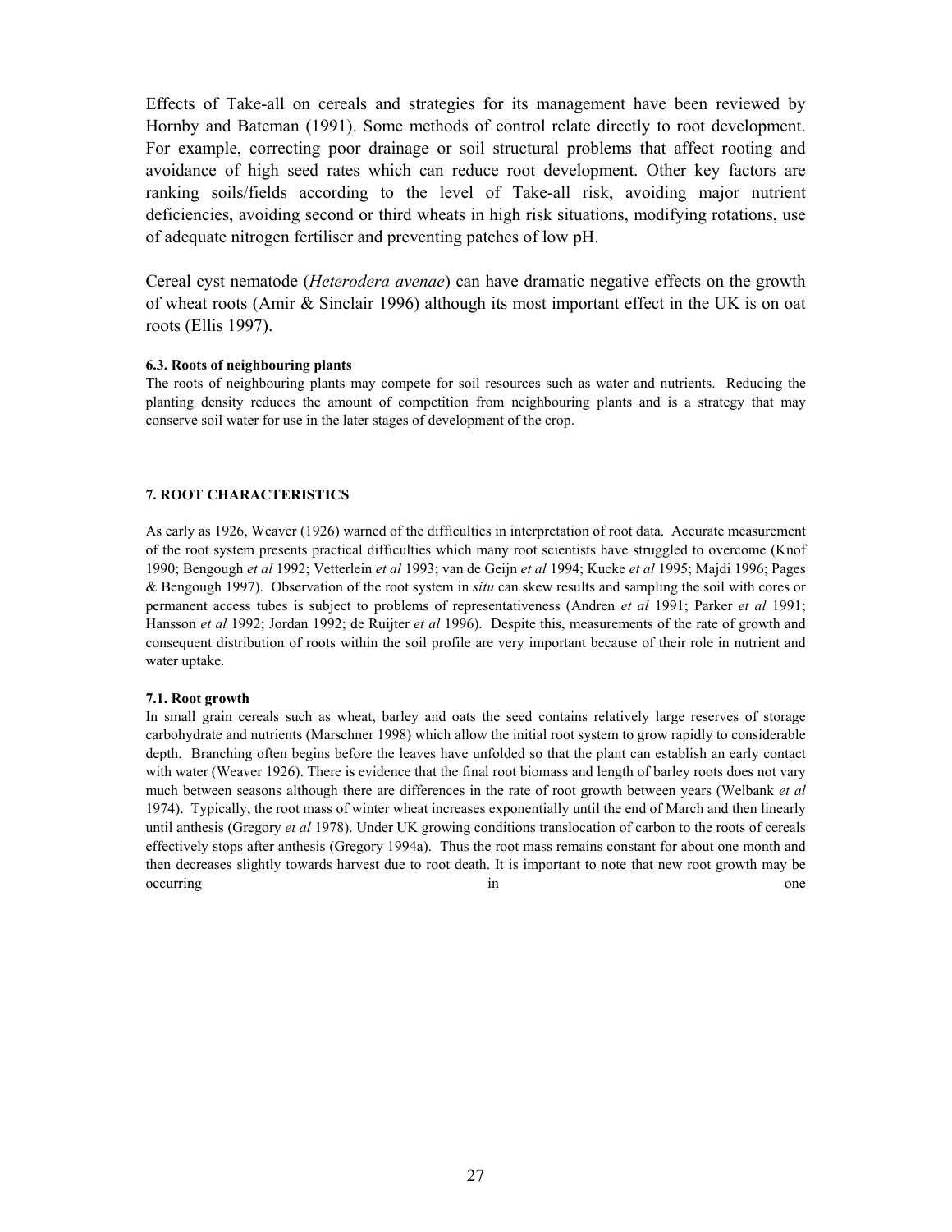Effects of Take-all on cereals and strategies for its management have been reviewed by Hornby and Bateman (1991). Some methods of control relate directly to root development. For example, correcting poor drainage or soil structural problems that affect rooting and avoidance of high seed rates which can reduce root development. Other key factors are ranking soils/fields according to the level of Take-all risk, avoiding major nutrient deficiencies, avoiding second or third wheats in high risk situations, modifying rotations, use of adequate nitrogen fertiliser and preventing patches of low pH.

Cereal cyst nematode (*Heterodera avenae*) can have dramatic negative effects on the growth of wheat roots (Amir & Sinclair 1996) although its most important effect in the UK is on oat roots (Ellis 1997).

#### 6.3. Roots of neighbouring plants

The roots of neighbouring plants may compete for soil resources such as water and nutrients. Reducing the planting density reduces the amount of competition from neighbouring plants and is a strategy that may conserve soil water for use in the later stages of development of the crop.

## 7. ROOT CHARACTERISTICS

As early as 1926, Weaver (1926) warned of the difficulties in interpretation of root data. Accurate measurement of the root system presents practical difficulties which many root scientists have struggled to overcome (Knof 1990; Bengough *et al* 1992; Vetterlein *et al* 1993; van de Geijn *et al* 1994; Kucke *et al* 1995; Majdi 1996; Pages & Bengough 1997). Observation of the root system in *situ* can skew results and sampling the soil with cores or permanent access tubes is subject to problems of representativeness (Andren *et al* 1991; Parker *et al* 1991; Hansson *et al* 1992; Jordan 1992; de Ruijter *et al* 1996). Despite this, measurements of the rate of growth and consequent distribution of roots within the soil profile are very important because of their role in nutrient and water uptake.

#### 7.1. Root growth

In small grain cereals such as wheat, barley and oats the seed contains relatively large reserves of storage carbohydrate and nutrients (Marschner 1998) which allow the initial root system to grow rapidly to considerable depth. Branching often begins before the leaves have unfolded so that the plant can establish an early contact with water (Weaver 1926). There is evidence that the final root biomass and length of barley roots does not vary much between seasons although there are differences in the rate of root growth between years (Welbank *et al* 1974). Typically, the root mass of winter wheat increases exponentially until the end of March and then linearly until anthesis (Gregory *et al* 1978). Under UK growing conditions translocation of carbon to the roots of cereals effectively stops after anthesis (Gregory 1994a). Thus the root mass remains constant for about one month and then decreases slightly towards harvest due to root death. It is important to note that new root growth may be occurring in one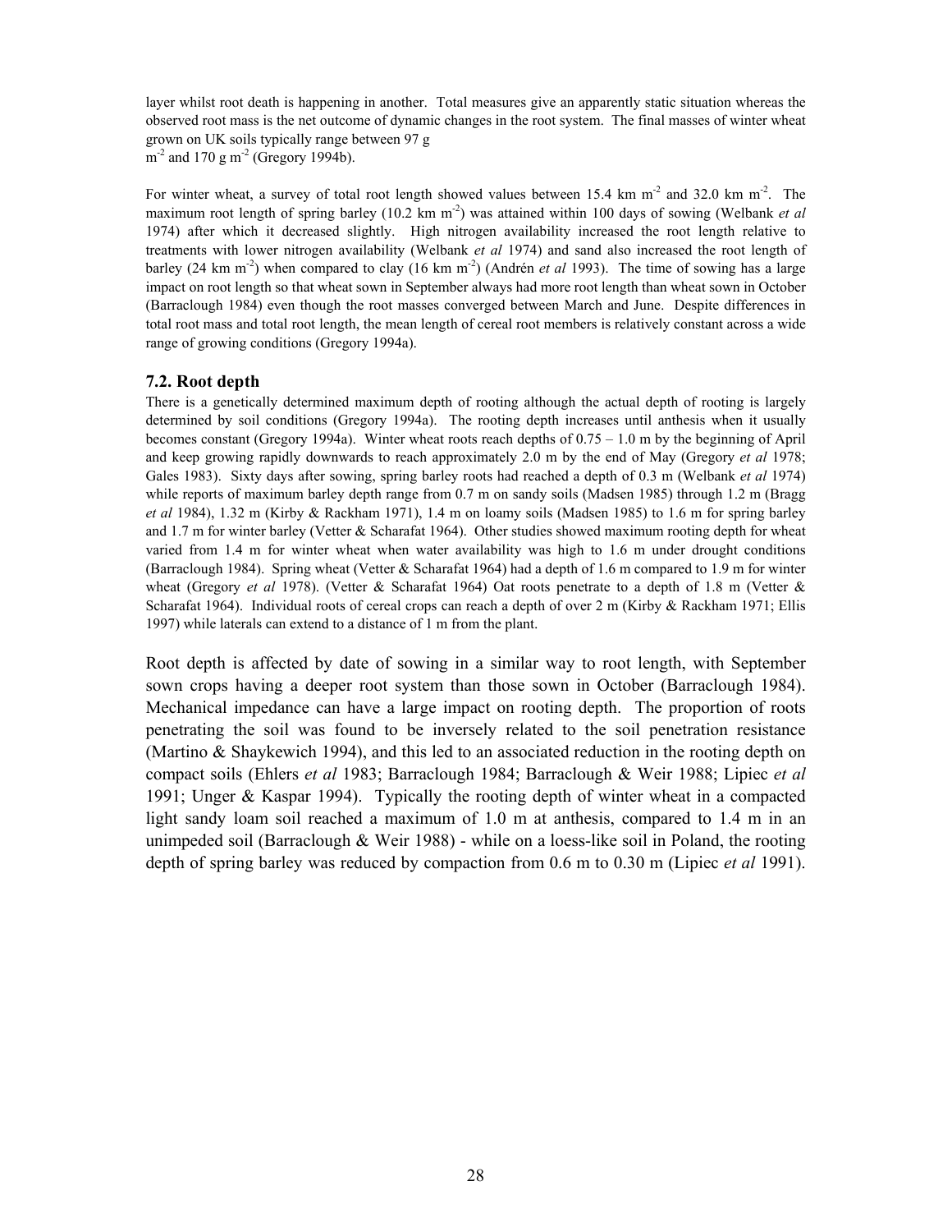layer whilst root death is happening in another. Total measures give an apparently static situation whereas the observed root mass is the net outcome of dynamic changes in the root system. The final masses of winter wheat grown on UK soils typically range between 97 g $m^{-2}$ and 170 g $m^{-2}$ (Gregory 1994b).

For winter wheat, a survey of total root length showed values between 15.4 km $m^{-2}$ and 32.0 km $m^{-2}$. The maximum root length of spring barley (10.2 km $m^{-2}$) was attained within 100 days of sowing (Welbank *et al* 1974) after which it decreased slightly. High nitrogen availability increased the root length relative to treatments with lower nitrogen availability (Welbank *et al* 1974) and sand also increased the root length of barley (24 km $m^{-2}$) when compared to clay (16 km $m^{-2}$) (Andrén *et al* 1993). The time of sowing has a large impact on root length so that wheat sown in September always had more root length than wheat sown in October (Barraclough 1984) even though the root masses converged between March and June. Despite differences in total root mass and total root length, the mean length of cereal root members is relatively constant across a wide range of growing conditions (Gregory 1994a).

### 7.2. Root depth

There is a genetically determined maximum depth of rooting although the actual depth of rooting is largely determined by soil conditions (Gregory 1994a). The rooting depth increases until anthesis when it usually becomes constant (Gregory 1994a). Winter wheat roots reach depths of 0.75 – 1.0 m by the beginning of April and keep growing rapidly downwards to reach approximately 2.0 m by the end of May (Gregory *et al* 1978; Gales 1983). Sixty days after sowing, spring barley roots had reached a depth of 0.3 m (Welbank *et al* 1974) while reports of maximum barley depth range from 0.7 m on sandy soils (Madsen 1985) through 1.2 m (Bragg *et al* 1984), 1.32 m (Kirby & Rackham 1971), 1.4 m on loamy soils (Madsen 1985) to 1.6 m for spring barley and 1.7 m for winter barley (Vetter & Scharafat 1964). Other studies showed maximum rooting depth for wheat varied from 1.4 m for winter wheat when water availability was high to 1.6 m under drought conditions (Barraclough 1984). Spring wheat (Vetter & Scharafat 1964) had a depth of 1.6 m compared to 1.9 m for winter wheat (Gregory *et al* 1978). (Vetter & Scharafat 1964) Oat roots penetrate to a depth of 1.8 m (Vetter & Scharafat 1964). Individual roots of cereal crops can reach a depth of over 2 m (Kirby & Rackham 1971; Ellis 1997) while laterals can extend to a distance of 1 m from the plant.

Root depth is affected by date of sowing in a similar way to root length, with September sown crops having a deeper root system than those sown in October (Barraclough 1984). Mechanical impedance can have a large impact on rooting depth. The proportion of roots penetrating the soil was found to be inversely related to the soil penetration resistance (Martino & Shaykewich 1994), and this led to an associated reduction in the rooting depth on compact soils (Ehlers *et al* 1983; Barraclough 1984; Barraclough & Weir 1988; Lipiec *et al* 1991; Unger & Kaspar 1994). Typically the rooting depth of winter wheat in a compacted light sandy loam soil reached a maximum of 1.0 m at anthesis, compared to 1.4 m in an unimpeded soil (Barraclough & Weir 1988) - while on a loess-like soil in Poland, the rooting depth of spring barley was reduced by compaction from 0.6 m to 0.30 m (Lipiec *et al* 1991).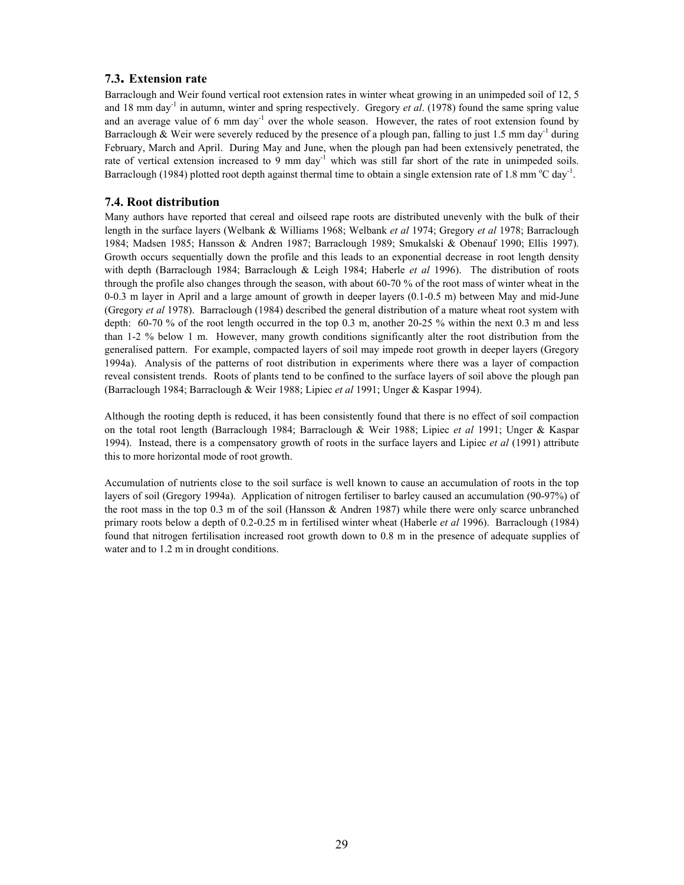### 7.3. Extension rate

Barraclough and Weir found vertical root extension rates in winter wheat growing in an unimpeded soil of 12, 5 and 18 mm day$^{-1}$ in autumn, winter and spring respectively. Gregory *et al*. (1978) found the same spring value and an average value of 6 mm day$^{-1}$ over the whole season. However, the rates of root extension found by Barraclough & Weir were severely reduced by the presence of a plough pan, falling to just 1.5 mm day$^{-1}$ during February, March and April. During May and June, when the plough pan had been extensively penetrated, the rate of vertical extension increased to 9 mm day$^{-1}$ which was still far short of the rate in unimpeded soils. Barraclough (1984) plotted root depth against thermal time to obtain a single extension rate of 1.8 mm $^{o}$C day$^{-1}$.

### 7.4. Root distribution

Many authors have reported that cereal and oilseed rape roots are distributed unevenly with the bulk of their length in the surface layers (Welbank & Williams 1968; Welbank *et al* 1974; Gregory *et al* 1978; Barraclough 1984; Madsen 1985; Hansson & Andren 1987; Barraclough 1989; Smukalski & Obenauf 1990; Ellis 1997). Growth occurs sequentially down the profile and this leads to an exponential decrease in root length density with depth (Barraclough 1984; Barraclough & Leigh 1984; Haberle *et al* 1996). The distribution of roots through the profile also changes through the season, with about 60-70 % of the root mass of winter wheat in the 0-0.3 m layer in April and a large amount of growth in deeper layers (0.1-0.5 m) between May and mid-June (Gregory *et al* 1978). Barraclough (1984) described the general distribution of a mature wheat root system with depth: 60-70 % of the root length occurred in the top 0.3 m, another 20-25 % within the next 0.3 m and less than 1-2 % below 1 m. However, many growth conditions significantly alter the root distribution from the generalised pattern. For example, compacted layers of soil may impede root growth in deeper layers (Gregory 1994a). Analysis of the patterns of root distribution in experiments where there was a layer of compaction reveal consistent trends. Roots of plants tend to be confined to the surface layers of soil above the plough pan (Barraclough 1984; Barraclough & Weir 1988; Lipiec *et al* 1991; Unger & Kaspar 1994).

Although the rooting depth is reduced, it has been consistently found that there is no effect of soil compaction on the total root length (Barraclough 1984; Barraclough & Weir 1988; Lipiec *et al* 1991; Unger & Kaspar 1994). Instead, there is a compensatory growth of roots in the surface layers and Lipiec *et al* (1991) attribute this to more horizontal mode of root growth.

Accumulation of nutrients close to the soil surface is well known to cause an accumulation of roots in the top layers of soil (Gregory 1994a). Application of nitrogen fertiliser to barley caused an accumulation (90-97%) of the root mass in the top 0.3 m of the soil (Hansson & Andren 1987) while there were only scarce unbranched primary roots below a depth of 0.2-0.25 m in fertilised winter wheat (Haberle *et al* 1996). Barraclough (1984) found that nitrogen fertilisation increased root growth down to 0.8 m in the presence of adequate supplies of water and to 1.2 m in drought conditions.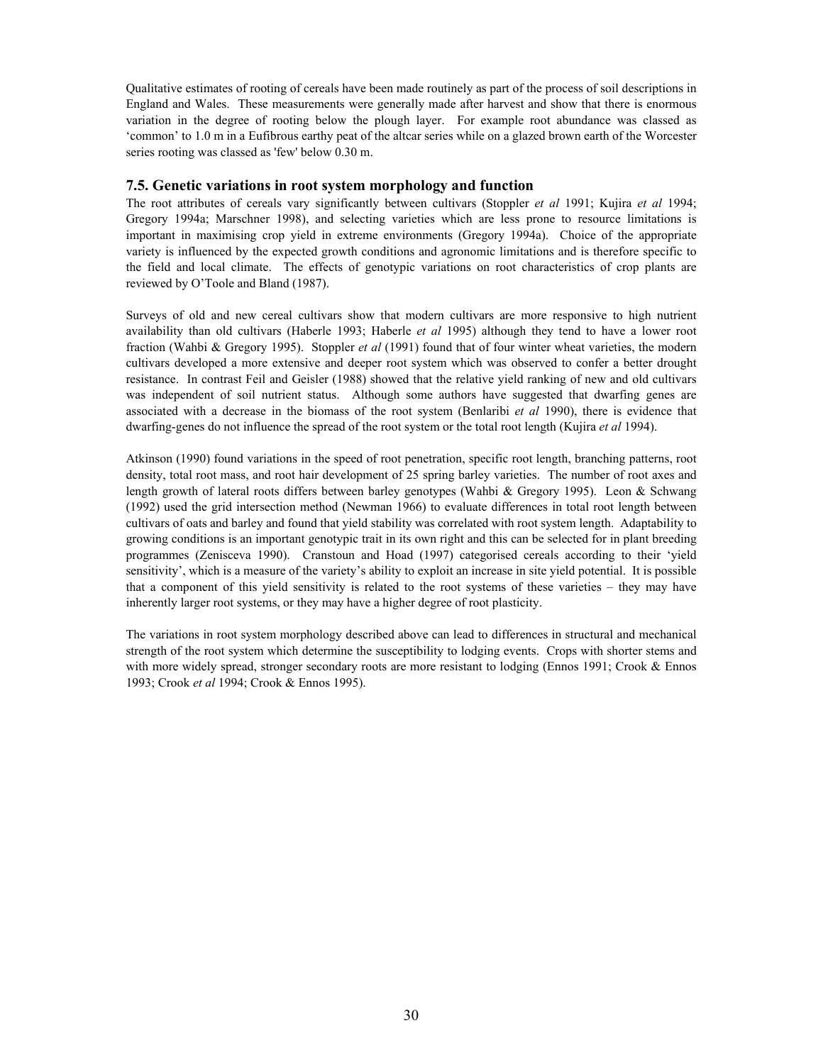Qualitative estimates of rooting of cereals have been made routinely as part of the process of soil descriptions in England and Wales. These measurements were generally made after harvest and show that there is enormous variation in the degree of rooting below the plough layer. For example root abundance was classed as 'common' to 1.0 m in a Eufibrous earthy peat of the altcar series while on a glazed brown earth of the Worcester series rooting was classed as 'few' below 0.30 m.

### 7.5. Genetic variations in root system morphology and function

The root attributes of cereals vary significantly between cultivars (Stoppler *et al* 1991; Kujira *et al* 1994; Gregory 1994a; Marschner 1998), and selecting varieties which are less prone to resource limitations is important in maximising crop yield in extreme environments (Gregory 1994a). Choice of the appropriate variety is influenced by the expected growth conditions and agronomic limitations and is therefore specific to the field and local climate. The effects of genotypic variations on root characteristics of crop plants are reviewed by O'Toole and Bland (1987).

Surveys of old and new cereal cultivars show that modern cultivars are more responsive to high nutrient availability than old cultivars (Haberle 1993; Haberle *et al* 1995) although they tend to have a lower root fraction (Wahbi & Gregory 1995). Stoppler *et al* (1991) found that of four winter wheat varieties, the modern cultivars developed a more extensive and deeper root system which was observed to confer a better drought resistance. In contrast Feil and Geisler (1988) showed that the relative yield ranking of new and old cultivars was independent of soil nutrient status. Although some authors have suggested that dwarfing genes are associated with a decrease in the biomass of the root system (Benlaribi *et al* 1990), there is evidence that dwarfing-genes do not influence the spread of the root system or the total root length (Kujira *et al* 1994).

Atkinson (1990) found variations in the speed of root penetration, specific root length, branching patterns, root density, total root mass, and root hair development of 25 spring barley varieties. The number of root axes and length growth of lateral roots differs between barley genotypes (Wahbi & Gregory 1995). Leon & Schwang (1992) used the grid intersection method (Newman 1966) to evaluate differences in total root length between cultivars of oats and barley and found that yield stability was correlated with root system length. Adaptability to growing conditions is an important genotypic trait in its own right and this can be selected for in plant breeding programmes (Zenisceva 1990). Cranstoun and Hoad (1997) categorised cereals according to their 'yield sensitivity', which is a measure of the variety's ability to exploit an increase in site yield potential. It is possible that a component of this yield sensitivity is related to the root systems of these varieties – they may have inherently larger root systems, or they may have a higher degree of root plasticity.

The variations in root system morphology described above can lead to differences in structural and mechanical strength of the root system which determine the susceptibility to lodging events. Crops with shorter stems and with more widely spread, stronger secondary roots are more resistant to lodging (Ennos 1991; Crook & Ennos 1993; Crook *et al* 1994; Crook & Ennos 1995).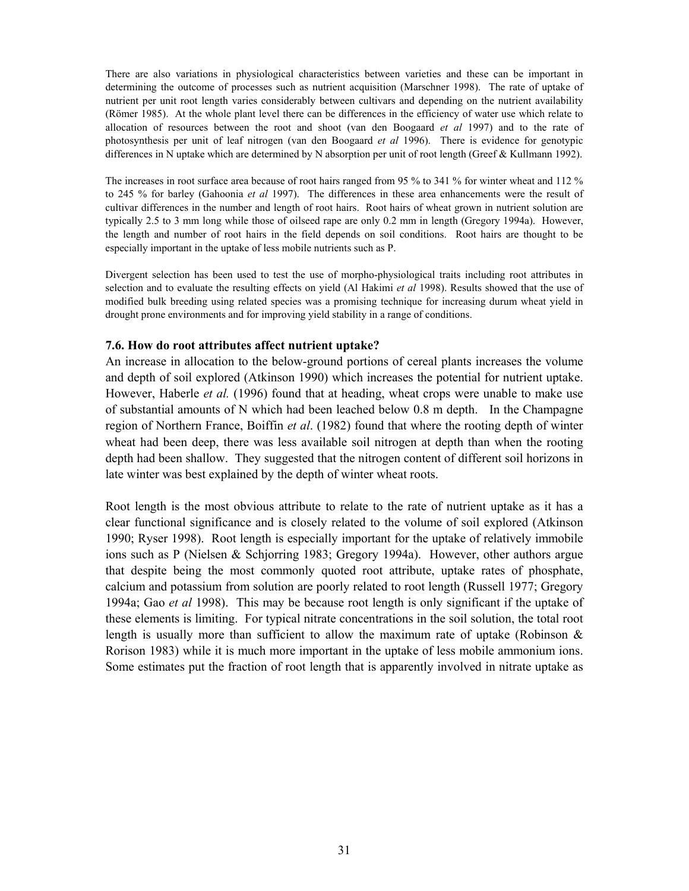There are also variations in physiological characteristics between varieties and these can be important in determining the outcome of processes such as nutrient acquisition (Marschner 1998). The rate of uptake of nutrient per unit root length varies considerably between cultivars and depending on the nutrient availability (Römer 1985). At the whole plant level there can be differences in the efficiency of water use which relate to allocation of resources between the root and shoot (van den Boogaard *et al* 1997) and to the rate of photosynthesis per unit of leaf nitrogen (van den Boogaard *et al* 1996). There is evidence for genotypic differences in N uptake which are determined by N absorption per unit of root length (Greef & Kullmann 1992).

The increases in root surface area because of root hairs ranged from 95 % to 341 % for winter wheat and 112 % to 245 % for barley (Gahoonia *et al* 1997). The differences in these area enhancements were the result of cultivar differences in the number and length of root hairs. Root hairs of wheat grown in nutrient solution are typically 2.5 to 3 mm long while those of oilseed rape are only 0.2 mm in length (Gregory 1994a). However, the length and number of root hairs in the field depends on soil conditions. Root hairs are thought to be especially important in the uptake of less mobile nutrients such as P.

Divergent selection has been used to test the use of morpho-physiological traits including root attributes in selection and to evaluate the resulting effects on yield (Al Hakimi *et al* 1998). Results showed that the use of modified bulk breeding using related species was a promising technique for increasing durum wheat yield in drought prone environments and for improving yield stability in a range of conditions.

### 7.6. How do root attributes affect nutrient uptake?

An increase in allocation to the below-ground portions of cereal plants increases the volume and depth of soil explored (Atkinson 1990) which increases the potential for nutrient uptake. However, Haberle *et al.* (1996) found that at heading, wheat crops were unable to make use of substantial amounts of N which had been leached below 0.8 m depth. In the Champagne region of Northern France, Boiffin *et al*. (1982) found that where the rooting depth of winter wheat had been deep, there was less available soil nitrogen at depth than when the rooting depth had been shallow. They suggested that the nitrogen content of different soil horizons in late winter was best explained by the depth of winter wheat roots.

Root length is the most obvious attribute to relate to the rate of nutrient uptake as it has a clear functional significance and is closely related to the volume of soil explored (Atkinson 1990; Ryser 1998). Root length is especially important for the uptake of relatively immobile ions such as P (Nielsen & Schjorring 1983; Gregory 1994a). However, other authors argue that despite being the most commonly quoted root attribute, uptake rates of phosphate, calcium and potassium from solution are poorly related to root length (Russell 1977; Gregory 1994a; Gao *et al* 1998). This may be because root length is only significant if the uptake of these elements is limiting. For typical nitrate concentrations in the soil solution, the total root length is usually more than sufficient to allow the maximum rate of uptake (Robinson & Rorison 1983) while it is much more important in the uptake of less mobile ammonium ions. Some estimates put the fraction of root length that is apparently involved in nitrate uptake as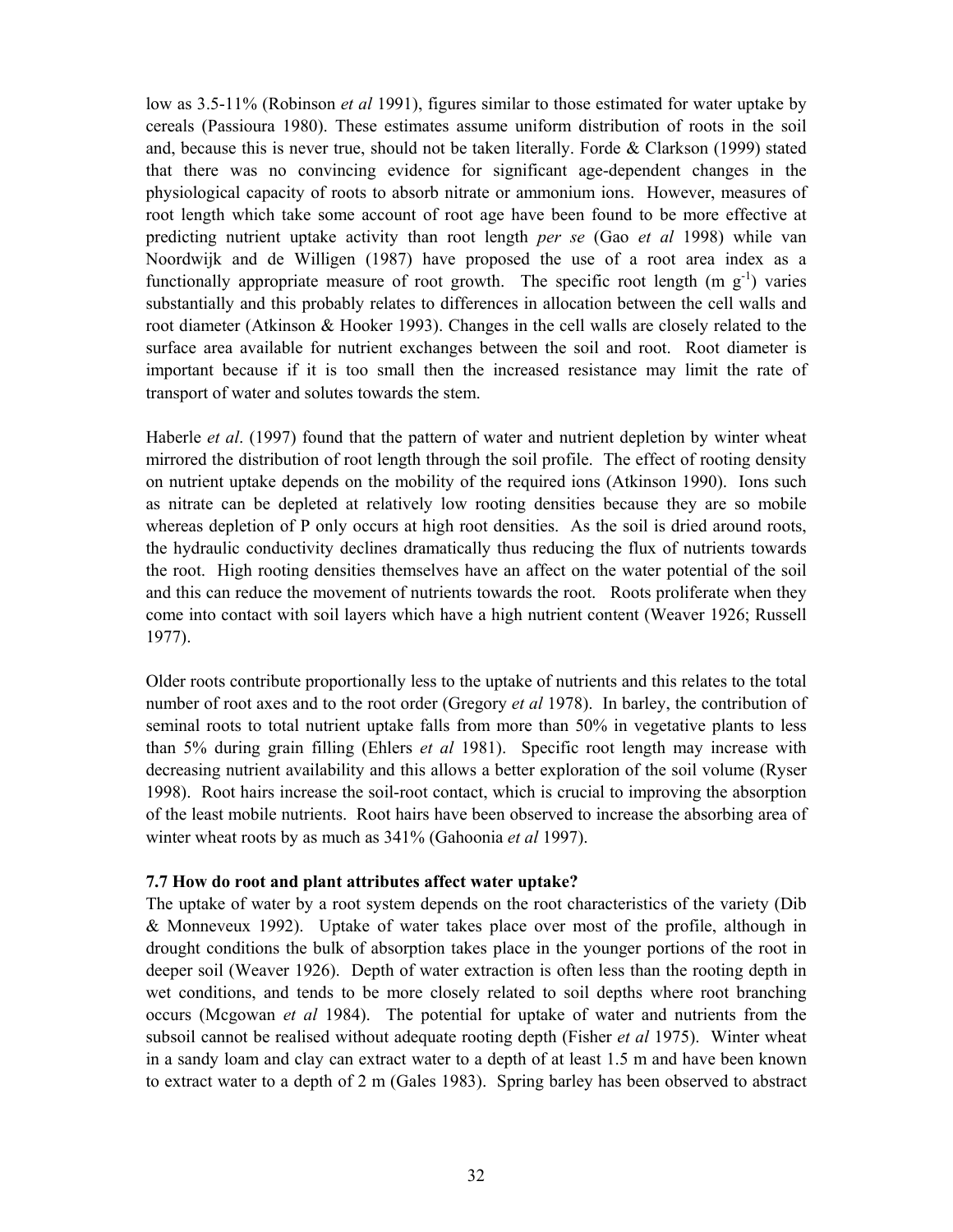low as 3.5-11% (Robinson *et al* 1991), figures similar to those estimated for water uptake by cereals (Passioura 1980). These estimates assume uniform distribution of roots in the soil and, because this is never true, should not be taken literally. Forde & Clarkson (1999) stated that there was no convincing evidence for significant age-dependent changes in the physiological capacity of roots to absorb nitrate or ammonium ions. However, measures of root length which take some account of root age have been found to be more effective at predicting nutrient uptake activity than root length *per se* (Gao *et al* 1998) while van Noordwijk and de Willigen (1987) have proposed the use of a root area index as a functionally appropriate measure of root growth. The specific root length (m $g^{-1}$) varies substantially and this probably relates to differences in allocation between the cell walls and root diameter (Atkinson & Hooker 1993). Changes in the cell walls are closely related to the surface area available for nutrient exchanges between the soil and root. Root diameter is important because if it is too small then the increased resistance may limit the rate of transport of water and solutes towards the stem.

Haberle *et al*. (1997) found that the pattern of water and nutrient depletion by winter wheat mirrored the distribution of root length through the soil profile. The effect of rooting density on nutrient uptake depends on the mobility of the required ions (Atkinson 1990). Ions such as nitrate can be depleted at relatively low rooting densities because they are so mobile whereas depletion of P only occurs at high root densities. As the soil is dried around roots, the hydraulic conductivity declines dramatically thus reducing the flux of nutrients towards the root. High rooting densities themselves have an affect on the water potential of the soil and this can reduce the movement of nutrients towards the root. Roots proliferate when they come into contact with soil layers which have a high nutrient content (Weaver 1926; Russell 1977).

Older roots contribute proportionally less to the uptake of nutrients and this relates to the total number of root axes and to the root order (Gregory *et al* 1978). In barley, the contribution of seminal roots to total nutrient uptake falls from more than 50% in vegetative plants to less than 5% during grain filling (Ehlers *et al* 1981). Specific root length may increase with decreasing nutrient availability and this allows a better exploration of the soil volume (Ryser 1998). Root hairs increase the soil-root contact, which is crucial to improving the absorption of the least mobile nutrients. Root hairs have been observed to increase the absorbing area of winter wheat roots by as much as 341% (Gahoonia *et al* 1997).

### 7.7 How do root and plant attributes affect water uptake?

The uptake of water by a root system depends on the root characteristics of the variety (Dib & Monneveux 1992). Uptake of water takes place over most of the profile, although in drought conditions the bulk of absorption takes place in the younger portions of the root in deeper soil (Weaver 1926). Depth of water extraction is often less than the rooting depth in wet conditions, and tends to be more closely related to soil depths where root branching occurs (Mcgowan *et al* 1984). The potential for uptake of water and nutrients from the subsoil cannot be realised without adequate rooting depth (Fisher *et al* 1975). Winter wheat in a sandy loam and clay can extract water to a depth of at least 1.5 m and have been known to extract water to a depth of 2 m (Gales 1983). Spring barley has been observed to abstract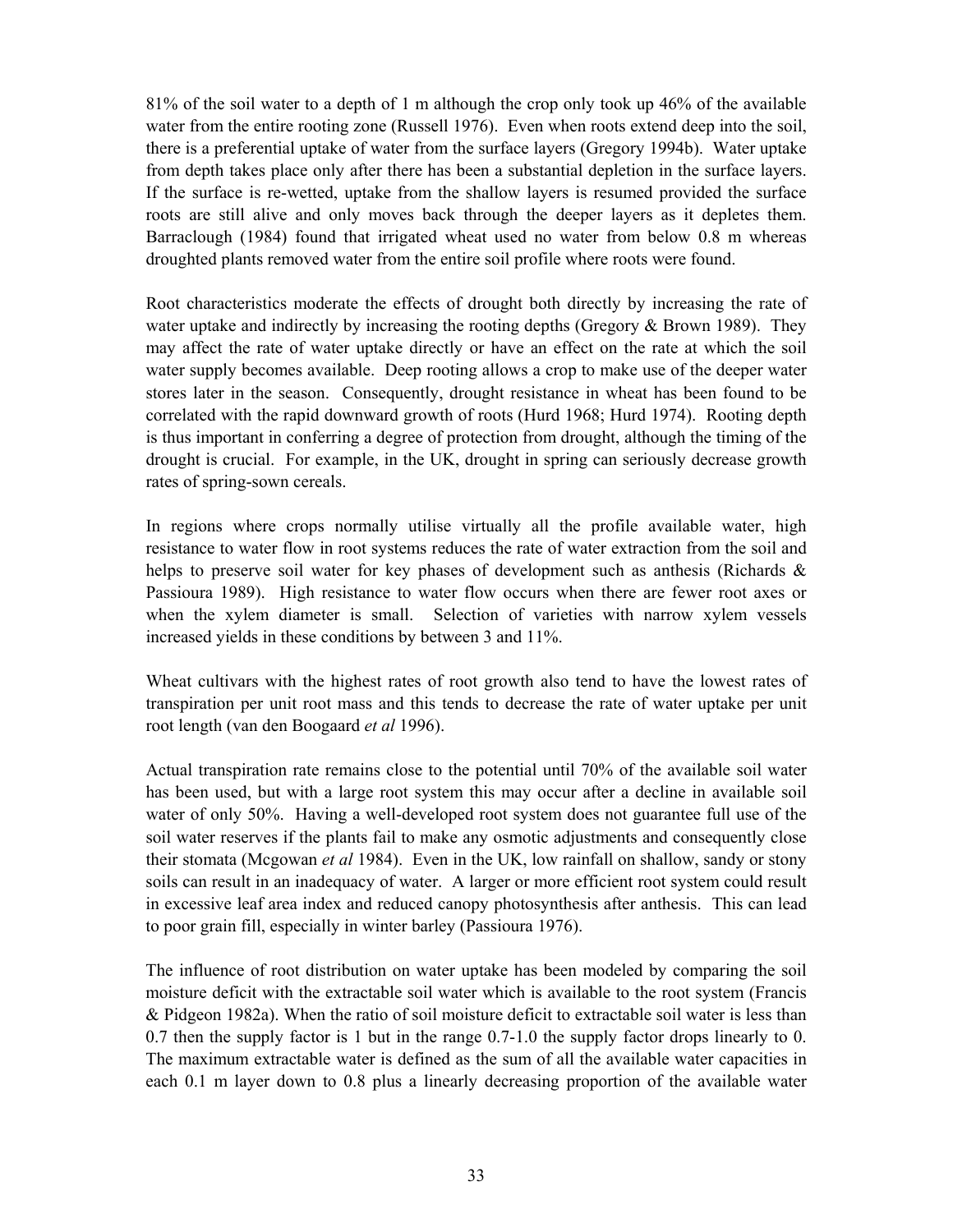81% of the soil water to a depth of 1 m although the crop only took up 46% of the available water from the entire rooting zone (Russell 1976). Even when roots extend deep into the soil, there is a preferential uptake of water from the surface layers (Gregory 1994b). Water uptake from depth takes place only after there has been a substantial depletion in the surface layers. If the surface is re-wetted, uptake from the shallow layers is resumed provided the surface roots are still alive and only moves back through the deeper layers as it depletes them. Barraclough (1984) found that irrigated wheat used no water from below 0.8 m whereas droughted plants removed water from the entire soil profile where roots were found.

Root characteristics moderate the effects of drought both directly by increasing the rate of water uptake and indirectly by increasing the rooting depths (Gregory & Brown 1989). They may affect the rate of water uptake directly or have an effect on the rate at which the soil water supply becomes available. Deep rooting allows a crop to make use of the deeper water stores later in the season. Consequently, drought resistance in wheat has been found to be correlated with the rapid downward growth of roots (Hurd 1968; Hurd 1974). Rooting depth is thus important in conferring a degree of protection from drought, although the timing of the drought is crucial. For example, in the UK, drought in spring can seriously decrease growth rates of spring-sown cereals.

In regions where crops normally utilise virtually all the profile available water, high resistance to water flow in root systems reduces the rate of water extraction from the soil and helps to preserve soil water for key phases of development such as anthesis (Richards & Passioura 1989). High resistance to water flow occurs when there are fewer root axes or when the xylem diameter is small. Selection of varieties with narrow xylem vessels increased yields in these conditions by between 3 and 11%.

Wheat cultivars with the highest rates of root growth also tend to have the lowest rates of transpiration per unit root mass and this tends to decrease the rate of water uptake per unit root length (van den Boogaard *et al* 1996).

Actual transpiration rate remains close to the potential until 70% of the available soil water has been used, but with a large root system this may occur after a decline in available soil water of only 50%. Having a well-developed root system does not guarantee full use of the soil water reserves if the plants fail to make any osmotic adjustments and consequently close their stomata (Mcgowan *et al* 1984). Even in the UK, low rainfall on shallow, sandy or stony soils can result in an inadequacy of water. A larger or more efficient root system could result in excessive leaf area index and reduced canopy photosynthesis after anthesis. This can lead to poor grain fill, especially in winter barley (Passioura 1976).

The influence of root distribution on water uptake has been modeled by comparing the soil moisture deficit with the extractable soil water which is available to the root system (Francis & Pidgeon 1982a). When the ratio of soil moisture deficit to extractable soil water is less than 0.7 then the supply factor is 1 but in the range 0.7-1.0 the supply factor drops linearly to 0. The maximum extractable water is defined as the sum of all the available water capacities in each 0.1 m layer down to 0.8 plus a linearly decreasing proportion of the available water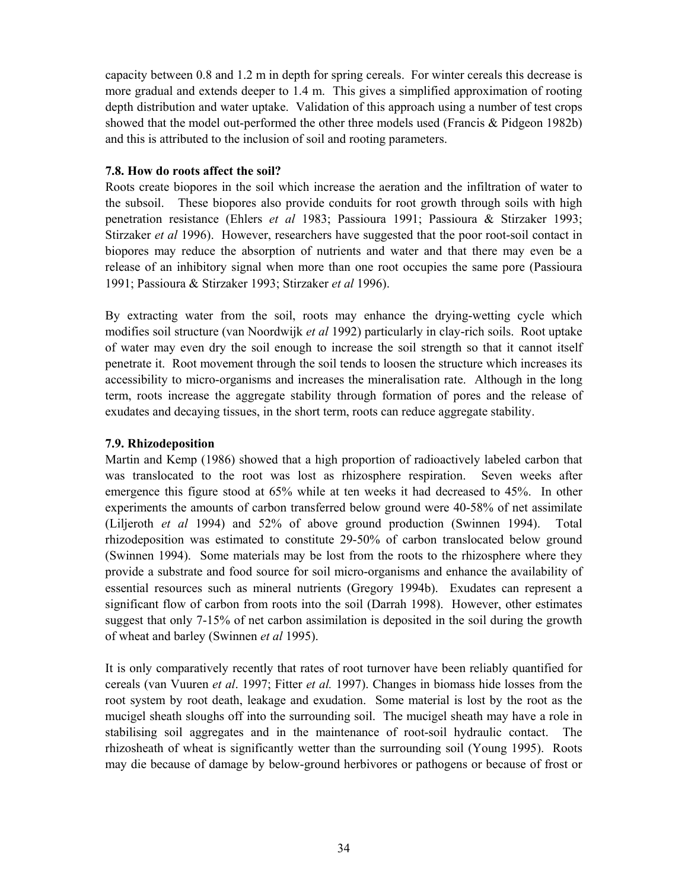capacity between 0.8 and 1.2 m in depth for spring cereals. For winter cereals this decrease is more gradual and extends deeper to 1.4 m. This gives a simplified approximation of rooting depth distribution and water uptake. Validation of this approach using a number of test crops showed that the model out-performed the other three models used (Francis & Pidgeon 1982b) and this is attributed to the inclusion of soil and rooting parameters.

### 7.8. How do roots affect the soil?

Roots create biopores in the soil which increase the aeration and the infiltration of water to the subsoil. These biopores also provide conduits for root growth through soils with high penetration resistance (Ehlers *et al* 1983; Passioura 1991; Passioura & Stirzaker 1993; Stirzaker *et al* 1996). However, researchers have suggested that the poor root-soil contact in biopores may reduce the absorption of nutrients and water and that there may even be a release of an inhibitory signal when more than one root occupies the same pore (Passioura 1991; Passioura & Stirzaker 1993; Stirzaker *et al* 1996).

By extracting water from the soil, roots may enhance the drying-wetting cycle which modifies soil structure (van Noordwijk *et al* 1992) particularly in clay-rich soils. Root uptake of water may even dry the soil enough to increase the soil strength so that it cannot itself penetrate it. Root movement through the soil tends to loosen the structure which increases its accessibility to micro-organisms and increases the mineralisation rate. Although in the long term, roots increase the aggregate stability through formation of pores and the release of exudates and decaying tissues, in the short term, roots can reduce aggregate stability.

### 7.9. Rhizodeposition

Martin and Kemp (1986) showed that a high proportion of radioactively labeled carbon that was translocated to the root was lost as rhizosphere respiration. Seven weeks after emergence this figure stood at 65% while at ten weeks it had decreased to 45%. In other experiments the amounts of carbon transferred below ground were 40-58% of net assimilate (Liljeroth *et al* 1994) and 52% of above ground production (Swinnen 1994). Total rhizodeposition was estimated to constitute 29-50% of carbon translocated below ground (Swinnen 1994). Some materials may be lost from the roots to the rhizosphere where they provide a substrate and food source for soil micro-organisms and enhance the availability of essential resources such as mineral nutrients (Gregory 1994b). Exudates can represent a significant flow of carbon from roots into the soil (Darrah 1998). However, other estimates suggest that only 7-15% of net carbon assimilation is deposited in the soil during the growth of wheat and barley (Swinnen *et al* 1995).

It is only comparatively recently that rates of root turnover have been reliably quantified for cereals (van Vuuren *et al*. 1997; Fitter *et al.* 1997). Changes in biomass hide losses from the root system by root death, leakage and exudation. Some material is lost by the root as the mucigel sheath sloughs off into the surrounding soil. The mucigel sheath may have a role in stabilising soil aggregates and in the maintenance of root-soil hydraulic contact. The rhizosheath of wheat is significantly wetter than the surrounding soil (Young 1995). Roots may die because of damage by below-ground herbivores or pathogens or because of frost or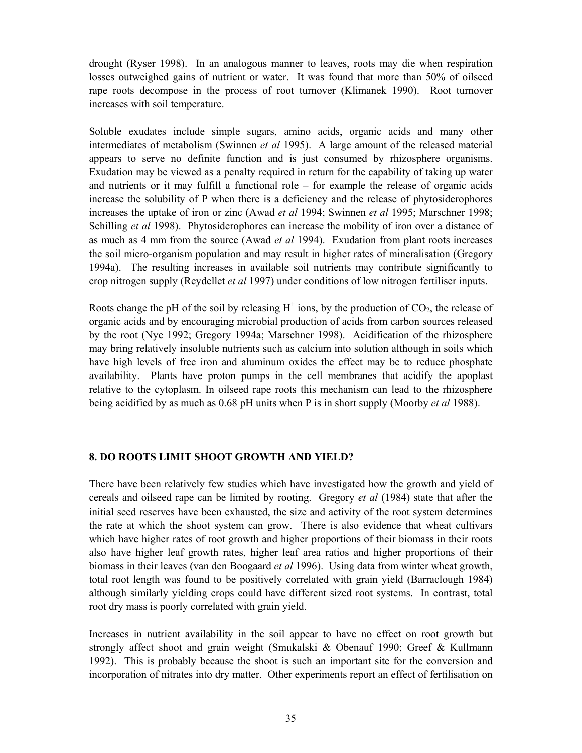drought (Ryser 1998). In an analogous manner to leaves, roots may die when respiration losses outweighed gains of nutrient or water. It was found that more than 50% of oilseed rape roots decompose in the process of root turnover (Klimanek 1990). Root turnover increases with soil temperature.

Soluble exudates include simple sugars, amino acids, organic acids and many other intermediates of metabolism (Swinnen *et al* 1995). A large amount of the released material appears to serve no definite function and is just consumed by rhizosphere organisms. Exudation may be viewed as a penalty required in return for the capability of taking up water and nutrients or it may fulfill a functional role – for example the release of organic acids increase the solubility of P when there is a deficiency and the release of phytosiderophores increases the uptake of iron or zinc (Awad *et al* 1994; Swinnen *et al* 1995; Marschner 1998; Schilling *et al* 1998). Phytosiderophores can increase the mobility of iron over a distance of as much as 4 mm from the source (Awad *et al* 1994). Exudation from plant roots increases the soil micro-organism population and may result in higher rates of mineralisation (Gregory 1994a). The resulting increases in available soil nutrients may contribute significantly to crop nitrogen supply (Reydellet *et al* 1997) under conditions of low nitrogen fertiliser inputs.

Roots change the pH of the soil by releasing $H^+$ ions, by the production of $CO_2$, the release of organic acids and by encouraging microbial production of acids from carbon sources released by the root (Nye 1992; Gregory 1994a; Marschner 1998). Acidification of the rhizosphere may bring relatively insoluble nutrients such as calcium into solution although in soils which have high levels of free iron and aluminum oxides the effect may be to reduce phosphate availability. Plants have proton pumps in the cell membranes that acidify the apoplast relative to the cytoplasm. In oilseed rape roots this mechanism can lead to the rhizosphere being acidified by as much as 0.68 pH units when P is in short supply (Moorby *et al* 1988).

## 8. DO ROOTS LIMIT SHOOT GROWTH AND YIELD?

There have been relatively few studies which have investigated how the growth and yield of cereals and oilseed rape can be limited by rooting. Gregory *et al* (1984) state that after the initial seed reserves have been exhausted, the size and activity of the root system determines the rate at which the shoot system can grow. There is also evidence that wheat cultivars which have higher rates of root growth and higher proportions of their biomass in their roots also have higher leaf growth rates, higher leaf area ratios and higher proportions of their biomass in their leaves (van den Boogaard *et al* 1996). Using data from winter wheat growth, total root length was found to be positively correlated with grain yield (Barraclough 1984) although similarly yielding crops could have different sized root systems. In contrast, total root dry mass is poorly correlated with grain yield.

Increases in nutrient availability in the soil appear to have no effect on root growth but strongly affect shoot and grain weight (Smukalski & Obenauf 1990; Greef & Kullmann 1992). This is probably because the shoot is such an important site for the conversion and incorporation of nitrates into dry matter. Other experiments report an effect of fertilisation on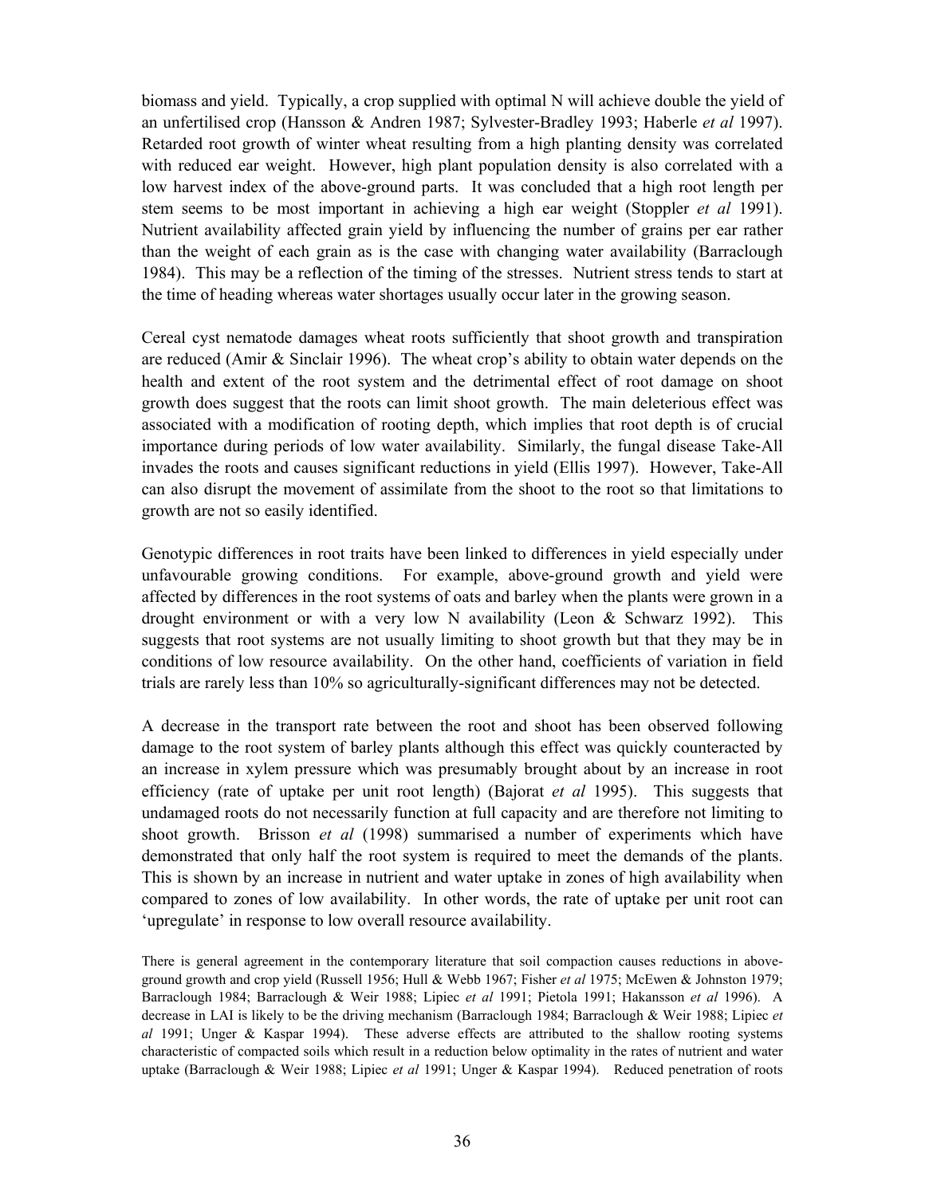biomass and yield. Typically, a crop supplied with optimal N will achieve double the yield of an unfertilised crop (Hansson & Andren 1987; Sylvester-Bradley 1993; Haberle *et al* 1997). Retarded root growth of winter wheat resulting from a high planting density was correlated with reduced ear weight. However, high plant population density is also correlated with a low harvest index of the above-ground parts. It was concluded that a high root length per stem seems to be most important in achieving a high ear weight (Stoppler *et al* 1991). Nutrient availability affected grain yield by influencing the number of grains per ear rather than the weight of each grain as is the case with changing water availability (Barraclough 1984). This may be a reflection of the timing of the stresses. Nutrient stress tends to start at the time of heading whereas water shortages usually occur later in the growing season.

Cereal cyst nematode damages wheat roots sufficiently that shoot growth and transpiration are reduced (Amir & Sinclair 1996). The wheat crop's ability to obtain water depends on the health and extent of the root system and the detrimental effect of root damage on shoot growth does suggest that the roots can limit shoot growth. The main deleterious effect was associated with a modification of rooting depth, which implies that root depth is of crucial importance during periods of low water availability. Similarly, the fungal disease Take-All invades the roots and causes significant reductions in yield (Ellis 1997). However, Take-All can also disrupt the movement of assimilate from the shoot to the root so that limitations to growth are not so easily identified.

Genotypic differences in root traits have been linked to differences in yield especially under unfavourable growing conditions. For example, above-ground growth and yield were affected by differences in the root systems of oats and barley when the plants were grown in a drought environment or with a very low N availability (Leon & Schwarz 1992). This suggests that root systems are not usually limiting to shoot growth but that they may be in conditions of low resource availability. On the other hand, coefficients of variation in field trials are rarely less than 10% so agriculturally-significant differences may not be detected.

A decrease in the transport rate between the root and shoot has been observed following damage to the root system of barley plants although this effect was quickly counteracted by an increase in xylem pressure which was presumably brought about by an increase in root efficiency (rate of uptake per unit root length) (Bajorat *et al* 1995). This suggests that undamaged roots do not necessarily function at full capacity and are therefore not limiting to shoot growth. Brisson *et al* (1998) summarised a number of experiments which have demonstrated that only half the root system is required to meet the demands of the plants. This is shown by an increase in nutrient and water uptake in zones of high availability when compared to zones of low availability. In other words, the rate of uptake per unit root can 'upregulate' in response to low overall resource availability.

There is general agreement in the contemporary literature that soil compaction causes reductions in above-ground growth and crop yield (Russell 1956; Hull & Webb 1967; Fisher *et al* 1975; McEwen & Johnston 1979; Barraclough 1984; Barraclough & Weir 1988; Lipiec *et al* 1991; Pietola 1991; Hakansson *et al* 1996). A decrease in LAI is likely to be the driving mechanism (Barraclough 1984; Barraclough & Weir 1988; Lipiec *et al* 1991; Unger & Kaspar 1994). These adverse effects are attributed to the shallow rooting systems characteristic of compacted soils which result in a reduction below optimality in the rates of nutrient and water uptake (Barraclough & Weir 1988; Lipiec *et al* 1991; Unger & Kaspar 1994). Reduced penetration of roots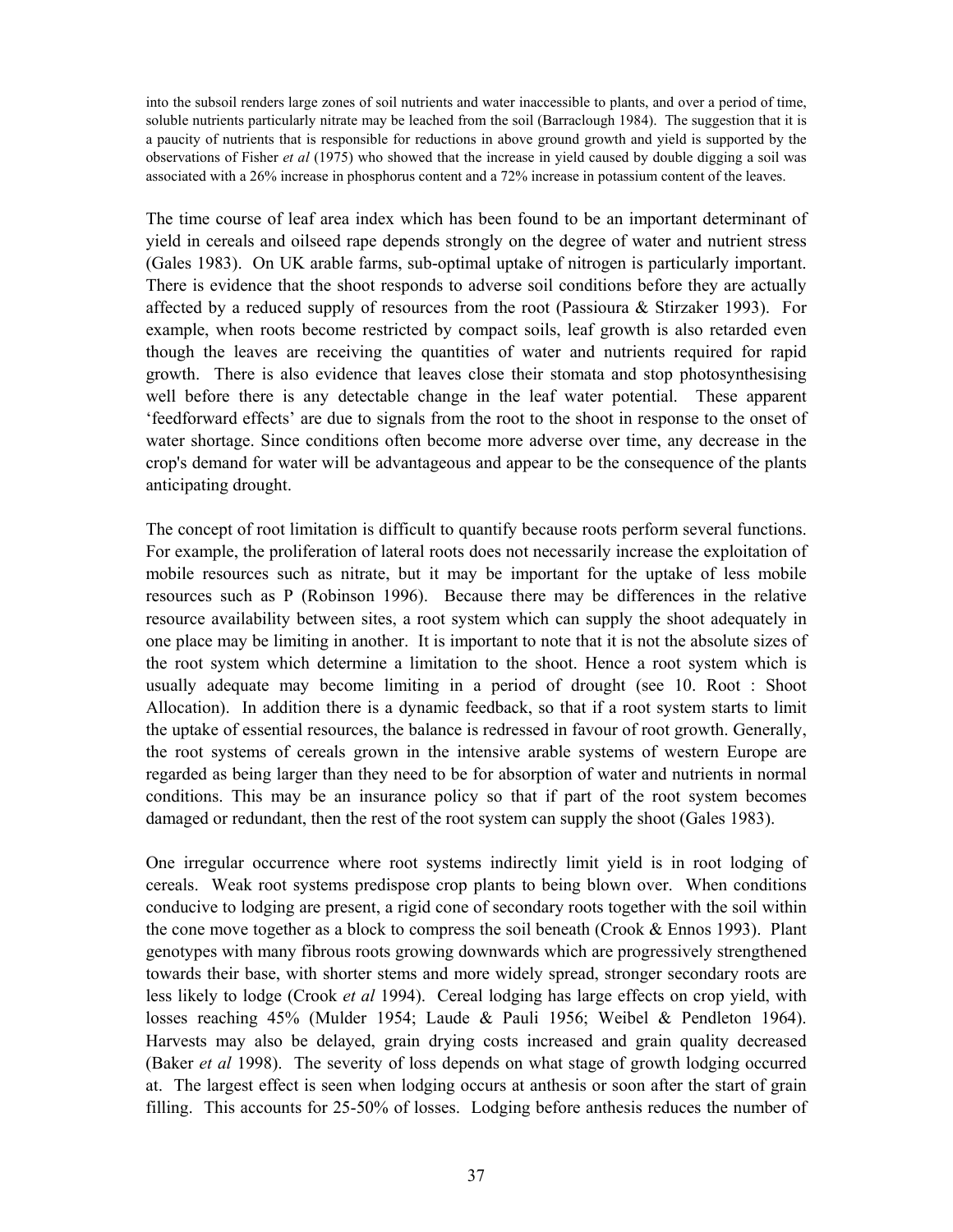into the subsoil renders large zones of soil nutrients and water inaccessible to plants, and over a period of time, soluble nutrients particularly nitrate may be leached from the soil (Barraclough 1984). The suggestion that it is a paucity of nutrients that is responsible for reductions in above ground growth and yield is supported by the observations of Fisher *et al* (1975) who showed that the increase in yield caused by double digging a soil was associated with a 26% increase in phosphorus content and a 72% increase in potassium content of the leaves.

The time course of leaf area index which has been found to be an important determinant of yield in cereals and oilseed rape depends strongly on the degree of water and nutrient stress (Gales 1983). On UK arable farms, sub-optimal uptake of nitrogen is particularly important. There is evidence that the shoot responds to adverse soil conditions before they are actually affected by a reduced supply of resources from the root (Passioura & Stirzaker 1993). For example, when roots become restricted by compact soils, leaf growth is also retarded even though the leaves are receiving the quantities of water and nutrients required for rapid growth. There is also evidence that leaves close their stomata and stop photosynthesising well before there is any detectable change in the leaf water potential. These apparent 'feedforward effects' are due to signals from the root to the shoot in response to the onset of water shortage. Since conditions often become more adverse over time, any decrease in the crop's demand for water will be advantageous and appear to be the consequence of the plants anticipating drought.

The concept of root limitation is difficult to quantify because roots perform several functions. For example, the proliferation of lateral roots does not necessarily increase the exploitation of mobile resources such as nitrate, but it may be important for the uptake of less mobile resources such as P (Robinson 1996). Because there may be differences in the relative resource availability between sites, a root system which can supply the shoot adequately in one place may be limiting in another. It is important to note that it is not the absolute sizes of the root system which determine a limitation to the shoot. Hence a root system which is usually adequate may become limiting in a period of drought (see 10. Root : Shoot Allocation). In addition there is a dynamic feedback, so that if a root system starts to limit the uptake of essential resources, the balance is redressed in favour of root growth. Generally, the root systems of cereals grown in the intensive arable systems of western Europe are regarded as being larger than they need to be for absorption of water and nutrients in normal conditions. This may be an insurance policy so that if part of the root system becomes damaged or redundant, then the rest of the root system can supply the shoot (Gales 1983).

One irregular occurrence where root systems indirectly limit yield is in root lodging of cereals. Weak root systems predispose crop plants to being blown over. When conditions conducive to lodging are present, a rigid cone of secondary roots together with the soil within the cone move together as a block to compress the soil beneath (Crook & Ennos 1993). Plant genotypes with many fibrous roots growing downwards which are progressively strengthened towards their base, with shorter stems and more widely spread, stronger secondary roots are less likely to lodge (Crook *et al* 1994). Cereal lodging has large effects on crop yield, with losses reaching 45% (Mulder 1954; Laude & Pauli 1956; Weibel & Pendleton 1964). Harvests may also be delayed, grain drying costs increased and grain quality decreased (Baker *et al* 1998). The severity of loss depends on what stage of growth lodging occurred at. The largest effect is seen when lodging occurs at anthesis or soon after the start of grain filling. This accounts for 25-50% of losses. Lodging before anthesis reduces the number of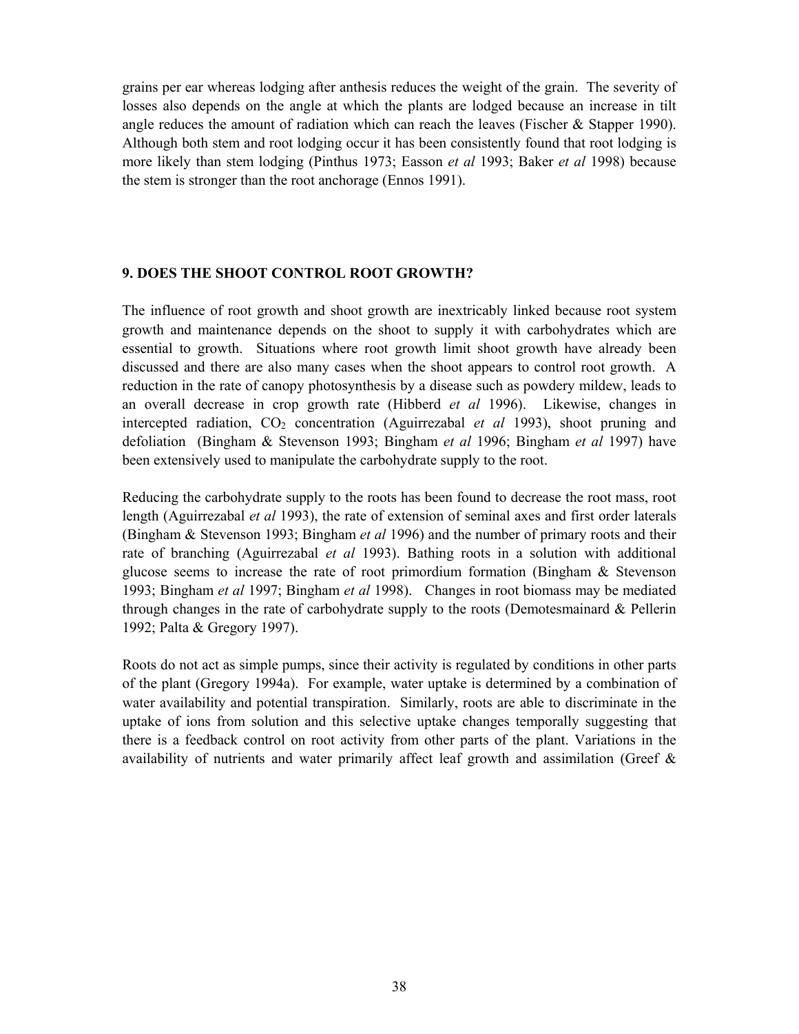grains per ear whereas lodging after anthesis reduces the weight of the grain. The severity of losses also depends on the angle at which the plants are lodged because an increase in tilt angle reduces the amount of radiation which can reach the leaves (Fischer & Stapper 1990). Although both stem and root lodging occur it has been consistently found that root lodging is more likely than stem lodging (Pinthus 1973; Easson *et al* 1993; Baker *et al* 1998) because the stem is stronger than the root anchorage (Ennos 1991).

## 9. DOES THE SHOOT CONTROL ROOT GROWTH?

The influence of root growth and shoot growth are inextricably linked because root system growth and maintenance depends on the shoot to supply it with carbohydrates which are essential to growth. Situations where root growth limit shoot growth have already been discussed and there are also many cases when the shoot appears to control root growth. A reduction in the rate of canopy photosynthesis by a disease such as powdery mildew, leads to an overall decrease in crop growth rate (Hibberd *et al* 1996). Likewise, changes in intercepted radiation, $CO_2$ concentration (Aguirrezabal *et al* 1993), shoot pruning and defoliation (Bingham & Stevenson 1993; Bingham *et al* 1996; Bingham *et al* 1997) have been extensively used to manipulate the carbohydrate supply to the root.

Reducing the carbohydrate supply to the roots has been found to decrease the root mass, root length (Aguirrezabal *et al* 1993), the rate of extension of seminal axes and first order laterals (Bingham & Stevenson 1993; Bingham *et al* 1996) and the number of primary roots and their rate of branching (Aguirrezabal *et al* 1993). Bathing roots in a solution with additional glucose seems to increase the rate of root primordium formation (Bingham & Stevenson 1993; Bingham *et al* 1997; Bingham *et al* 1998). Changes in root biomass may be mediated through changes in the rate of carbohydrate supply to the roots (Demotesmainard & Pellerin 1992; Palta & Gregory 1997).

Roots do not act as simple pumps, since their activity is regulated by conditions in other parts of the plant (Gregory 1994a). For example, water uptake is determined by a combination of water availability and potential transpiration. Similarly, roots are able to discriminate in the uptake of ions from solution and this selective uptake changes temporally suggesting that there is a feedback control on root activity from other parts of the plant. Variations in the availability of nutrients and water primarily affect leaf growth and assimilation (Greef &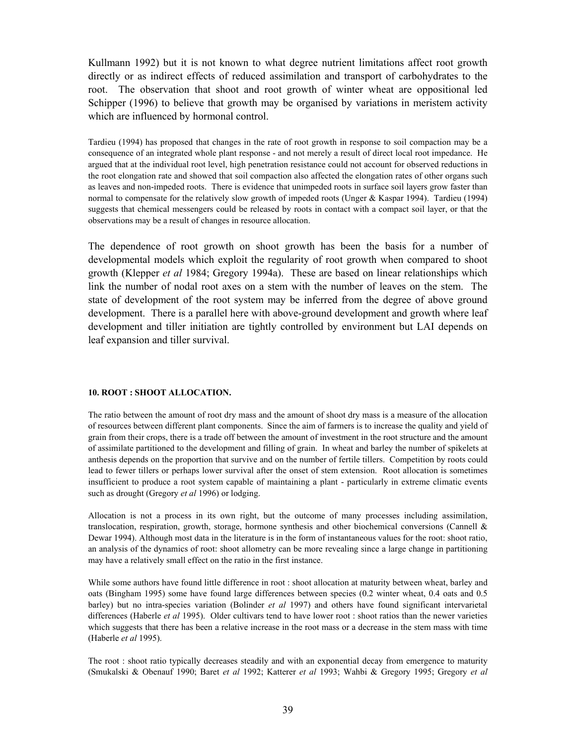Kullmann 1992) but it is not known to what degree nutrient limitations affect root growth directly or as indirect effects of reduced assimilation and transport of carbohydrates to the root. The observation that shoot and root growth of winter wheat are oppositional led Schipper (1996) to believe that growth may be organised by variations in meristem activity which are influenced by hormonal control.

Tardieu (1994) has proposed that changes in the rate of root growth in response to soil compaction may be a consequence of an integrated whole plant response - and not merely a result of direct local root impedance. He argued that at the individual root level, high penetration resistance could not account for observed reductions in the root elongation rate and showed that soil compaction also affected the elongation rates of other organs such as leaves and non-impeded roots. There is evidence that unimpeded roots in surface soil layers grow faster than normal to compensate for the relatively slow growth of impeded roots (Unger & Kaspar 1994). Tardieu (1994) suggests that chemical messengers could be released by roots in contact with a compact soil layer, or that the observations may be a result of changes in resource allocation.

The dependence of root growth on shoot growth has been the basis for a number of developmental models which exploit the regularity of root growth when compared to shoot growth (Klepper *et al* 1984; Gregory 1994a). These are based on linear relationships which link the number of nodal root axes on a stem with the number of leaves on the stem. The state of development of the root system may be inferred from the degree of above ground development. There is a parallel here with above-ground development and growth where leaf development and tiller initiation are tightly controlled by environment but LAI depends on leaf expansion and tiller survival.

#### 10. ROOT : SHOOT ALLOCATION.

The ratio between the amount of root dry mass and the amount of shoot dry mass is a measure of the allocation of resources between different plant components. Since the aim of farmers is to increase the quality and yield of grain from their crops, there is a trade off between the amount of investment in the root structure and the amount of assimilate partitioned to the development and filling of grain. In wheat and barley the number of spikelets at anthesis depends on the proportion that survive and on the number of fertile tillers. Competition by roots could lead to fewer tillers or perhaps lower survival after the onset of stem extension. Root allocation is sometimes insufficient to produce a root system capable of maintaining a plant - particularly in extreme climatic events such as drought (Gregory *et al* 1996) or lodging.

Allocation is not a process in its own right, but the outcome of many processes including assimilation, translocation, respiration, growth, storage, hormone synthesis and other biochemical conversions (Cannell & Dewar 1994). Although most data in the literature is in the form of instantaneous values for the root: shoot ratio, an analysis of the dynamics of root: shoot allometry can be more revealing since a large change in partitioning may have a relatively small effect on the ratio in the first instance.

While some authors have found little difference in root : shoot allocation at maturity between wheat, barley and oats (Bingham 1995) some have found large differences between species (0.2 winter wheat, 0.4 oats and 0.5 barley) but no intra-species variation (Bolinder *et al* 1997) and others have found significant intervarietal differences (Haberle *et al* 1995). Older cultivars tend to have lower root : shoot ratios than the newer varieties which suggests that there has been a relative increase in the root mass or a decrease in the stem mass with time (Haberle *et al* 1995).

The root : shoot ratio typically decreases steadily and with an exponential decay from emergence to maturity (Smukalski & Obenauf 1990; Baret *et al* 1992; Katterer *et al* 1993; Wahbi & Gregory 1995; Gregory *et al*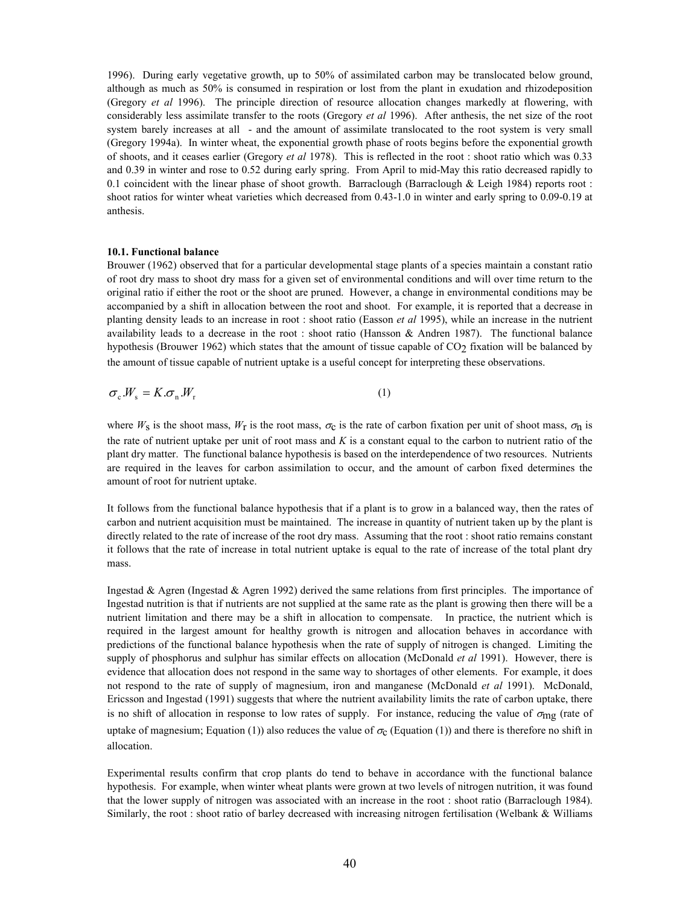1996). During early vegetative growth, up to 50% of assimilated carbon may be translocated below ground, although as much as 50% is consumed in respiration or lost from the plant in exudation and rhizodeposition (Gregory *et al* 1996). The principle direction of resource allocation changes markedly at flowering, with considerably less assimilate transfer to the roots (Gregory *et al* 1996). After anthesis, the net size of the root system barely increases at all - and the amount of assimilate translocated to the root system is very small (Gregory 1994a). In winter wheat, the exponential growth phase of roots begins before the exponential growth of shoots, and it ceases earlier (Gregory *et al* 1978). This is reflected in the root : shoot ratio which was 0.33 and 0.39 in winter and rose to 0.52 during early spring. From April to mid-May this ratio decreased rapidly to 0.1 coincident with the linear phase of shoot growth. Barraclough (Barraclough & Leigh 1984) reports root : shoot ratios for winter wheat varieties which decreased from 0.43-1.0 in winter and early spring to 0.09-0.19 at anthesis.

### 10.1. Functional balance

Brouwer (1962) observed that for a particular developmental stage plants of a species maintain a constant ratio of root dry mass to shoot dry mass for a given set of environmental conditions and will over time return to the original ratio if either the root or the shoot are pruned. However, a change in environmental conditions may be accompanied by a shift in allocation between the root and shoot. For example, it is reported that a decrease in planting density leads to an increase in root : shoot ratio (Easson *et al* 1995), while an increase in the nutrient availability leads to a decrease in the root : shoot ratio (Hansson & Andren 1987). The functional balance hypothesis (Brouwer 1962) which states that the amount of tissue capable of $CO_2$ fixation will be balanced by the amount of tissue capable of nutrient uptake is a useful concept for interpreting these observations.

$$\sigma_c . W_s = K . \sigma_n . W_r \tag{1}$$

where $W_s$ is the shoot mass, $W_r$ is the root mass, $\sigma_c$ is the rate of carbon fixation per unit of shoot mass, $\sigma_n$ is the rate of nutrient uptake per unit of root mass and $K$ is a constant equal to the carbon to nutrient ratio of the plant dry matter. The functional balance hypothesis is based on the interdependence of two resources. Nutrients are required in the leaves for carbon assimilation to occur, and the amount of carbon fixed determines the amount of root for nutrient uptake.

It follows from the functional balance hypothesis that if a plant is to grow in a balanced way, then the rates of carbon and nutrient acquisition must be maintained. The increase in quantity of nutrient taken up by the plant is directly related to the rate of increase of the root dry mass. Assuming that the root : shoot ratio remains constant it follows that the rate of increase in total nutrient uptake is equal to the rate of increase of the total plant dry mass.

Ingestad & Agren (Ingestad & Agren 1992) derived the same relations from first principles. The importance of Ingestad nutrition is that if nutrients are not supplied at the same rate as the plant is growing then there will be a nutrient limitation and there may be a shift in allocation to compensate. In practice, the nutrient which is required in the largest amount for healthy growth is nitrogen and allocation behaves in accordance with predictions of the functional balance hypothesis when the rate of supply of nitrogen is changed. Limiting the supply of phosphorus and sulphur has similar effects on allocation (McDonald *et al* 1991). However, there is evidence that allocation does not respond in the same way to shortages of other elements. For example, it does not respond to the rate of supply of magnesium, iron and manganese (McDonald *et al* 1991). McDonald, Ericsson and Ingestad (1991) suggests that where the nutrient availability limits the rate of carbon uptake, there is no shift of allocation in response to low rates of supply. For instance, reducing the value of $\sigma_{mg}$ (rate of uptake of magnesium; Equation (1)) also reduces the value of $\sigma_c$ (Equation (1)) and there is therefore no shift in allocation.

Experimental results confirm that crop plants do tend to behave in accordance with the functional balance hypothesis. For example, when winter wheat plants were grown at two levels of nitrogen nutrition, it was found that the lower supply of nitrogen was associated with an increase in the root : shoot ratio (Barraclough 1984). Similarly, the root : shoot ratio of barley decreased with increasing nitrogen fertilisation (Welbank & Williams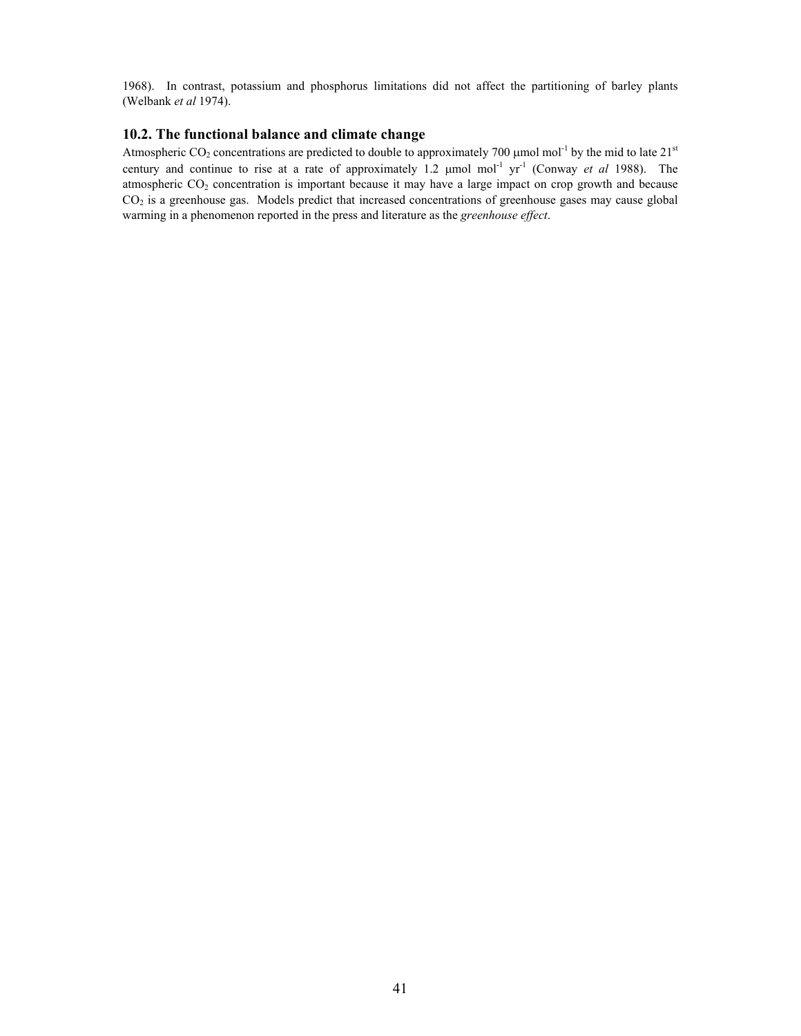1968). In contrast, potassium and phosphorus limitations did not affect the partitioning of barley plants (Welbank *et al* 1974).

## 10.2. The functional balance and climate change

Atmospheric $CO_2$ concentrations are predicted to double to approximately 700 $\mu$mol mol$^{-1}$ by the mid to late 21$^{st}$ century and continue to rise at a rate of approximately 1.2 $\mu$mol mol$^{-1}$ yr$^{-1}$ (Conway *et al* 1988). The atmospheric $CO_2$ concentration is important because it may have a large impact on crop growth and because $CO_2$ is a greenhouse gas. Models predict that increased concentrations of greenhouse gases may cause global warming in a phenomenon reported in the press and literature as the *greenhouse effect*.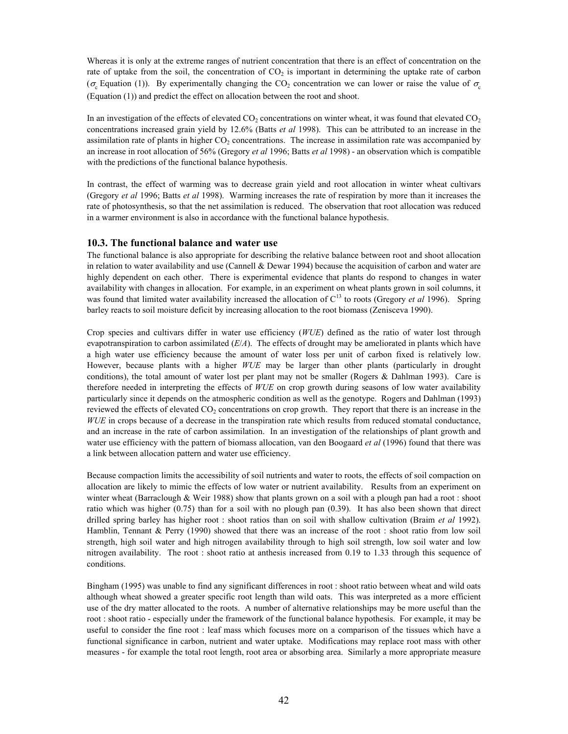Whereas it is only at the extreme ranges of nutrient concentration that there is an effect of concentration on the rate of uptake from the soil, the concentration of $CO_2$ is important in determining the uptake rate of carbon ($\sigma_c$ Equation (1)). By experimentally changing the $CO_2$ concentration we can lower or raise the value of $\sigma_c$ (Equation (1)) and predict the effect on allocation between the root and shoot.

In an investigation of the effects of elevated $CO_2$ concentrations on winter wheat, it was found that elevated $CO_2$ concentrations increased grain yield by 12.6% (Batts *et al* 1998). This can be attributed to an increase in the assimilation rate of plants in higher $CO_2$ concentrations. The increase in assimilation rate was accompanied by an increase in root allocation of 56% (Gregory *et al* 1996; Batts *et al* 1998) - an observation which is compatible with the predictions of the functional balance hypothesis.

In contrast, the effect of warming was to decrease grain yield and root allocation in winter wheat cultivars (Gregory *et al* 1996; Batts *et al* 1998). Warming increases the rate of respiration by more than it increases the rate of photosynthesis, so that the net assimilation is reduced. The observation that root allocation was reduced in a warmer environment is also in accordance with the functional balance hypothesis.

### 10.3. The functional balance and water use

The functional balance is also appropriate for describing the relative balance between root and shoot allocation in relation to water availability and use (Cannell & Dewar 1994) because the acquisition of carbon and water are highly dependent on each other. There is experimental evidence that plants do respond to changes in water availability with changes in allocation. For example, in an experiment on wheat plants grown in soil columns, it was found that limited water availability increased the allocation of $C^{13}$ to roots (Gregory *et al* 1996). Spring barley reacts to soil moisture deficit by increasing allocation to the root biomass (Zenisceva 1990).

Crop species and cultivars differ in water use efficiency (*WUE*) defined as the ratio of water lost through evapotranspiration to carbon assimilated ($E/A$). The effects of drought may be ameliorated in plants which have a high water use efficiency because the amount of water loss per unit of carbon fixed is relatively low. However, because plants with a higher *WUE* may be larger than other plants (particularly in drought conditions), the total amount of water lost per plant may not be smaller (Rogers & Dahlman 1993). Care is therefore needed in interpreting the effects of *WUE* on crop growth during seasons of low water availability particularly since it depends on the atmospheric condition as well as the genotype. Rogers and Dahlman (1993) reviewed the effects of elevated $CO_2$ concentrations on crop growth. They report that there is an increase in the *WUE* in crops because of a decrease in the transpiration rate which results from reduced stomatal conductance, and an increase in the rate of carbon assimilation. In an investigation of the relationships of plant growth and water use efficiency with the pattern of biomass allocation, van den Boogaard *et al* (1996) found that there was a link between allocation pattern and water use efficiency.

Because compaction limits the accessibility of soil nutrients and water to roots, the effects of soil compaction on allocation are likely to mimic the effects of low water or nutrient availability. Results from an experiment on winter wheat (Barraclough & Weir 1988) show that plants grown on a soil with a plough pan had a root : shoot ratio which was higher (0.75) than for a soil with no plough pan (0.39). It has also been shown that direct drilled spring barley has higher root : shoot ratios than on soil with shallow cultivation (Braim *et al* 1992). Hamblin, Tennant & Perry (1990) showed that there was an increase of the root : shoot ratio from low soil strength, high soil water and high nitrogen availability through to high soil strength, low soil water and low nitrogen availability. The root : shoot ratio at anthesis increased from 0.19 to 1.33 through this sequence of conditions.

Bingham (1995) was unable to find any significant differences in root : shoot ratio between wheat and wild oats although wheat showed a greater specific root length than wild oats. This was interpreted as a more efficient use of the dry matter allocated to the roots. A number of alternative relationships may be more useful than the root : shoot ratio - especially under the framework of the functional balance hypothesis. For example, it may be useful to consider the fine root : leaf mass which focuses more on a comparison of the tissues which have a functional significance in carbon, nutrient and water uptake. Modifications may replace root mass with other measures - for example the total root length, root area or absorbing area. Similarly a more appropriate measure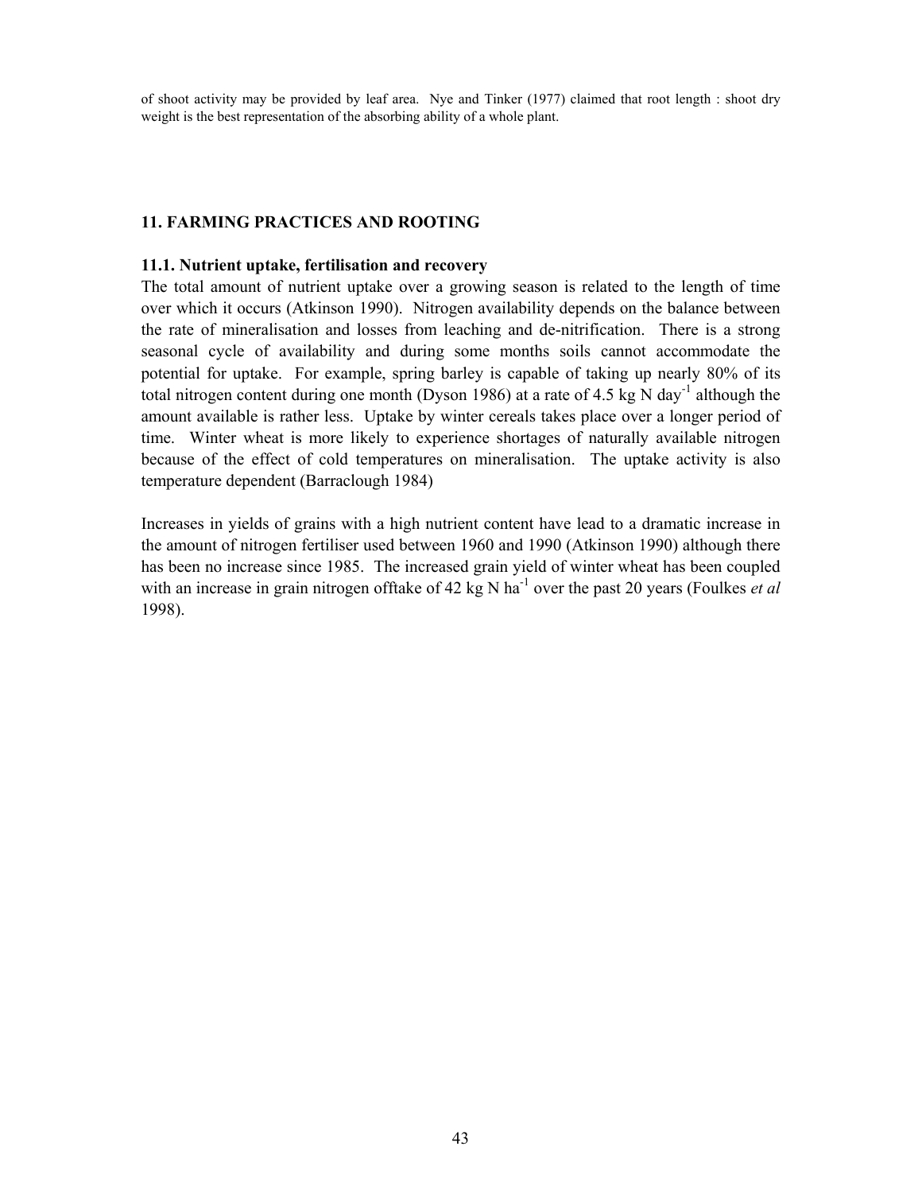of shoot activity may be provided by leaf area. Nye and Tinker (1977) claimed that root length : shoot dry weight is the best representation of the absorbing ability of a whole plant.

## 11. FARMING PRACTICES AND ROOTING

### 11.1. Nutrient uptake, fertilisation and recovery

The total amount of nutrient uptake over a growing season is related to the length of time over which it occurs (Atkinson 1990). Nitrogen availability depends on the balance between the rate of mineralisation and losses from leaching and de-nitrification. There is a strong seasonal cycle of availability and during some months soils cannot accommodate the potential for uptake. For example, spring barley is capable of taking up nearly 80% of its total nitrogen content during one month (Dyson 1986) at a rate of 4.5 kg N day$^{-1}$ although the amount available is rather less. Uptake by winter cereals takes place over a longer period of time. Winter wheat is more likely to experience shortages of naturally available nitrogen because of the effect of cold temperatures on mineralisation. The uptake activity is also temperature dependent (Barraclough 1984)

Increases in yields of grains with a high nutrient content have lead to a dramatic increase in the amount of nitrogen fertiliser used between 1960 and 1990 (Atkinson 1990) although there has been no increase since 1985. The increased grain yield of winter wheat has been coupled with an increase in grain nitrogen offtake of 42 kg N ha$^{-1}$ over the past 20 years (Foulkes *et al* 1998).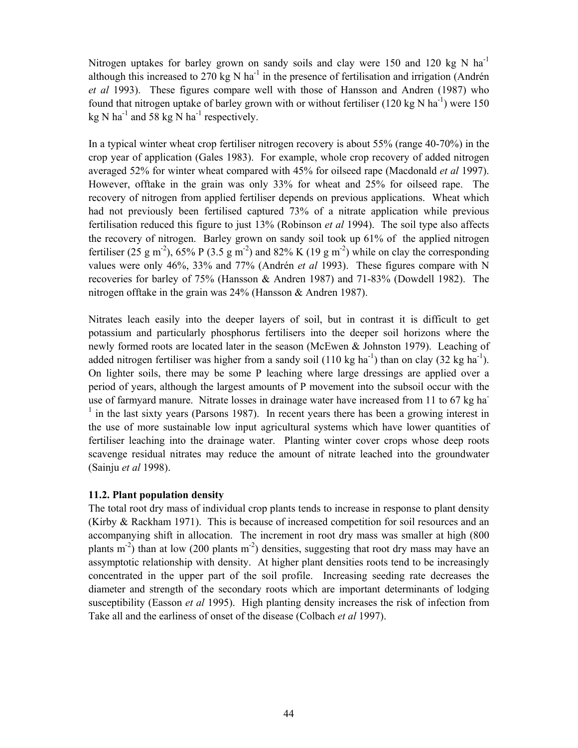Nitrogen uptakes for barley grown on sandy soils and clay were 150 and 120 kg N $ha^{-1}$ although this increased to 270 kg N $ha^{-1}$ in the presence of fertilisation and irrigation (Andrén *et al* 1993). These figures compare well with those of Hansson and Andren (1987) who found that nitrogen uptake of barley grown with or without fertiliser (120 kg N $ha^{-1}$) were 150 kg N $ha^{-1}$ and 58 kg N $ha^{-1}$ respectively.

In a typical winter wheat crop fertiliser nitrogen recovery is about 55% (range 40-70%) in the crop year of application (Gales 1983). For example, whole crop recovery of added nitrogen averaged 52% for winter wheat compared with 45% for oilseed rape (Macdonald *et al* 1997). However, offtake in the grain was only 33% for wheat and 25% for oilseed rape. The recovery of nitrogen from applied fertiliser depends on previous applications. Wheat which had not previously been fertilised captured 73% of a nitrate application while previous fertilisation reduced this figure to just 13% (Robinson *et al* 1994). The soil type also affects the recovery of nitrogen. Barley grown on sandy soil took up 61% of the applied nitrogen fertiliser (25 g $m^{-2}$), 65% P (3.5 g $m^{-2}$) and 82% K (19 g $m^{-2}$) while on clay the corresponding values were only 46%, 33% and 77% (Andrén *et al* 1993). These figures compare with N recoveries for barley of 75% (Hansson & Andren 1987) and 71-83% (Dowdell 1982). The nitrogen offtake in the grain was 24% (Hansson & Andren 1987).

Nitrates leach easily into the deeper layers of soil, but in contrast it is difficult to get potassium and particularly phosphorus fertilisers into the deeper soil horizons where the newly formed roots are located later in the season (McEwen & Johnston 1979). Leaching of added nitrogen fertiliser was higher from a sandy soil (110 kg $ha^{-1}$) than on clay (32 kg $ha^{-1}$). On lighter soils, there may be some P leaching where large dressings are applied over a period of years, although the largest amounts of P movement into the subsoil occur with the use of farmyard manure. Nitrate losses in drainage water have increased from 11 to 67 kg $ha^{-1}$ in the last sixty years (Parsons 1987). In recent years there has been a growing interest in the use of more sustainable low input agricultural systems which have lower quantities of fertiliser leaching into the drainage water. Planting winter cover crops whose deep roots scavenge residual nitrates may reduce the amount of nitrate leached into the groundwater (Sainju *et al* 1998).

### 11.2. Plant population density

The total root dry mass of individual crop plants tends to increase in response to plant density (Kirby & Rackham 1971). This is because of increased competition for soil resources and an accompanying shift in allocation. The increment in root dry mass was smaller at high (800 plants $m^{-2}$) than at low (200 plants $m^{-2}$) densities, suggesting that root dry mass may have an assymptotic relationship with density. At higher plant densities roots tend to be increasingly concentrated in the upper part of the soil profile. Increasing seeding rate decreases the diameter and strength of the secondary roots which are important determinants of lodging susceptibility (Easson *et al* 1995). High planting density increases the risk of infection from Take all and the earliness of onset of the disease (Colbach *et al* 1997).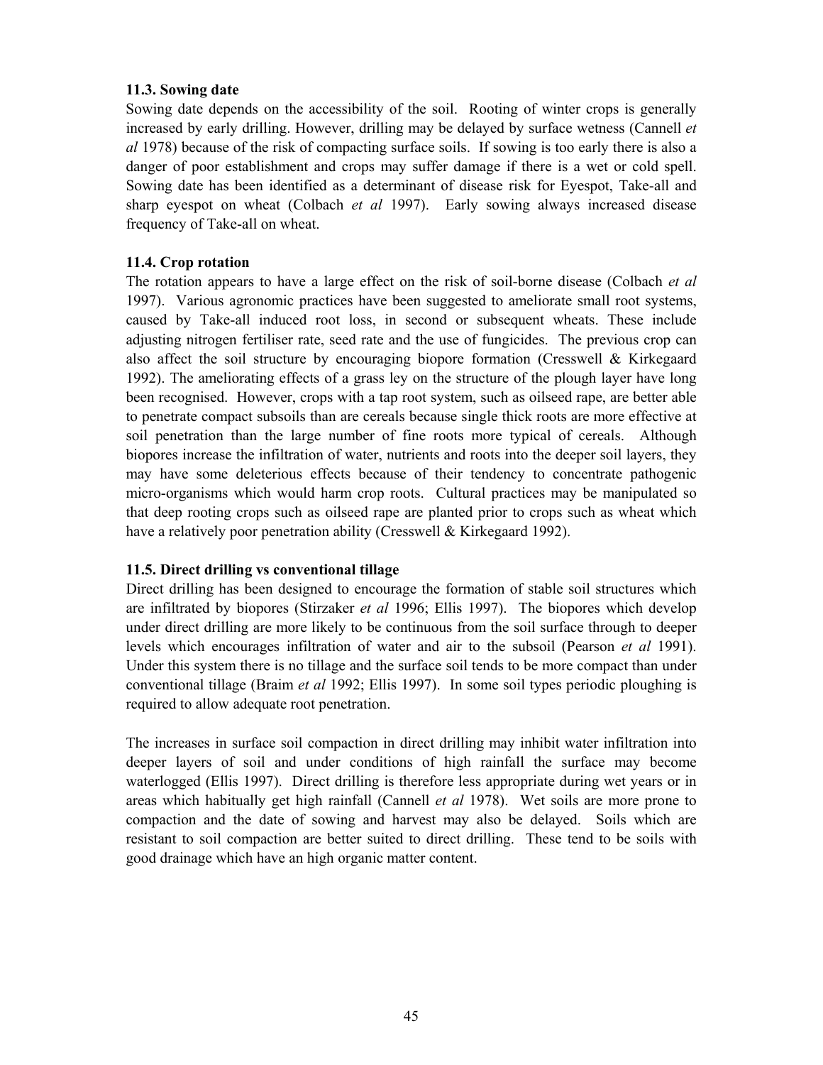### 11.3. Sowing date

Sowing date depends on the accessibility of the soil. Rooting of winter crops is generally increased by early drilling. However, drilling may be delayed by surface wetness (Cannell *et al* 1978) because of the risk of compacting surface soils. If sowing is too early there is also a danger of poor establishment and crops may suffer damage if there is a wet or cold spell. Sowing date has been identified as a determinant of disease risk for Eyespot, Take-all and sharp eyespot on wheat (Colbach *et al* 1997). Early sowing always increased disease frequency of Take-all on wheat.

### 11.4. Crop rotation

The rotation appears to have a large effect on the risk of soil-borne disease (Colbach *et al* 1997). Various agronomic practices have been suggested to ameliorate small root systems, caused by Take-all induced root loss, in second or subsequent wheats. These include adjusting nitrogen fertiliser rate, seed rate and the use of fungicides. The previous crop can also affect the soil structure by encouraging biopore formation (Cresswell & Kirkegaard 1992). The ameliorating effects of a grass ley on the structure of the plough layer have long been recognised. However, crops with a tap root system, such as oilseed rape, are better able to penetrate compact subsoils than are cereals because single thick roots are more effective at soil penetration than the large number of fine roots more typical of cereals. Although biopores increase the infiltration of water, nutrients and roots into the deeper soil layers, they may have some deleterious effects because of their tendency to concentrate pathogenic micro-organisms which would harm crop roots. Cultural practices may be manipulated so that deep rooting crops such as oilseed rape are planted prior to crops such as wheat which have a relatively poor penetration ability (Cresswell & Kirkegaard 1992).

### 11.5. Direct drilling vs conventional tillage

Direct drilling has been designed to encourage the formation of stable soil structures which are infiltrated by biopores (Stirzaker *et al* 1996; Ellis 1997). The biopores which develop under direct drilling are more likely to be continuous from the soil surface through to deeper levels which encourages infiltration of water and air to the subsoil (Pearson *et al* 1991). Under this system there is no tillage and the surface soil tends to be more compact than under conventional tillage (Braim *et al* 1992; Ellis 1997). In some soil types periodic ploughing is required to allow adequate root penetration.

The increases in surface soil compaction in direct drilling may inhibit water infiltration into deeper layers of soil and under conditions of high rainfall the surface may become waterlogged (Ellis 1997). Direct drilling is therefore less appropriate during wet years or in areas which habitually get high rainfall (Cannell *et al* 1978). Wet soils are more prone to compaction and the date of sowing and harvest may also be delayed. Soils which are resistant to soil compaction are better suited to direct drilling. These tend to be soils with good drainage which have an high organic matter content.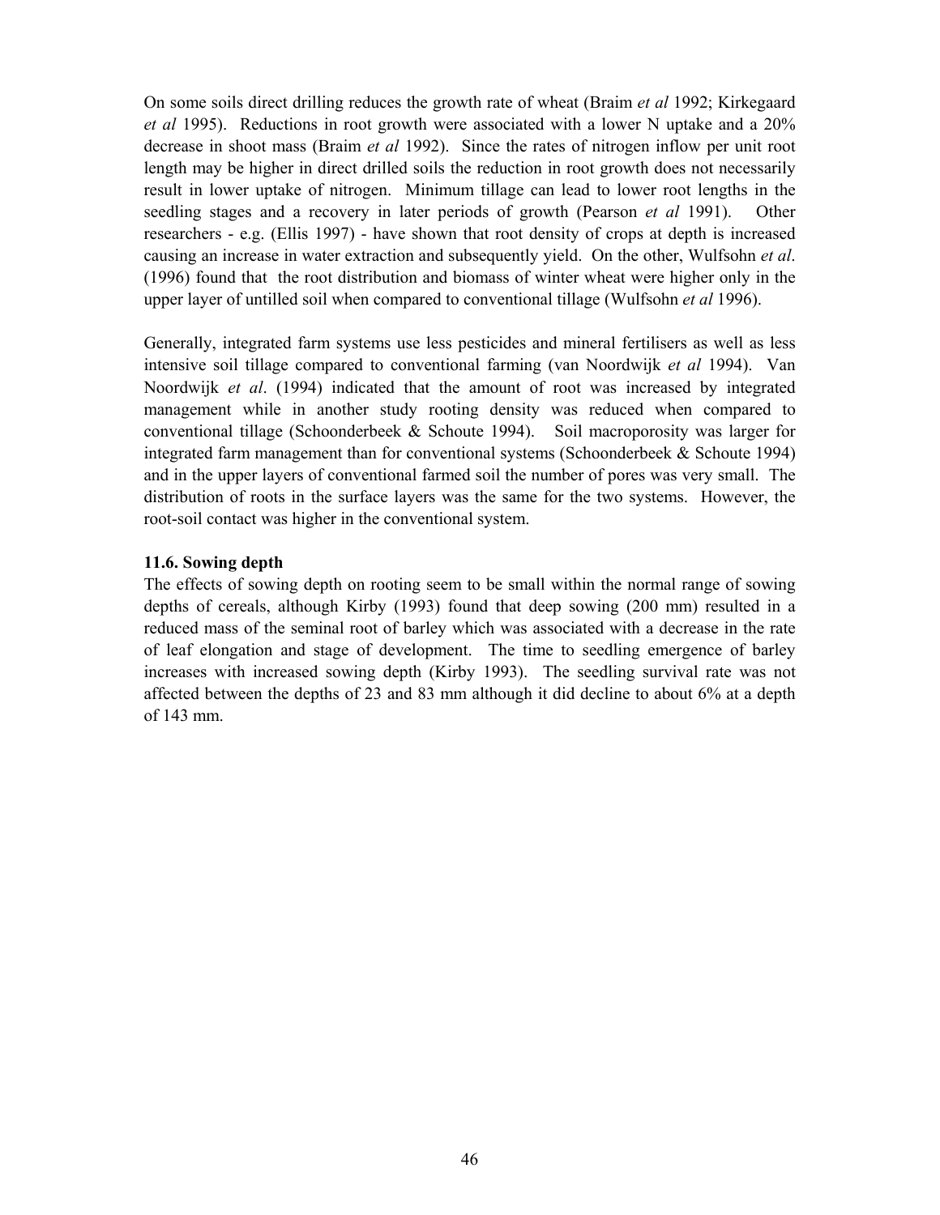On some soils direct drilling reduces the growth rate of wheat (Braim *et al* 1992; Kirkegaard *et al* 1995). Reductions in root growth were associated with a lower N uptake and a 20% decrease in shoot mass (Braim *et al* 1992). Since the rates of nitrogen inflow per unit root length may be higher in direct drilled soils the reduction in root growth does not necessarily result in lower uptake of nitrogen. Minimum tillage can lead to lower root lengths in the seedling stages and a recovery in later periods of growth (Pearson *et al* 1991). Other researchers - e.g. (Ellis 1997) - have shown that root density of crops at depth is increased causing an increase in water extraction and subsequently yield. On the other, Wulfsohn *et al*. (1996) found that the root distribution and biomass of winter wheat were higher only in the upper layer of untilled soil when compared to conventional tillage (Wulfsohn *et al* 1996).

Generally, integrated farm systems use less pesticides and mineral fertilisers as well as less intensive soil tillage compared to conventional farming (van Noordwijk *et al* 1994). Van Noordwijk *et al*. (1994) indicated that the amount of root was increased by integrated management while in another study rooting density was reduced when compared to conventional tillage (Schoonderbeek & Schoute 1994). Soil macroporosity was larger for integrated farm management than for conventional systems (Schoonderbeek & Schoute 1994) and in the upper layers of conventional farmed soil the number of pores was very small. The distribution of roots in the surface layers was the same for the two systems. However, the root-soil contact was higher in the conventional system.

### 11.6. Sowing depth

The effects of sowing depth on rooting seem to be small within the normal range of sowing depths of cereals, although Kirby (1993) found that deep sowing (200 mm) resulted in a reduced mass of the seminal root of barley which was associated with a decrease in the rate of leaf elongation and stage of development. The time to seedling emergence of barley increases with increased sowing depth (Kirby 1993). The seedling survival rate was not affected between the depths of 23 and 83 mm although it did decline to about 6% at a depth of 143 mm.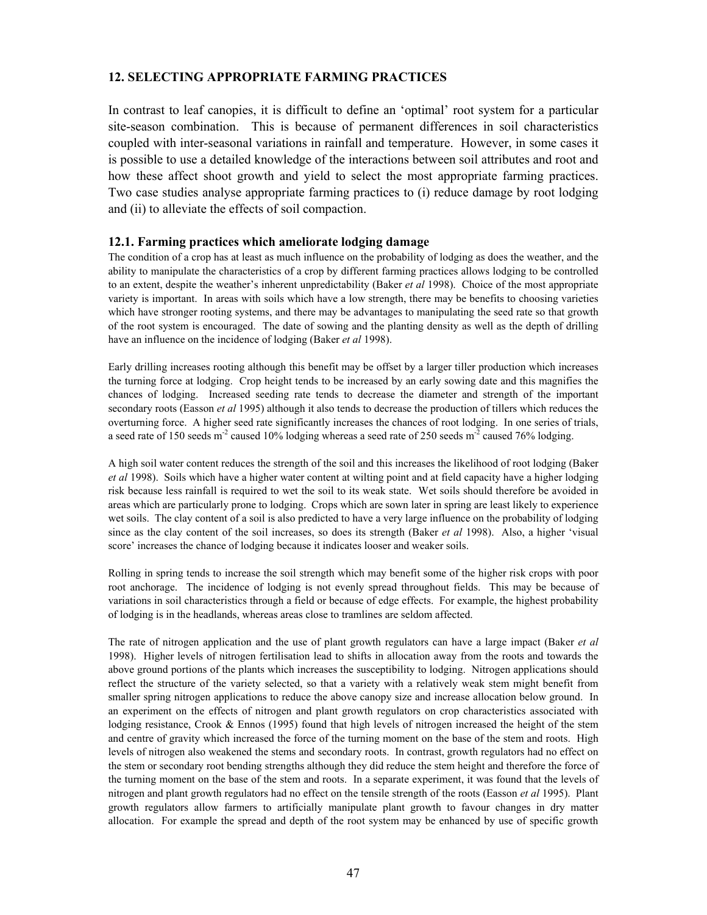## 12. SELECTING APPROPRIATE FARMING PRACTICES

In contrast to leaf canopies, it is difficult to define an 'optimal' root system for a particular site-season combination. This is because of permanent differences in soil characteristics coupled with inter-seasonal variations in rainfall and temperature. However, in some cases it is possible to use a detailed knowledge of the interactions between soil attributes and root and how these affect shoot growth and yield to select the most appropriate farming practices. Two case studies analyse appropriate farming practices to (i) reduce damage by root lodging and (ii) to alleviate the effects of soil compaction.

### 12.1. Farming practices which ameliorate lodging damage

The condition of a crop has at least as much influence on the probability of lodging as does the weather, and the ability to manipulate the characteristics of a crop by different farming practices allows lodging to be controlled to an extent, despite the weather's inherent unpredictability (Baker *et al* 1998). Choice of the most appropriate variety is important. In areas with soils which have a low strength, there may be benefits to choosing varieties which have stronger rooting systems, and there may be advantages to manipulating the seed rate so that growth of the root system is encouraged. The date of sowing and the planting density as well as the depth of drilling have an influence on the incidence of lodging (Baker *et al* 1998).

Early drilling increases rooting although this benefit may be offset by a larger tiller production which increases the turning force at lodging. Crop height tends to be increased by an early sowing date and this magnifies the chances of lodging. Increased seeding rate tends to decrease the diameter and strength of the important secondary roots (Easson *et al* 1995) although it also tends to decrease the production of tillers which reduces the overturning force. A higher seed rate significantly increases the chances of root lodging. In one series of trials, a seed rate of 150 seeds $m^{-2}$ caused 10% lodging whereas a seed rate of 250 seeds $m^{-2}$ caused 76% lodging.

A high soil water content reduces the strength of the soil and this increases the likelihood of root lodging (Baker *et al* 1998). Soils which have a higher water content at wilting point and at field capacity have a higher lodging risk because less rainfall is required to wet the soil to its weak state. Wet soils should therefore be avoided in areas which are particularly prone to lodging. Crops which are sown later in spring are least likely to experience wet soils. The clay content of a soil is also predicted to have a very large influence on the probability of lodging since as the clay content of the soil increases, so does its strength (Baker *et al* 1998). Also, a higher 'visual score' increases the chance of lodging because it indicates looser and weaker soils.

Rolling in spring tends to increase the soil strength which may benefit some of the higher risk crops with poor root anchorage. The incidence of lodging is not evenly spread throughout fields. This may be because of variations in soil characteristics through a field or because of edge effects. For example, the highest probability of lodging is in the headlands, whereas areas close to tramlines are seldom affected.

The rate of nitrogen application and the use of plant growth regulators can have a large impact (Baker *et al* 1998). Higher levels of nitrogen fertilisation lead to shifts in allocation away from the roots and towards the above ground portions of the plants which increases the susceptibility to lodging. Nitrogen applications should reflect the structure of the variety selected, so that a variety with a relatively weak stem might benefit from smaller spring nitrogen applications to reduce the above canopy size and increase allocation below ground. In an experiment on the effects of nitrogen and plant growth regulators on crop characteristics associated with lodging resistance, Crook & Ennos (1995) found that high levels of nitrogen increased the height of the stem and centre of gravity which increased the force of the turning moment on the base of the stem and roots. High levels of nitrogen also weakened the stems and secondary roots. In contrast, growth regulators had no effect on the stem or secondary root bending strengths although they did reduce the stem height and therefore the force of the turning moment on the base of the stem and roots. In a separate experiment, it was found that the levels of nitrogen and plant growth regulators had no effect on the tensile strength of the roots (Easson *et al* 1995). Plant growth regulators allow farmers to artificially manipulate plant growth to favour changes in dry matter allocation. For example the spread and depth of the root system may be enhanced by use of specific growth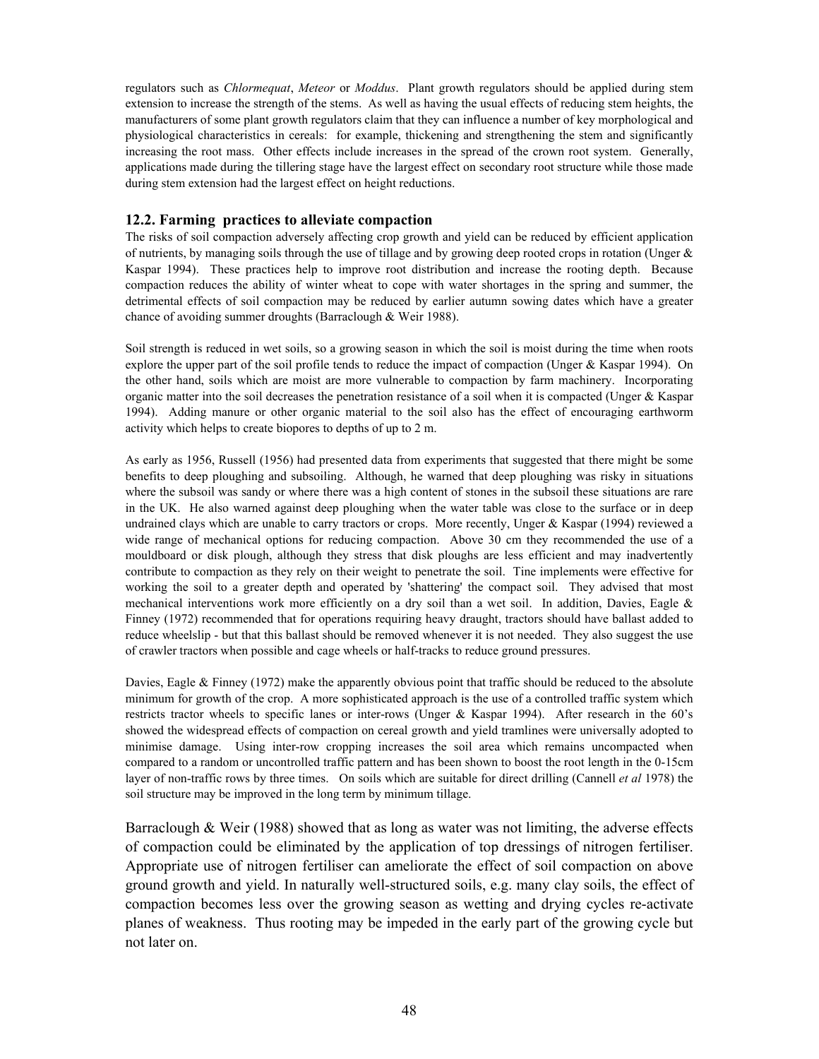regulators such as *Chlormequat*, *Meteor* or *Moddus*. Plant growth regulators should be applied during stem extension to increase the strength of the stems. As well as having the usual effects of reducing stem heights, the manufacturers of some plant growth regulators claim that they can influence a number of key morphological and physiological characteristics in cereals: for example, thickening and strengthening the stem and significantly increasing the root mass. Other effects include increases in the spread of the crown root system. Generally, applications made during the tillering stage have the largest effect on secondary root structure while those made during stem extension had the largest effect on height reductions.

### 12.2. Farming practices to alleviate compaction

The risks of soil compaction adversely affecting crop growth and yield can be reduced by efficient application of nutrients, by managing soils through the use of tillage and by growing deep rooted crops in rotation (Unger & Kaspar 1994). These practices help to improve root distribution and increase the rooting depth. Because compaction reduces the ability of winter wheat to cope with water shortages in the spring and summer, the detrimental effects of soil compaction may be reduced by earlier autumn sowing dates which have a greater chance of avoiding summer droughts (Barraclough & Weir 1988).

Soil strength is reduced in wet soils, so a growing season in which the soil is moist during the time when roots explore the upper part of the soil profile tends to reduce the impact of compaction (Unger & Kaspar 1994). On the other hand, soils which are moist are more vulnerable to compaction by farm machinery. Incorporating organic matter into the soil decreases the penetration resistance of a soil when it is compacted (Unger & Kaspar 1994). Adding manure or other organic material to the soil also has the effect of encouraging earthworm activity which helps to create biopores to depths of up to 2 m.

As early as 1956, Russell (1956) had presented data from experiments that suggested that there might be some benefits to deep ploughing and subsoiling. Although, he warned that deep ploughing was risky in situations where the subsoil was sandy or where there was a high content of stones in the subsoil these situations are rare in the UK. He also warned against deep ploughing when the water table was close to the surface or in deep undrained clays which are unable to carry tractors or crops. More recently, Unger & Kaspar (1994) reviewed a wide range of mechanical options for reducing compaction. Above 30 cm they recommended the use of a mouldboard or disk plough, although they stress that disk ploughs are less efficient and may inadvertently contribute to compaction as they rely on their weight to penetrate the soil. Tine implements were effective for working the soil to a greater depth and operated by 'shattering' the compact soil. They advised that most mechanical interventions work more efficiently on a dry soil than a wet soil. In addition, Davies, Eagle & Finney (1972) recommended that for operations requiring heavy draught, tractors should have ballast added to reduce wheelslip - but that this ballast should be removed whenever it is not needed. They also suggest the use of crawler tractors when possible and cage wheels or half-tracks to reduce ground pressures.

Davies, Eagle & Finney (1972) make the apparently obvious point that traffic should be reduced to the absolute minimum for growth of the crop. A more sophisticated approach is the use of a controlled traffic system which restricts tractor wheels to specific lanes or inter-rows (Unger & Kaspar 1994). After research in the 60's showed the widespread effects of compaction on cereal growth and yield tramlines were universally adopted to minimise damage. Using inter-row cropping increases the soil area which remains uncompacted when compared to a random or uncontrolled traffic pattern and has been shown to boost the root length in the 0-15cm layer of non-traffic rows by three times. On soils which are suitable for direct drilling (Cannell *et al* 1978) the soil structure may be improved in the long term by minimum tillage.

Barraclough & Weir (1988) showed that as long as water was not limiting, the adverse effects of compaction could be eliminated by the application of top dressings of nitrogen fertiliser. Appropriate use of nitrogen fertiliser can ameliorate the effect of soil compaction on above ground growth and yield. In naturally well-structured soils, e.g. many clay soils, the effect of compaction becomes less over the growing season as wetting and drying cycles re-activate planes of weakness. Thus rooting may be impeded in the early part of the growing cycle but not later on.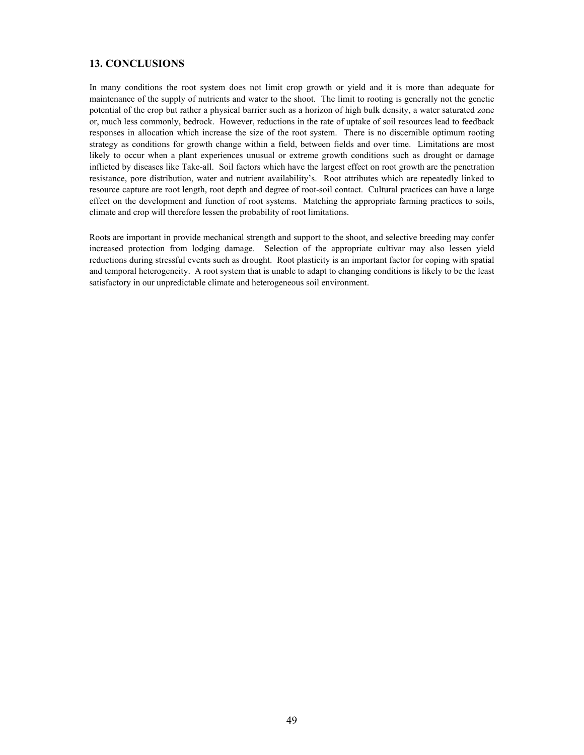## 13. CONCLUSIONS

In many conditions the root system does not limit crop growth or yield and it is more than adequate for maintenance of the supply of nutrients and water to the shoot. The limit to rooting is generally not the genetic potential of the crop but rather a physical barrier such as a horizon of high bulk density, a water saturated zone or, much less commonly, bedrock. However, reductions in the rate of uptake of soil resources lead to feedback responses in allocation which increase the size of the root system. There is no discernible optimum rooting strategy as conditions for growth change within a field, between fields and over time. Limitations are most likely to occur when a plant experiences unusual or extreme growth conditions such as drought or damage inflicted by diseases like Take-all. Soil factors which have the largest effect on root growth are the penetration resistance, pore distribution, water and nutrient availability's. Root attributes which are repeatedly linked to resource capture are root length, root depth and degree of root-soil contact. Cultural practices can have a large effect on the development and function of root systems. Matching the appropriate farming practices to soils, climate and crop will therefore lessen the probability of root limitations.

Roots are important in provide mechanical strength and support to the shoot, and selective breeding may confer increased protection from lodging damage. Selection of the appropriate cultivar may also lessen yield reductions during stressful events such as drought. Root plasticity is an important factor for coping with spatial and temporal heterogeneity. A root system that is unable to adapt to changing conditions is likely to be the least satisfactory in our unpredictable climate and heterogeneous soil environment.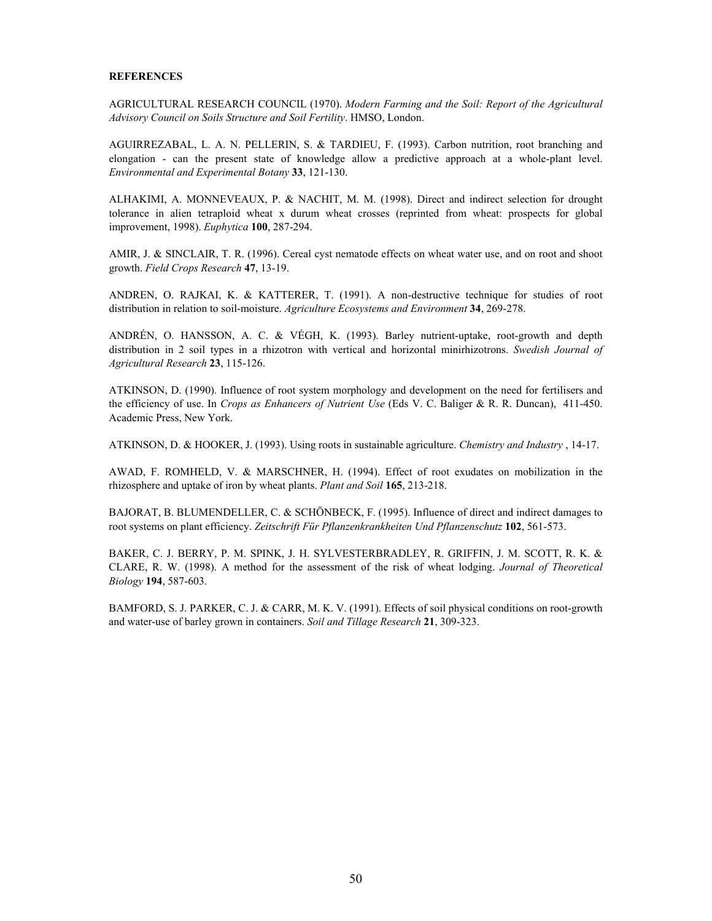**REFERENCES**

AGRICULTURAL RESEARCH COUNCIL (1970). *Modern Farming and the Soil: Report of the Agricultural Advisory Council on Soils Structure and Soil Fertility*. HMSO, London.

AGUIRREZABAL, L. A. N. PELLERIN, S. & TARDIEU, F. (1993). Carbon nutrition, root branching and elongation - can the present state of knowledge allow a predictive approach at a whole-plant level. *Environmental and Experimental Botany* **33**, 121-130.

ALHAKIMI, A. MONNEVEAUX, P. & NACHIT, M. M. (1998). Direct and indirect selection for drought tolerance in alien tetraploid wheat x durum wheat crosses (reprinted from wheat: prospects for global improvement, 1998). *Euphytica* **100**, 287-294.

AMIR, J. & SINCLAIR, T. R. (1996). Cereal cyst nematode effects on wheat water use, and on root and shoot growth. *Field Crops Research* **47**, 13-19.

ANDREN, O. RAJKAI, K. & KATTERER, T. (1991). A non-destructive technique for studies of root distribution in relation to soil-moisture. *Agriculture Ecosystems and Environment* **34**, 269-278.

ANDRÉN, O. HANSSON, A. C. & VÉGH, K. (1993). Barley nutrient-uptake, root-growth and depth distribution in 2 soil types in a rhizotron with vertical and horizontal minirhizotrons. *Swedish Journal of Agricultural Research* **23**, 115-126.

ATKINSON, D. (1990). Influence of root system morphology and development on the need for fertilisers and the efficiency of use. In *Crops as Enhancers of Nutrient Use* (Eds V. C. Baliger & R. R. Duncan), 411-450. Academic Press, New York.

ATKINSON, D. & HOOKER, J. (1993). Using roots in sustainable agriculture. *Chemistry and Industry* , 14-17.

AWAD, F. ROMHELD, V. & MARSCHNER, H. (1994). Effect of root exudates on mobilization in the rhizosphere and uptake of iron by wheat plants. *Plant and Soil* **165**, 213-218.

BAJORAT, B. BLUMENDELLER, C. & SCHÖNBECK, F. (1995). Influence of direct and indirect damages to root systems on plant efficiency. *Zeitschrift Für Pflanzenkrankheiten Und Pflanzenschutz* **102**, 561-573.

BAKER, C. J. BERRY, P. M. SPINK, J. H. SYLVESTERBRADLEY, R. GRIFFIN, J. M. SCOTT, R. K. & CLARE, R. W. (1998). A method for the assessment of the risk of wheat lodging. *Journal of Theoretical Biology* **194**, 587-603.

BAMFORD, S. J. PARKER, C. J. & CARR, M. K. V. (1991). Effects of soil physical conditions on root-growth and water-use of barley grown in containers. *Soil and Tillage Research* **21**, 309-323.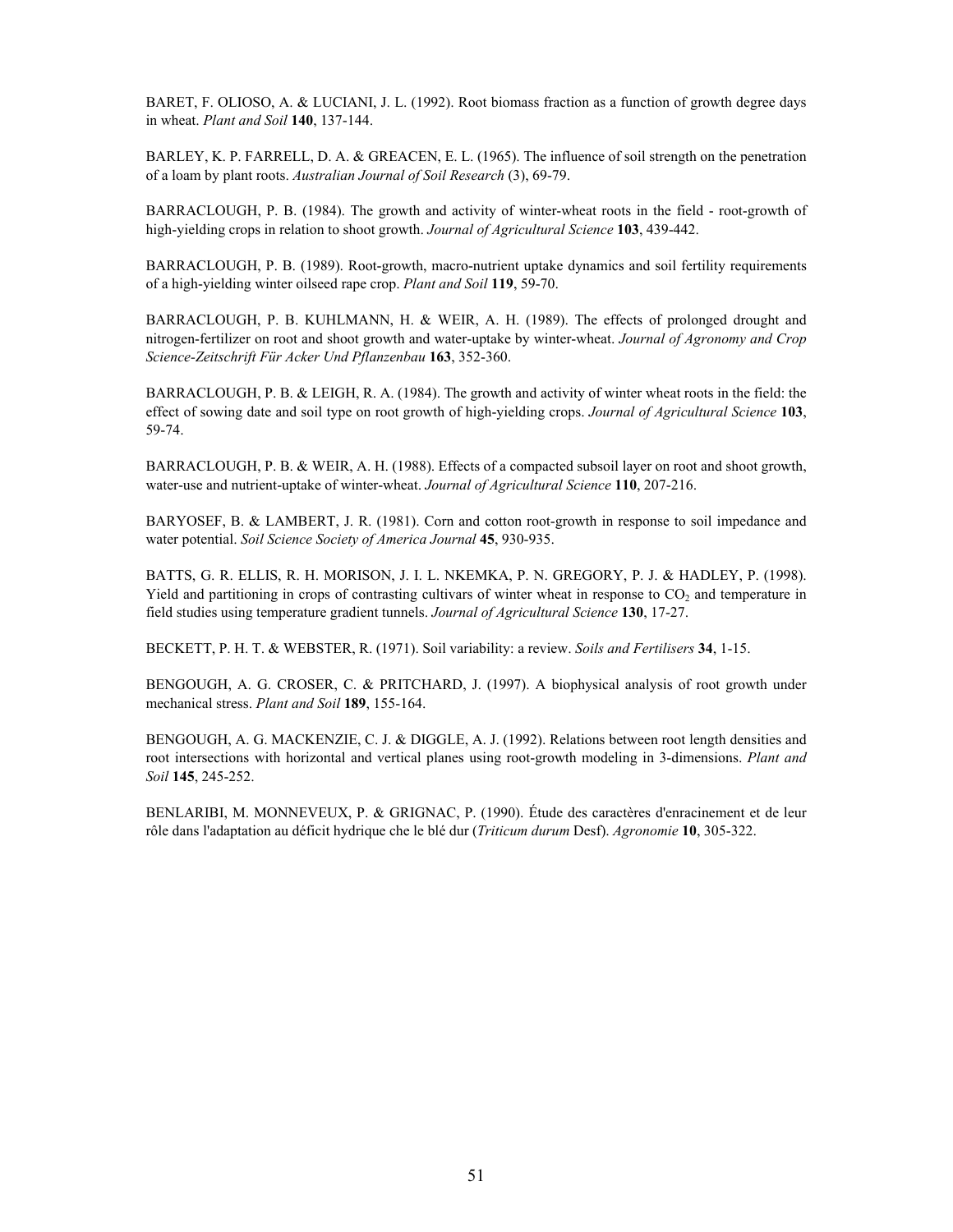BARET, F. OLIOSO, A. & LUCIANI, J. L. (1992). Root biomass fraction as a function of growth degree days in wheat. *Plant and Soil* **140**, 137-144.

BARLEY, K. P. FARRELL, D. A. & GREACEN, E. L. (1965). The influence of soil strength on the penetration of a loam by plant roots. *Australian Journal of Soil Research* (3), 69-79.

BARRACLOUGH, P. B. (1984). The growth and activity of winter-wheat roots in the field - root-growth of high-yielding crops in relation to shoot growth. *Journal of Agricultural Science* **103**, 439-442.

BARRACLOUGH, P. B. (1989). Root-growth, macro-nutrient uptake dynamics and soil fertility requirements of a high-yielding winter oilseed rape crop. *Plant and Soil* **119**, 59-70.

BARRACLOUGH, P. B. KUHLMANN, H. & WEIR, A. H. (1989). The effects of prolonged drought and nitrogen-fertilizer on root and shoot growth and water-uptake by winter-wheat. *Journal of Agronomy and Crop Science-Zeitschrift Für Acker Und Pflanzenbau* **163**, 352-360.

BARRACLOUGH, P. B. & LEIGH, R. A. (1984). The growth and activity of winter wheat roots in the field: the effect of sowing date and soil type on root growth of high-yielding crops. *Journal of Agricultural Science* **103**, 59-74.

BARRACLOUGH, P. B. & WEIR, A. H. (1988). Effects of a compacted subsoil layer on root and shoot growth, water-use and nutrient-uptake of winter-wheat. *Journal of Agricultural Science* **110**, 207-216.

BARYOSEF, B. & LAMBERT, J. R. (1981). Corn and cotton root-growth in response to soil impedance and water potential. *Soil Science Society of America Journal* **45**, 930-935.

BATTS, G. R. ELLIS, R. H. MORISON, J. I. L. NKEMKA, P. N. GREGORY, P. J. & HADLEY, P. (1998). Yield and partitioning in crops of contrasting cultivars of winter wheat in response to $CO_2$ and temperature in field studies using temperature gradient tunnels. *Journal of Agricultural Science* **130**, 17-27.

BECKETT, P. H. T. & WEBSTER, R. (1971). Soil variability: a review. *Soils and Fertilisers* **34**, 1-15.

BENGOUGH, A. G. CROSER, C. & PRITCHARD, J. (1997). A biophysical analysis of root growth under mechanical stress. *Plant and Soil* **189**, 155-164.

BENGOUGH, A. G. MACKENZIE, C. J. & DIGGLE, A. J. (1992). Relations between root length densities and root intersections with horizontal and vertical planes using root-growth modeling in 3-dimensions. *Plant and Soil* **145**, 245-252.

BENLARIBI, M. MONNEVEUX, P. & GRIGNAC, P. (1990). Étude des caractères d'enracinement et de leur rôle dans l'adaptation au déficit hydrique che le blé dur (*Triticum durum* Desf). *Agronomie* **10**, 305-322.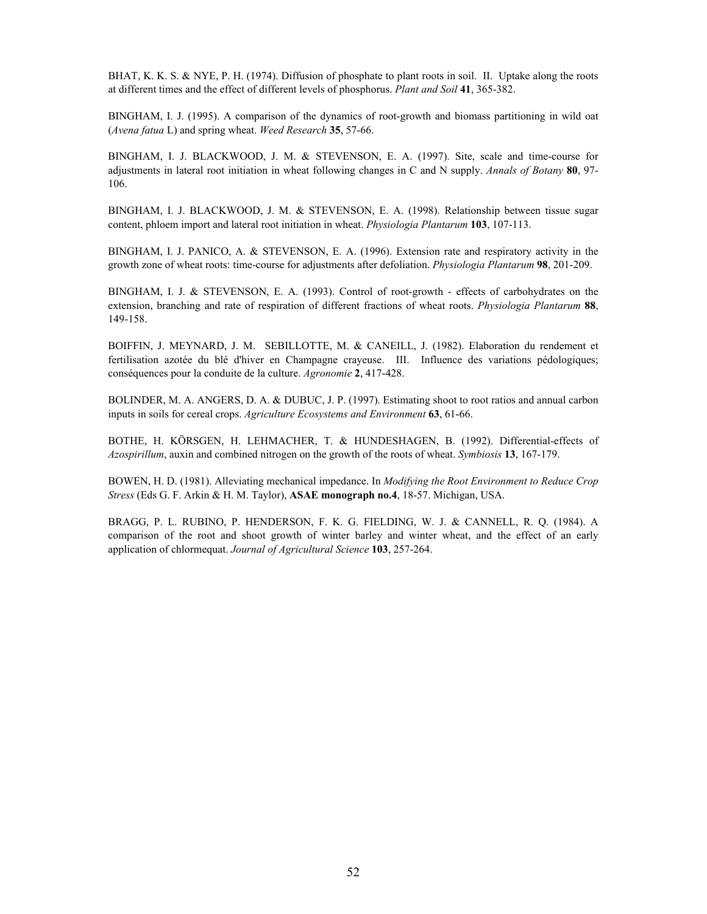BHAT, K. K. S. & NYE, P. H. (1974). Diffusion of phosphate to plant roots in soil. II. Uptake along the roots at different times and the effect of different levels of phosphorus. *Plant and Soil* **41**, 365-382.

BINGHAM, I. J. (1995). A comparison of the dynamics of root-growth and biomass partitioning in wild oat (*Avena fatua* L) and spring wheat. *Weed Research* **35**, 57-66.

BINGHAM, I. J. BLACKWOOD, J. M. & STEVENSON, E. A. (1997). Site, scale and time-course for adjustments in lateral root initiation in wheat following changes in C and N supply. *Annals of Botany* **80**, 97-106.

BINGHAM, I. J. BLACKWOOD, J. M. & STEVENSON, E. A. (1998). Relationship between tissue sugar content, phloem import and lateral root initiation in wheat. *Physiologia Plantarum* **103**, 107-113.

BINGHAM, I. J. PANICO, A. & STEVENSON, E. A. (1996). Extension rate and respiratory activity in the growth zone of wheat roots: time-course for adjustments after defoliation. *Physiologia Plantarum* **98**, 201-209.

BINGHAM, I. J. & STEVENSON, E. A. (1993). Control of root-growth - effects of carbohydrates on the extension, branching and rate of respiration of different fractions of wheat roots. *Physiologia Plantarum* **88**, 149-158.

BOIFFIN, J. MEYNARD, J. M. SEBILLOTTE, M. & CANEILL, J. (1982). Elaboration du rendement et fertilisation azotée du blé d'hiver en Champagne crayeuse. III. Influence des variations pédologiques; conséquences pour la conduite de la culture. *Agronomie* **2**, 417-428.

BOLINDER, M. A. ANGERS, D. A. & DUBUC, J. P. (1997). Estimating shoot to root ratios and annual carbon inputs in soils for cereal crops. *Agriculture Ecosystems and Environment* **63**, 61-66.

BOTHE, H. KÖRSGEN, H. LEHMACHER, T. & HUNDESHAGEN, B. (1992). Differential-effects of *Azospirillum*, auxin and combined nitrogen on the growth of the roots of wheat. *Symbiosis* **13**, 167-179.

BOWEN, H. D. (1981). Alleviating mechanical impedance. In *Modifying the Root Environment to Reduce Crop Stress* (Eds G. F. Arkin & H. M. Taylor), **ASAE monograph no.4**, 18-57. Michigan, USA.

BRAGG, P. L. RUBINO, P. HENDERSON, F. K. G. FIELDING, W. J. & CANNELL, R. Q. (1984). A comparison of the root and shoot growth of winter barley and winter wheat, and the effect of an early application of chlormequat. *Journal of Agricultural Science* **103**, 257-264.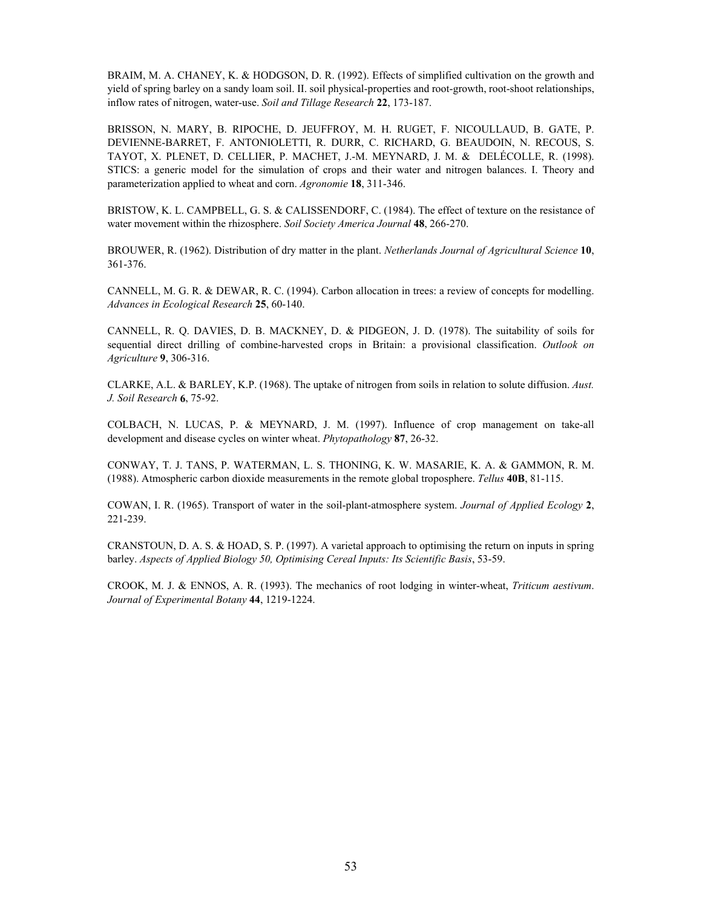BRAIM, M. A. CHANEY, K. & HODGSON, D. R. (1992). Effects of simplified cultivation on the growth and yield of spring barley on a sandy loam soil. II. soil physical-properties and root-growth, root-shoot relationships, inflow rates of nitrogen, water-use. *Soil and Tillage Research* **22**, 173-187.

BRISSON, N. MARY, B. RIPOCHE, D. JEUFFROY, M. H. RUGET, F. NICOULLAUD, B. GATE, P. DEVIENNE-BARRET, F. ANTONIOLETTI, R. DURR, C. RICHARD, G. BEAUDOIN, N. RECOUS, S. TAYOT, X. PLENET, D. CELLIER, P. MACHET, J.-M. MEYNARD, J. M. & DELÉCOLLE, R. (1998). STICS: a generic model for the simulation of crops and their water and nitrogen balances. I. Theory and parameterization applied to wheat and corn. *Agronomie* **18**, 311-346.

BRISTOW, K. L. CAMPBELL, G. S. & CALISSENDORF, C. (1984). The effect of texture on the resistance of water movement within the rhizosphere. *Soil Society America Journal* **48**, 266-270.

BROUWER, R. (1962). Distribution of dry matter in the plant. *Netherlands Journal of Agricultural Science* **10**, 361-376.

CANNELL, M. G. R. & DEWAR, R. C. (1994). Carbon allocation in trees: a review of concepts for modelling. *Advances in Ecological Research* **25**, 60-140.

CANNELL, R. Q. DAVIES, D. B. MACKNEY, D. & PIDGEON, J. D. (1978). The suitability of soils for sequential direct drilling of combine-harvested crops in Britain: a provisional classification. *Outlook on Agriculture* **9**, 306-316.

CLARKE, A.L. & BARLEY, K.P. (1968). The uptake of nitrogen from soils in relation to solute diffusion. *Aust. J. Soil Research* **6**, 75-92.

COLBACH, N. LUCAS, P. & MEYNARD, J. M. (1997). Influence of crop management on take-all development and disease cycles on winter wheat. *Phytopathology* **87**, 26-32.

CONWAY, T. J. TANS, P. WATERMAN, L. S. THONING, K. W. MASARIE, K. A. & GAMMON, R. M. (1988). Atmospheric carbon dioxide measurements in the remote global troposphere. *Tellus* **40B**, 81-115.

COWAN, I. R. (1965). Transport of water in the soil-plant-atmosphere system. *Journal of Applied Ecology* **2**, 221-239.

CRANSTOUN, D. A. S. & HOAD, S. P. (1997). A varietal approach to optimising the return on inputs in spring barley. *Aspects of Applied Biology 50, Optimising Cereal Inputs: Its Scientific Basis*, 53-59.

CROOK, M. J. & ENNOS, A. R. (1993). The mechanics of root lodging in winter-wheat, *Triticum aestivum*. *Journal of Experimental Botany* **44**, 1219-1224.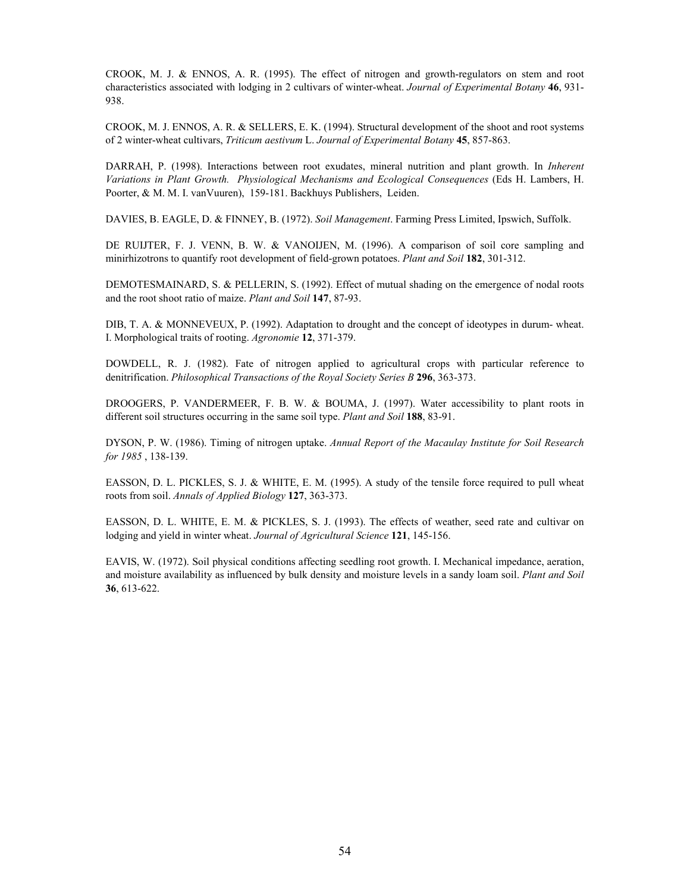CROOK, M. J. & ENNOS, A. R. (1995). The effect of nitrogen and growth-regulators on stem and root characteristics associated with lodging in 2 cultivars of winter-wheat. *Journal of Experimental Botany* **46**, 931-938.

CROOK, M. J. ENNOS, A. R. & SELLERS, E. K. (1994). Structural development of the shoot and root systems of 2 winter-wheat cultivars, *Triticum aestivum* L. *Journal of Experimental Botany* **45**, 857-863.

DARRAH, P. (1998). Interactions between root exudates, mineral nutrition and plant growth. In *Inherent Variations in Plant Growth. Physiological Mechanisms and Ecological Consequences* (Eds H. Lambers, H. Poorter, & M. M. I. vanVuuren), 159-181. Backhuys Publishers, Leiden.

DAVIES, B. EAGLE, D. & FINNEY, B. (1972). *Soil Management*. Farming Press Limited, Ipswich, Suffolk.

DE RUIJTER, F. J. VENN, B. W. & VANOIJEN, M. (1996). A comparison of soil core sampling and minirhizotrons to quantify root development of field-grown potatoes. *Plant and Soil* **182**, 301-312.

DEMOTESMAINARD, S. & PELLERIN, S. (1992). Effect of mutual shading on the emergence of nodal roots and the root shoot ratio of maize. *Plant and Soil* **147**, 87-93.

DIB, T. A. & MONNEVEUX, P. (1992). Adaptation to drought and the concept of ideotypes in durum- wheat. I. Morphological traits of rooting. *Agronomie* **12**, 371-379.

DOWDELL, R. J. (1982). Fate of nitrogen applied to agricultural crops with particular reference to denitrification. *Philosophical Transactions of the Royal Society Series B* **296**, 363-373.

DROOGERS, P. VANDERMEER, F. B. W. & BOUMA, J. (1997). Water accessibility to plant roots in different soil structures occurring in the same soil type. *Plant and Soil* **188**, 83-91.

DYSON, P. W. (1986). Timing of nitrogen uptake. *Annual Report of the Macaulay Institute for Soil Research for 1985* , 138-139.

EASSON, D. L. PICKLES, S. J. & WHITE, E. M. (1995). A study of the tensile force required to pull wheat roots from soil. *Annals of Applied Biology* **127**, 363-373.

EASSON, D. L. WHITE, E. M. & PICKLES, S. J. (1993). The effects of weather, seed rate and cultivar on lodging and yield in winter wheat. *Journal of Agricultural Science* **121**, 145-156.

EAVIS, W. (1972). Soil physical conditions affecting seedling root growth. I. Mechanical impedance, aeration, and moisture availability as influenced by bulk density and moisture levels in a sandy loam soil. *Plant and Soil* **36**, 613-622.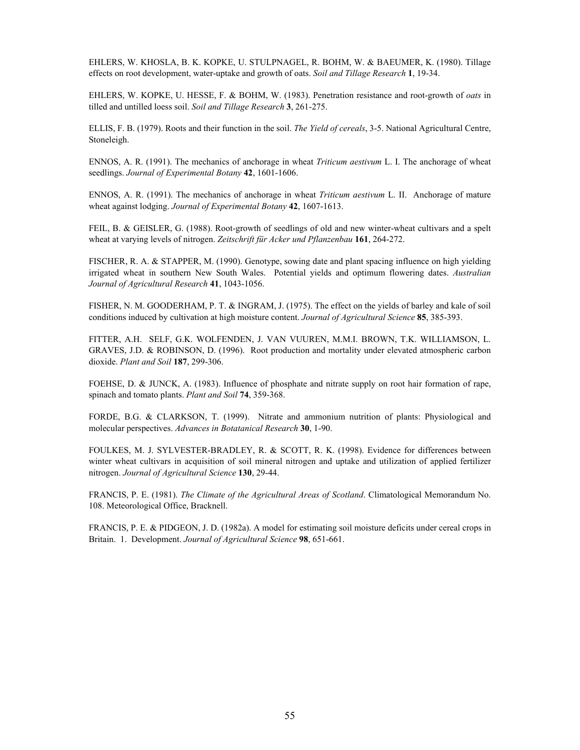EHLERS, W. KHOSLA, B. K. KOPKE, U. STULPNAGEL, R. BOHM, W. & BAEUMER, K. (1980). Tillage effects on root development, water-uptake and growth of oats. *Soil and Tillage Research* **1**, 19-34.

EHLERS, W. KOPKE, U. HESSE, F. & BOHM, W. (1983). Penetration resistance and root-growth of *oats* in tilled and untilled loess soil. *Soil and Tillage Research* **3**, 261-275.

ELLIS, F. B. (1979). Roots and their function in the soil. *The Yield of cereals*, 3-5. National Agricultural Centre, Stoneleigh.

ENNOS, A. R. (1991). The mechanics of anchorage in wheat *Triticum aestivum* L. I. The anchorage of wheat seedlings. *Journal of Experimental Botany* **42**, 1601-1606.

ENNOS, A. R. (1991). The mechanics of anchorage in wheat *Triticum aestivum* L. II. Anchorage of mature wheat against lodging. *Journal of Experimental Botany* **42**, 1607-1613.

FEIL, B. & GEISLER, G. (1988). Root-growth of seedlings of old and new winter-wheat cultivars and a spelt wheat at varying levels of nitrogen. *Zeitschrift für Acker und Pflanzenbau* **161**, 264-272.

FISCHER, R. A. & STAPPER, M. (1990). Genotype, sowing date and plant spacing influence on high yielding irrigated wheat in southern New South Wales. Potential yields and optimum flowering dates. *Australian Journal of Agricultural Research* **41**, 1043-1056.

FISHER, N. M. GOODERHAM, P. T. & INGRAM, J. (1975). The effect on the yields of barley and kale of soil conditions induced by cultivation at high moisture content. *Journal of Agricultural Science* **85**, 385-393.

FITTER, A.H. SELF, G.K. WOLFENDEN, J. VAN VUUREN, M.M.I. BROWN, T.K. WILLIAMSON, L. GRAVES, J.D. & ROBINSON, D. (1996). Root production and mortality under elevated atmospheric carbon dioxide. *Plant and Soil* **187**, 299-306.

FOEHSE, D. & JUNCK, A. (1983). Influence of phosphate and nitrate supply on root hair formation of rape, spinach and tomato plants. *Plant and Soil* **74**, 359-368.

FORDE, B.G. & CLARKSON, T. (1999). Nitrate and ammonium nutrition of plants: Physiological and molecular perspectives. *Advances in Botatanical Research* **30**, 1-90.

FOULKES, M. J. SYLVESTER-BRADLEY, R. & SCOTT, R. K. (1998). Evidence for differences between winter wheat cultivars in acquisition of soil mineral nitrogen and uptake and utilization of applied fertilizer nitrogen. *Journal of Agricultural Science* **130**, 29-44.

FRANCIS, P. E. (1981). *The Climate of the Agricultural Areas of Scotland*. Climatological Memorandum No. 108. Meteorological Office, Bracknell.

FRANCIS, P. E. & PIDGEON, J. D. (1982a). A model for estimating soil moisture deficits under cereal crops in Britain. 1. Development. *Journal of Agricultural Science* **98**, 651-661.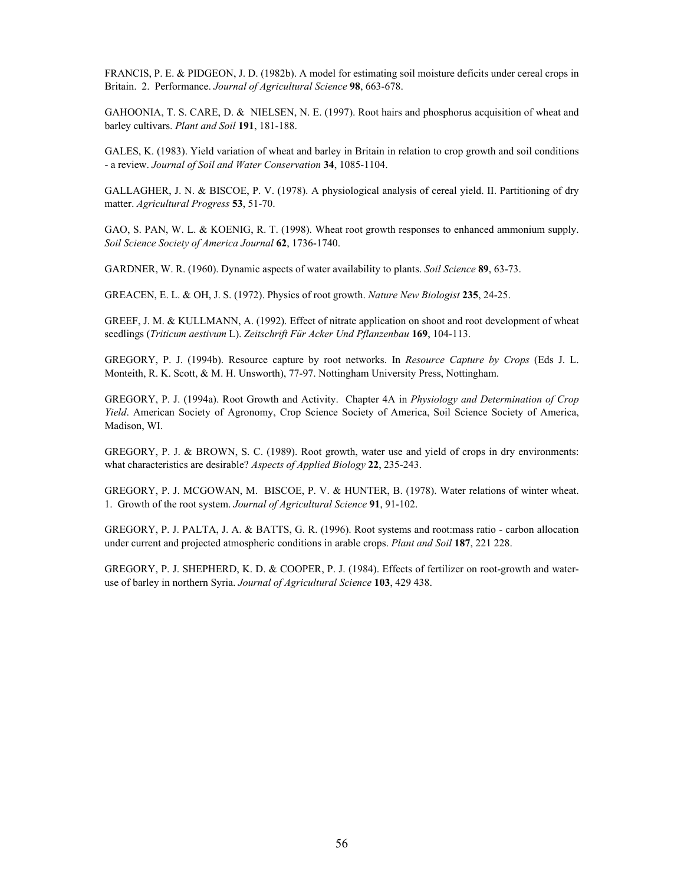FRANCIS, P. E. & PIDGEON, J. D. (1982b). A model for estimating soil moisture deficits under cereal crops in Britain. 2. Performance. *Journal of Agricultural Science* **98**, 663-678.

GAHOONIA, T. S. CARE, D. & NIELSEN, N. E. (1997). Root hairs and phosphorus acquisition of wheat and barley cultivars. *Plant and Soil* **191**, 181-188.

GALES, K. (1983). Yield variation of wheat and barley in Britain in relation to crop growth and soil conditions - a review. *Journal of Soil and Water Conservation* **34**, 1085-1104.

GALLAGHER, J. N. & BISCOE, P. V. (1978). A physiological analysis of cereal yield. II. Partitioning of dry matter. *Agricultural Progress* **53**, 51-70.

GAO, S. PAN, W. L. & KOENIG, R. T. (1998). Wheat root growth responses to enhanced ammonium supply. *Soil Science Society of America Journal* **62**, 1736-1740.

GARDNER, W. R. (1960). Dynamic aspects of water availability to plants. *Soil Science* **89**, 63-73.

GREACEN, E. L. & OH, J. S. (1972). Physics of root growth. *Nature New Biologist* **235**, 24-25.

GREEF, J. M. & KULLMANN, A. (1992). Effect of nitrate application on shoot and root development of wheat seedlings (*Triticum aestivum* L). *Zeitschrift Für Acker Und Pflanzenbau* **169**, 104-113.

GREGORY, P. J. (1994b). Resource capture by root networks. In *Resource Capture by Crops* (Eds J. L. Monteith, R. K. Scott, & M. H. Unsworth), 77-97. Nottingham University Press, Nottingham.

GREGORY, P. J. (1994a). Root Growth and Activity. Chapter 4A in *Physiology and Determination of Crop Yield*. American Society of Agronomy, Crop Science Society of America, Soil Science Society of America, Madison, WI.

GREGORY, P. J. & BROWN, S. C. (1989). Root growth, water use and yield of crops in dry environments: what characteristics are desirable? *Aspects of Applied Biology* **22**, 235-243.

GREGORY, P. J. MCGOWAN, M. BISCOE, P. V. & HUNTER, B. (1978). Water relations of winter wheat. 1. Growth of the root system. *Journal of Agricultural Science* **91**, 91-102.

GREGORY, P. J. PALTA, J. A. & BATTS, G. R. (1996). Root systems and root:mass ratio - carbon allocation under current and projected atmospheric conditions in arable crops. *Plant and Soil* **187**, 221 228.

GREGORY, P. J. SHEPHERD, K. D. & COOPER, P. J. (1984). Effects of fertilizer on root-growth and water-use of barley in northern Syria. *Journal of Agricultural Science* **103**, 429 438.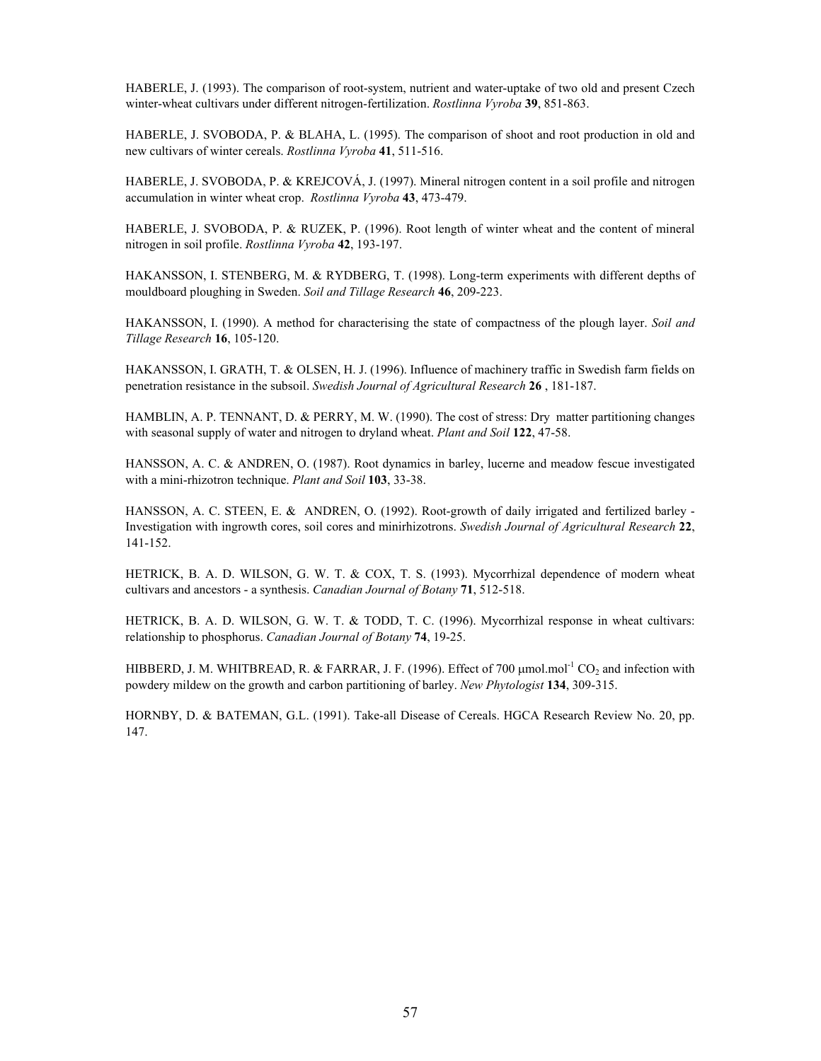HABERLE, J. (1993). The comparison of root-system, nutrient and water-uptake of two old and present Czech winter-wheat cultivars under different nitrogen-fertilization. *Rostlinna Vyroba* **39**, 851-863.

HABERLE, J. SVOBODA, P. & BLAHA, L. (1995). The comparison of shoot and root production in old and new cultivars of winter cereals. *Rostlinna Vyroba* **41**, 511-516.

HABERLE, J. SVOBODA, P. & KREJCOVÁ, J. (1997). Mineral nitrogen content in a soil profile and nitrogen accumulation in winter wheat crop. *Rostlinna Vyroba* **43**, 473-479.

HABERLE, J. SVOBODA, P. & RUZEK, P. (1996). Root length of winter wheat and the content of mineral nitrogen in soil profile. *Rostlinna Vyroba* **42**, 193-197.

HAKANSSON, I. STENBERG, M. & RYDBERG, T. (1998). Long-term experiments with different depths of mouldboard ploughing in Sweden. *Soil and Tillage Research* **46**, 209-223.

HAKANSSON, I. (1990). A method for characterising the state of compactness of the plough layer. *Soil and Tillage Research* **16**, 105-120.

HAKANSSON, I. GRATH, T. & OLSEN, H. J. (1996). Influence of machinery traffic in Swedish farm fields on penetration resistance in the subsoil. *Swedish Journal of Agricultural Research* **26** , 181-187.

HAMBLIN, A. P. TENNANT, D. & PERRY, M. W. (1990). The cost of stress: Dry matter partitioning changes with seasonal supply of water and nitrogen to dryland wheat. *Plant and Soil* **122**, 47-58.

HANSSON, A. C. & ANDREN, O. (1987). Root dynamics in barley, lucerne and meadow fescue investigated with a mini-rhizotron technique. *Plant and Soil* **103**, 33-38.

HANSSON, A. C. STEEN, E. & ANDREN, O. (1992). Root-growth of daily irrigated and fertilized barley - Investigation with ingrowth cores, soil cores and minirhizotrons. *Swedish Journal of Agricultural Research* **22**, 141-152.

HETRICK, B. A. D. WILSON, G. W. T. & COX, T. S. (1993). Mycorrhizal dependence of modern wheat cultivars and ancestors - a synthesis. *Canadian Journal of Botany* **71**, 512-518.

HETRICK, B. A. D. WILSON, G. W. T. & TODD, T. C. (1996). Mycorrhizal response in wheat cultivars: relationship to phosphorus. *Canadian Journal of Botany* **74**, 19-25.

HIBBERD, J. M. WHITBREAD, R. & FARRAR, J. F. (1996). Effect of 700 μmol.mol$^{-1}$ $CO_2$ and infection with powdery mildew on the growth and carbon partitioning of barley. *New Phytologist* **134**, 309-315.

HORNBY, D. & BATEMAN, G.L. (1991). Take-all Disease of Cereals. HGCA Research Review No. 20, pp. 147.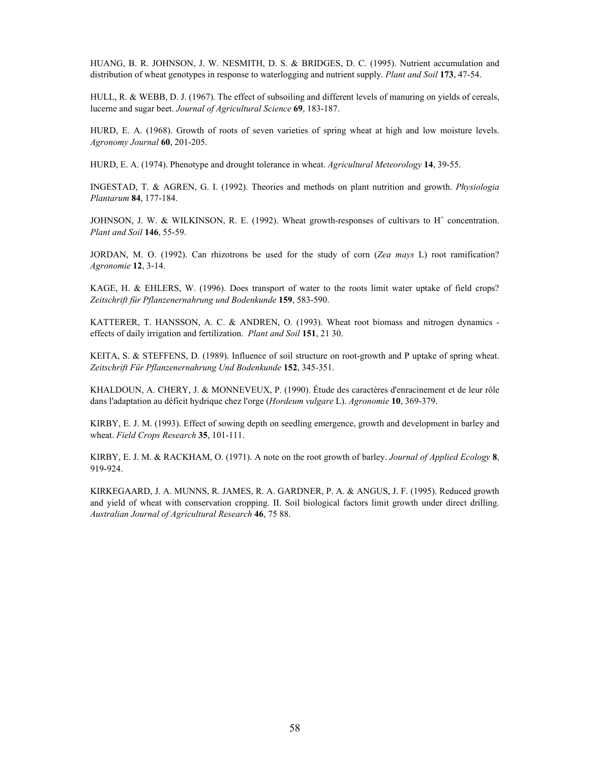HUANG, B. R. JOHNSON, J. W. NESMITH, D. S. & BRIDGES, D. C. (1995). Nutrient accumulation and distribution of wheat genotypes in response to waterlogging and nutrient supply. *Plant and Soil* **173**, 47-54.

HULL, R. & WEBB, D. J. (1967). The effect of subsoiling and different levels of manuring on yields of cereals, lucerne and sugar beet. *Journal of Agricultural Science* **69**, 183-187.

HURD, E. A. (1968). Growth of roots of seven varieties of spring wheat at high and low moisture levels. *Agronomy Journal* **60**, 201-205.

HURD, E. A. (1974). Phenotype and drought tolerance in wheat. *Agricultural Meteorology* **14**, 39-55.

INGESTAD, T. & AGREN, G. I. (1992). Theories and methods on plant nutrition and growth. *Physiologia Plantarum* **84**, 177-184.

JOHNSON, J. W. & WILKINSON, R. E. (1992). Wheat growth-responses of cultivars to $H^+$ concentration. *Plant and Soil* **146**, 55-59.

JORDAN, M. O. (1992). Can rhizotrons be used for the study of corn (*Zea mays* L) root ramification? *Agronomie* **12**, 3-14.

KAGE, H. & EHLERS, W. (1996). Does transport of water to the roots limit water uptake of field crops? *Zeitschrift für Pflanzenernahrung und Bodenkunde* **159**, 583-590.

KATTERER, T. HANSSON, A. C. & ANDREN, O. (1993). Wheat root biomass and nitrogen dynamics - effects of daily irrigation and fertilization. *Plant and Soil* **151**, 21 30.

KEITA, S. & STEFFENS, D. (1989). Influence of soil structure on root-growth and P uptake of spring wheat. *Zeitschrift Für Pflanzenernahrung Und Bodenkunde* **152**, 345-351.

KHALDOUN, A. CHERY, J. & MONNEVEUX, P. (1990). Étude des caractères d'enracinement et de leur rôle dans l'adaptation au déficit hydrique chez l'orge (*Hordeum vulgare* L). *Agronomie* **10**, 369-379.

KIRBY, E. J. M. (1993). Effect of sowing depth on seedling emergence, growth and development in barley and wheat. *Field Crops Research* **35**, 101-111.

KIRBY, E. J. M. & RACKHAM, O. (1971). A note on the root growth of barley. *Journal of Applied Ecology* **8**, 919-924.

KIRKEGAARD, J. A. MUNNS, R. JAMES, R. A. GARDNER, P. A. & ANGUS, J. F. (1995). Reduced growth and yield of wheat with conservation cropping. II. Soil biological factors limit growth under direct drilling. *Australian Journal of Agricultural Research* **46**, 75 88.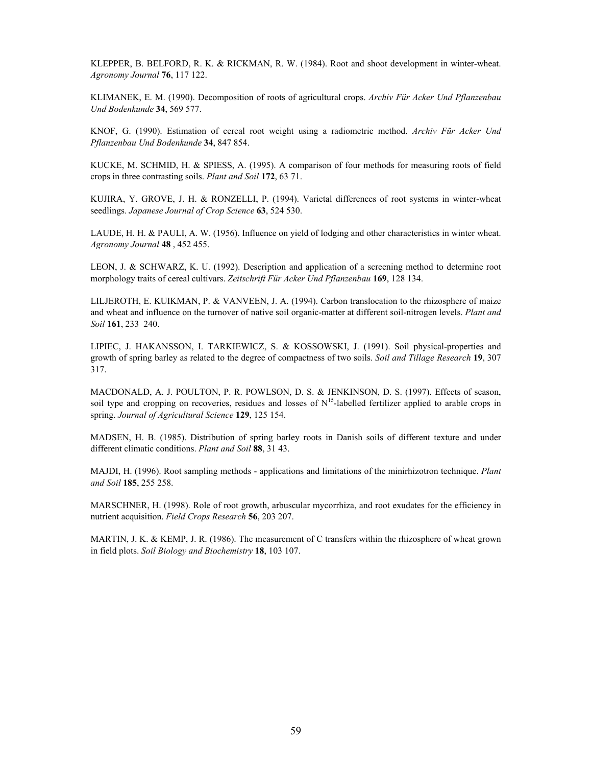KLEPPER, B. BELFORD, R. K. & RICKMAN, R. W. (1984). Root and shoot development in winter-wheat. *Agronomy Journal* **76**, 117 122.

KLIMANEK, E. M. (1990). Decomposition of roots of agricultural crops. *Archiv Für Acker Und Pflanzenbau Und Bodenkunde* **34**, 569 577.

KNOF, G. (1990). Estimation of cereal root weight using a radiometric method. *Archiv Für Acker Und Pflanzenbau Und Bodenkunde* **34**, 847 854.

KUCKE, M. SCHMID, H. & SPIESS, A. (1995). A comparison of four methods for measuring roots of field crops in three contrasting soils. *Plant and Soil* **172**, 63 71.

KUJIRA, Y. GROVE, J. H. & RONZELLI, P. (1994). Varietal differences of root systems in winter-wheat seedlings. *Japanese Journal of Crop Science* **63**, 524 530.

LAUDE, H. H. & PAULI, A. W. (1956). Influence on yield of lodging and other characteristics in winter wheat. *Agronomy Journal* **48** , 452 455.

LEON, J. & SCHWARZ, K. U. (1992). Description and application of a screening method to determine root morphology traits of cereal cultivars. *Zeitschrift Für Acker Und Pflanzenbau* **169**, 128 134.

LILJEROTH, E. KUIKMAN, P. & VANVEEN, J. A. (1994). Carbon translocation to the rhizosphere of maize and wheat and influence on the turnover of native soil organic-matter at different soil-nitrogen levels. *Plant and Soil* **161**, 233 240.

LIPIEC, J. HAKANSSON, I. TARKIEWICZ, S. & KOSSOWSKI, J. (1991). Soil physical-properties and growth of spring barley as related to the degree of compactness of two soils. *Soil and Tillage Research* **19**, 307 317.

MACDONALD, A. J. POULTON, P. R. POWLSON, D. S. & JENKINSON, D. S. (1997). Effects of season, soil type and cropping on recoveries, residues and losses of $N^{15}$-labelled fertilizer applied to arable crops in spring. *Journal of Agricultural Science* **129**, 125 154.

MADSEN, H. B. (1985). Distribution of spring barley roots in Danish soils of different texture and under different climatic conditions. *Plant and Soil* **88**, 31 43.

MAJDI, H. (1996). Root sampling methods - applications and limitations of the minirhizotron technique. *Plant and Soil* **185**, 255 258.

MARSCHNER, H. (1998). Role of root growth, arbuscular mycorrhiza, and root exudates for the efficiency in nutrient acquisition. *Field Crops Research* **56**, 203 207.

MARTIN, J. K. & KEMP, J. R. (1986). The measurement of C transfers within the rhizosphere of wheat grown in field plots. *Soil Biology and Biochemistry* **18**, 103 107.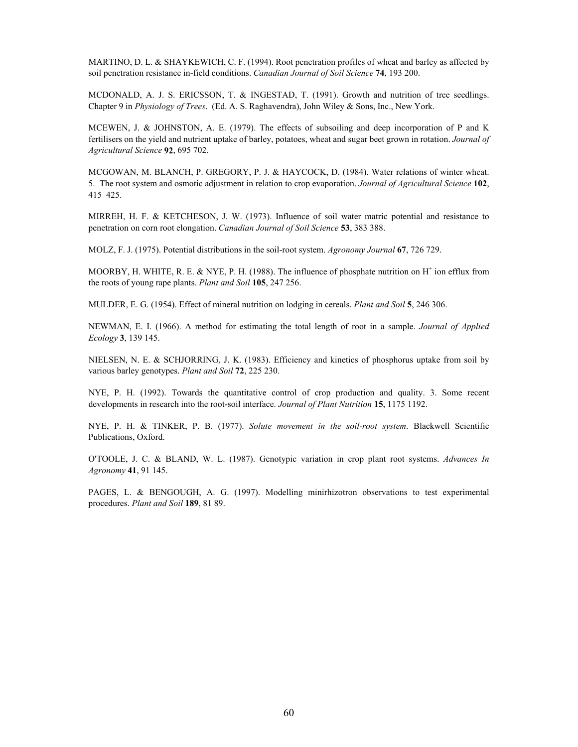MARTINO, D. L. & SHAYKEWICH, C. F. (1994). Root penetration profiles of wheat and barley as affected by soil penetration resistance in-field conditions. *Canadian Journal of Soil Science* **74**, 193 200.

MCDONALD, A. J. S. ERICSSON, T. & INGESTAD, T. (1991). Growth and nutrition of tree seedlings. Chapter 9 in *Physiology of Trees*. (Ed. A. S. Raghavendra), John Wiley & Sons, Inc., New York.

MCEWEN, J. & JOHNSTON, A. E. (1979). The effects of subsoiling and deep incorporation of P and K fertilisers on the yield and nutrient uptake of barley, potatoes, wheat and sugar beet grown in rotation. *Journal of Agricultural Science* **92**, 695 702.

MCGOWAN, M. BLANCH, P. GREGORY, P. J. & HAYCOCK, D. (1984). Water relations of winter wheat. 5. The root system and osmotic adjustment in relation to crop evaporation. *Journal of Agricultural Science* **102**, 415 425.

MIRREH, H. F. & KETCHESON, J. W. (1973). Influence of soil water matric potential and resistance to penetration on corn root elongation. *Canadian Journal of Soil Science* **53**, 383 388.

MOLZ, F. J. (1975). Potential distributions in the soil-root system. *Agronomy Journal* **67**, 726 729.

MOORBY, H. WHITE, R. E. & NYE, P. H. (1988). The influence of phosphate nutrition on $H^+$ ion efflux from the roots of young rape plants. *Plant and Soil* **105**, 247 256.

MULDER, E. G. (1954). Effect of mineral nutrition on lodging in cereals. *Plant and Soil* **5**, 246 306.

NEWMAN, E. I. (1966). A method for estimating the total length of root in a sample. *Journal of Applied Ecology* **3**, 139 145.

NIELSEN, N. E. & SCHJORRING, J. K. (1983). Efficiency and kinetics of phosphorus uptake from soil by various barley genotypes. *Plant and Soil* **72**, 225 230.

NYE, P. H. (1992). Towards the quantitative control of crop production and quality. 3. Some recent developments in research into the root-soil interface. *Journal of Plant Nutrition* **15**, 1175 1192.

NYE, P. H. & TINKER, P. B. (1977). *Solute movement in the soil-root system*. Blackwell Scientific Publications, Oxford.

O'TOOLE, J. C. & BLAND, W. L. (1987). Genotypic variation in crop plant root systems. *Advances In Agronomy* **41**, 91 145.

PAGES, L. & BENGOUGH, A. G. (1997). Modelling minirhizotron observations to test experimental procedures. *Plant and Soil* **189**, 81 89.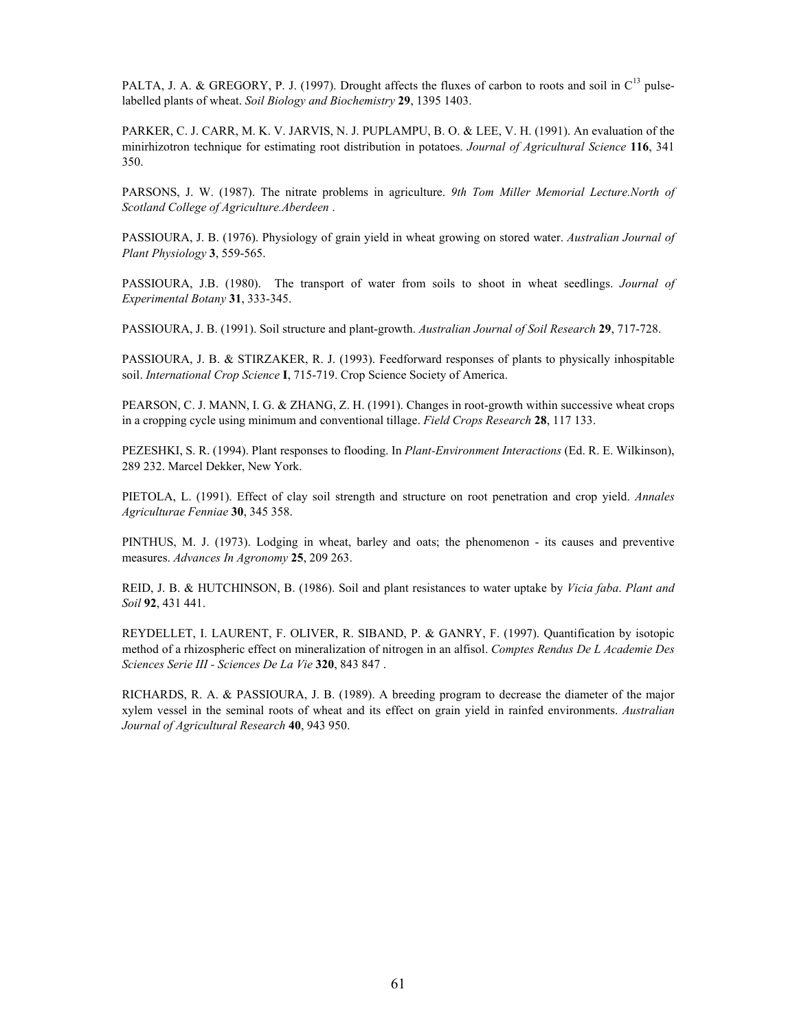PALTA, J. A. & GREGORY, P. J. (1997). Drought affects the fluxes of carbon to roots and soil in $C^{13}$ pulse-labelled plants of wheat. *Soil Biology and Biochemistry* **29**, 1395 1403.

PARKER, C. J. CARR, M. K. V. JARVIS, N. J. PUPLAMPU, B. O. & LEE, V. H. (1991). An evaluation of the minirhizotron technique for estimating root distribution in potatoes. *Journal of Agricultural Science* **116**, 341 350.

PARSONS, J. W. (1987). The nitrate problems in agriculture. *9th Tom Miller Memorial Lecture.North of Scotland College of Agriculture.Aberdeen* .

PASSIOURA, J. B. (1976). Physiology of grain yield in wheat growing on stored water. *Australian Journal of Plant Physiology* **3**, 559-565.

PASSIOURA, J.B. (1980). The transport of water from soils to shoot in wheat seedlings. *Journal of Experimental Botany* **31**, 333-345.

PASSIOURA, J. B. (1991). Soil structure and plant-growth. *Australian Journal of Soil Research* **29**, 717-728.

PASSIOURA, J. B. & STIRZAKER, R. J. (1993). Feedforward responses of plants to physically inhospitable soil. *International Crop Science* **I**, 715-719. Crop Science Society of America.

PEARSON, C. J. MANN, I. G. & ZHANG, Z. H. (1991). Changes in root-growth within successive wheat crops in a cropping cycle using minimum and conventional tillage. *Field Crops Research* **28**, 117 133.

PEZESHKI, S. R. (1994). Plant responses to flooding. In *Plant-Environment Interactions* (Ed. R. E. Wilkinson), 289 232. Marcel Dekker, New York.

PIETOLA, L. (1991). Effect of clay soil strength and structure on root penetration and crop yield. *Annales Agriculturae Fenniae* **30**, 345 358.

PINTHUS, M. J. (1973). Lodging in wheat, barley and oats; the phenomenon - its causes and preventive measures. *Advances In Agronomy* **25**, 209 263.

REID, J. B. & HUTCHINSON, B. (1986). Soil and plant resistances to water uptake by *Vicia faba*. *Plant and Soil* **92**, 431 441.

REYDELLET, I. LAURENT, F. OLIVER, R. SIBAND, P. & GANRY, F. (1997). Quantification by isotopic method of a rhizospheric effect on mineralization of nitrogen in an alfisol. *Comptes Rendus De L Academie Des Sciences Serie III - Sciences De La Vie* **320**, 843 847 .

RICHARDS, R. A. & PASSIOURA, J. B. (1989). A breeding program to decrease the diameter of the major xylem vessel in the seminal roots of wheat and its effect on grain yield in rainfed environments. *Australian Journal of Agricultural Research* **40**, 943 950.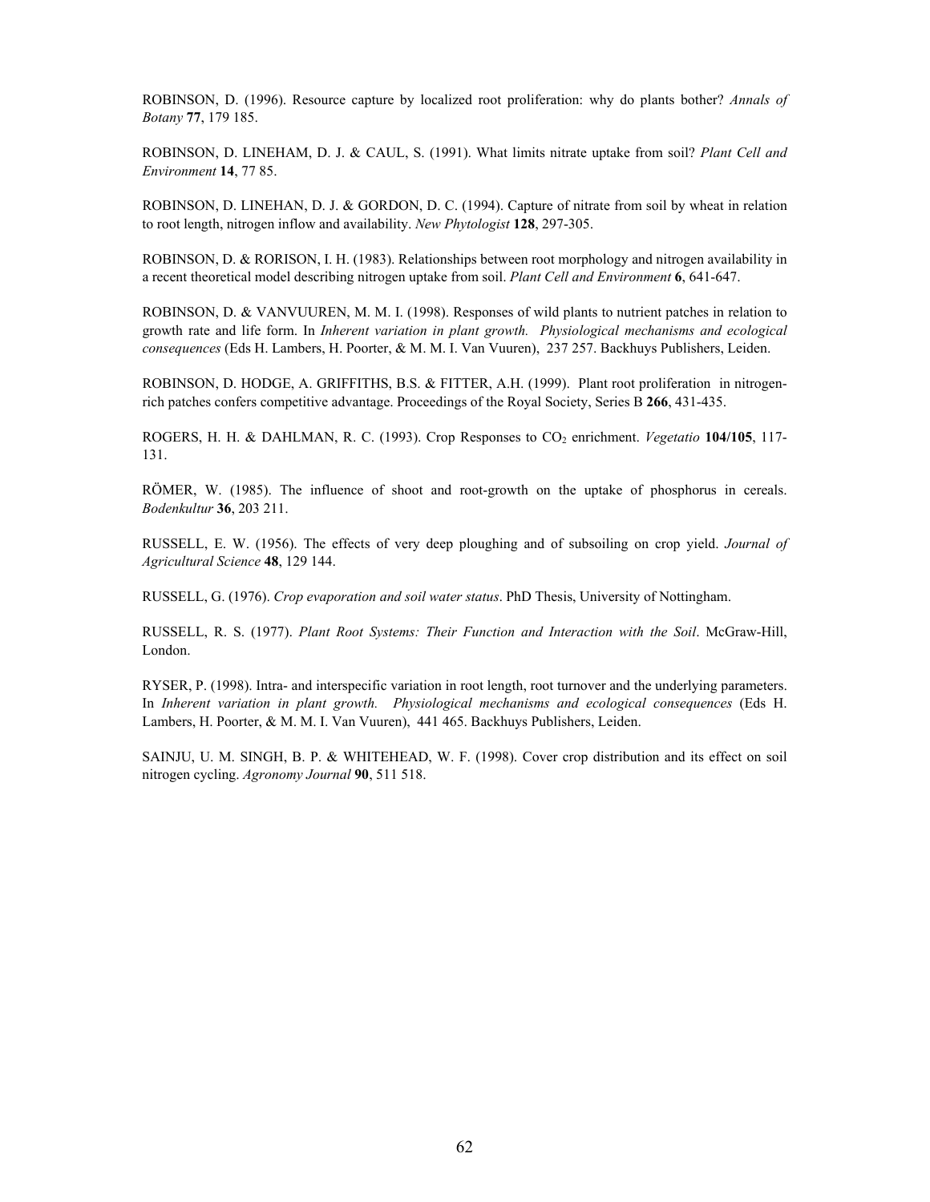ROBINSON, D. (1996). Resource capture by localized root proliferation: why do plants bother? *Annals of Botany* **77**, 179 185.

ROBINSON, D. LINEHAM, D. J. & CAUL, S. (1991). What limits nitrate uptake from soil? *Plant Cell and Environment* **14**, 77 85.

ROBINSON, D. LINEHAN, D. J. & GORDON, D. C. (1994). Capture of nitrate from soil by wheat in relation to root length, nitrogen inflow and availability. *New Phytologist* **128**, 297-305.

ROBINSON, D. & RORISON, I. H. (1983). Relationships between root morphology and nitrogen availability in a recent theoretical model describing nitrogen uptake from soil. *Plant Cell and Environment* **6**, 641-647.

ROBINSON, D. & VANVUUREN, M. M. I. (1998). Responses of wild plants to nutrient patches in relation to growth rate and life form. In *Inherent variation in plant growth. Physiological mechanisms and ecological consequences* (Eds H. Lambers, H. Poorter, & M. M. I. Van Vuuren), 237 257. Backhuys Publishers, Leiden.

ROBINSON, D. HODGE, A. GRIFFITHS, B.S. & FITTER, A.H. (1999). Plant root proliferation in nitrogen-rich patches confers competitive advantage. Proceedings of the Royal Society, Series B **266**, 431-435.

ROGERS, H. H. & DAHLMAN, R. C. (1993). Crop Responses to $CO_2$ enrichment. *Vegetatio* **104/105**, 117-131.

RÖMER, W. (1985). The influence of shoot and root-growth on the uptake of phosphorus in cereals. *Bodenkultur* **36**, 203 211.

RUSSELL, E. W. (1956). The effects of very deep ploughing and of subsoiling on crop yield. *Journal of Agricultural Science* **48**, 129 144.

RUSSELL, G. (1976). *Crop evaporation and soil water status*. PhD Thesis, University of Nottingham.

RUSSELL, R. S. (1977). *Plant Root Systems: Their Function and Interaction with the Soil*. McGraw-Hill, London.

RYSER, P. (1998). Intra- and interspecific variation in root length, root turnover and the underlying parameters. In *Inherent variation in plant growth. Physiological mechanisms and ecological consequences* (Eds H. Lambers, H. Poorter, & M. M. I. Van Vuuren), 441 465. Backhuys Publishers, Leiden.

SAINJU, U. M. SINGH, B. P. & WHITEHEAD, W. F. (1998). Cover crop distribution and its effect on soil nitrogen cycling. *Agronomy Journal* **90**, 511 518.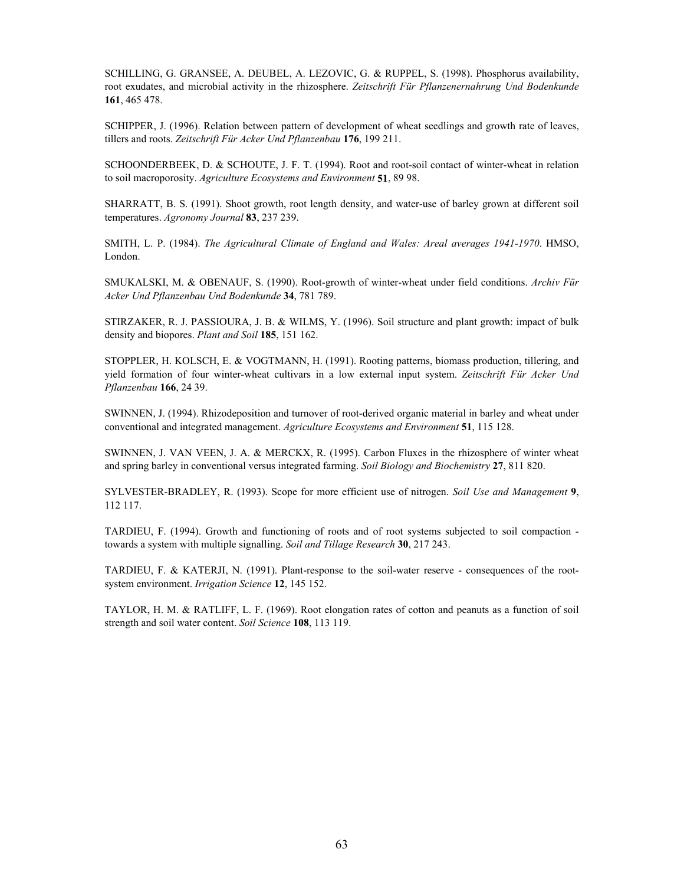SCHILLING, G. GRANSEE, A. DEUBEL, A. LEZOVIC, G. & RUPPEL, S. (1998). Phosphorus availability, root exudates, and microbial activity in the rhizosphere. *Zeitschrift Für Pflanzenernahrung Und Bodenkunde* **161**, 465 478.

SCHIPPER, J. (1996). Relation between pattern of development of wheat seedlings and growth rate of leaves, tillers and roots. *Zeitschrift Für Acker Und Pflanzenbau* **176**, 199 211.

SCHOONDERBEEK, D. & SCHOUTE, J. F. T. (1994). Root and root-soil contact of winter-wheat in relation to soil macroporosity. *Agriculture Ecosystems and Environment* **51**, 89 98.

SHARRATT, B. S. (1991). Shoot growth, root length density, and water-use of barley grown at different soil temperatures. *Agronomy Journal* **83**, 237 239.

SMITH, L. P. (1984). *The Agricultural Climate of England and Wales: Areal averages 1941-1970*. HMSO, London.

SMUKALSKI, M. & OBENAUF, S. (1990). Root-growth of winter-wheat under field conditions. *Archiv Für Acker Und Pflanzenbau Und Bodenkunde* **34**, 781 789.

STIRZAKER, R. J. PASSIOURA, J. B. & WILMS, Y. (1996). Soil structure and plant growth: impact of bulk density and biopores. *Plant and Soil* **185**, 151 162.

STOPPLER, H. KOLSCH, E. & VOGTMANN, H. (1991). Rooting patterns, biomass production, tillering, and yield formation of four winter-wheat cultivars in a low external input system. *Zeitschrift Für Acker Und Pflanzenbau* **166**, 24 39.

SWINNEN, J. (1994). Rhizodeposition and turnover of root-derived organic material in barley and wheat under conventional and integrated management. *Agriculture Ecosystems and Environment* **51**, 115 128.

SWINNEN, J. VAN VEEN, J. A. & MERCKX, R. (1995). Carbon Fluxes in the rhizosphere of winter wheat and spring barley in conventional versus integrated farming. *Soil Biology and Biochemistry* **27**, 811 820.

SYLVESTER-BRADLEY, R. (1993). Scope for more efficient use of nitrogen. *Soil Use and Management* **9**, 112 117.

TARDIEU, F. (1994). Growth and functioning of roots and of root systems subjected to soil compaction - towards a system with multiple signalling. *Soil and Tillage Research* **30**, 217 243.

TARDIEU, F. & KATERJI, N. (1991). Plant-response to the soil-water reserve - consequences of the root-system environment. *Irrigation Science* **12**, 145 152.

TAYLOR, H. M. & RATLIFF, L. F. (1969). Root elongation rates of cotton and peanuts as a function of soil strength and soil water content. *Soil Science* **108**, 113 119.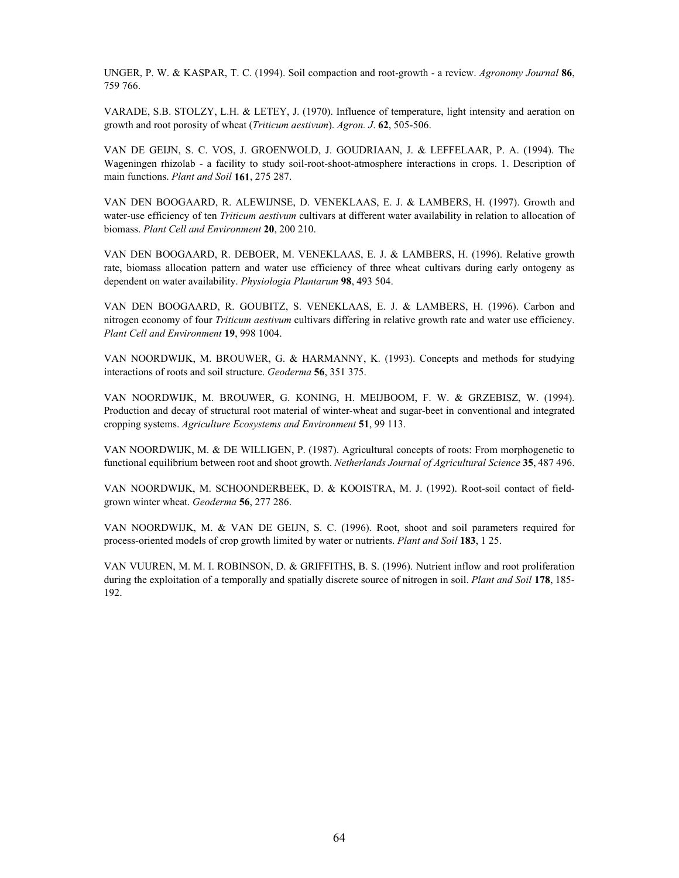UNGER, P. W. & KASPAR, T. C. (1994). Soil compaction and root-growth - a review. *Agronomy Journal* **86**, 759 766.

VARADE, S.B. STOLZY, L.H. & LETEY, J. (1970). Influence of temperature, light intensity and aeration on growth and root porosity of wheat (*Triticum aestivum*). *Agron. J*. **62**, 505-506.

VAN DE GEIJN, S. C. VOS, J. GROENWOLD, J. GOUDRIAAN, J. & LEFFELAAR, P. A. (1994). The Wageningen rhizolab - a facility to study soil-root-shoot-atmosphere interactions in crops. 1. Description of main functions. *Plant and Soil* **161**, 275 287.

VAN DEN BOOGAARD, R. ALEWIJNSE, D. VENEKLAAS, E. J. & LAMBERS, H. (1997). Growth and water-use efficiency of ten *Triticum aestivum* cultivars at different water availability in relation to allocation of biomass. *Plant Cell and Environment* **20**, 200 210.

VAN DEN BOOGAARD, R. DEBOER, M. VENEKLAAS, E. J. & LAMBERS, H. (1996). Relative growth rate, biomass allocation pattern and water use efficiency of three wheat cultivars during early ontogeny as dependent on water availability. *Physiologia Plantarum* **98**, 493 504.

VAN DEN BOOGAARD, R. GOUBITZ, S. VENEKLAAS, E. J. & LAMBERS, H. (1996). Carbon and nitrogen economy of four *Triticum aestivum* cultivars differing in relative growth rate and water use efficiency. *Plant Cell and Environment* **19**, 998 1004.

VAN NOORDWIJK, M. BROUWER, G. & HARMANNY, K. (1993). Concepts and methods for studying interactions of roots and soil structure. *Geoderma* **56**, 351 375.

VAN NOORDWIJK, M. BROUWER, G. KONING, H. MEIJBOOM, F. W. & GRZEBISZ, W. (1994). Production and decay of structural root material of winter-wheat and sugar-beet in conventional and integrated cropping systems. *Agriculture Ecosystems and Environment* **51**, 99 113.

VAN NOORDWIJK, M. & DE WILLIGEN, P. (1987). Agricultural concepts of roots: From morphogenetic to functional equilibrium between root and shoot growth. *Netherlands Journal of Agricultural Science* **35**, 487 496.

VAN NOORDWIJK, M. SCHOONDERBEEK, D. & KOOISTRA, M. J. (1992). Root-soil contact of field-grown winter wheat. *Geoderma* **56**, 277 286.

VAN NOORDWIJK, M. & VAN DE GEIJN, S. C. (1996). Root, shoot and soil parameters required for process-oriented models of crop growth limited by water or nutrients. *Plant and Soil* **183**, 1 25.

VAN VUUREN, M. M. I. ROBINSON, D. & GRIFFITHS, B. S. (1996). Nutrient inflow and root proliferation during the exploitation of a temporally and spatially discrete source of nitrogen in soil. *Plant and Soil* **178**, 185-192.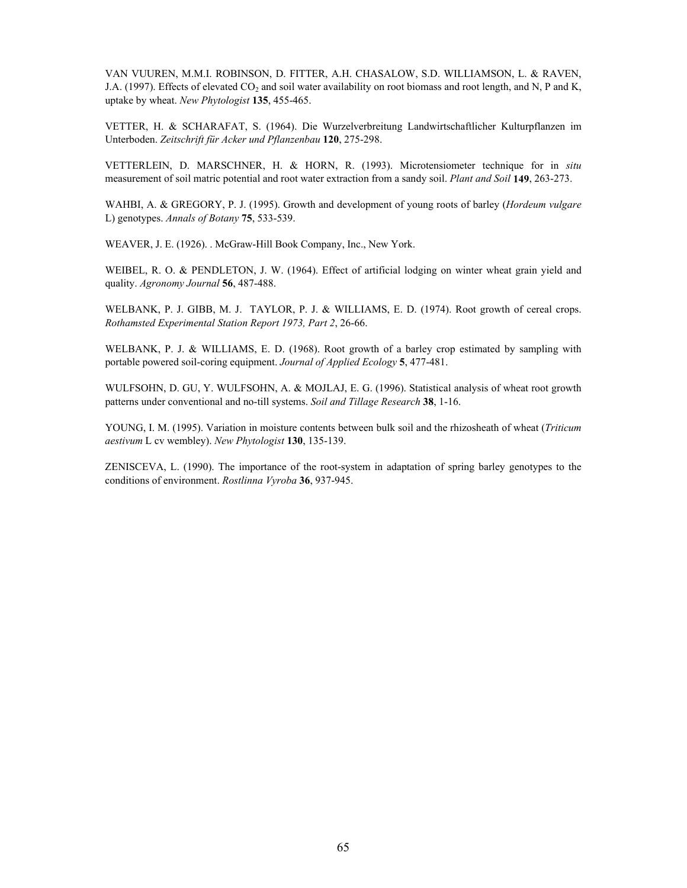VAN VUUREN, M.M.I. ROBINSON, D. FITTER, A.H. CHASALOW, S.D. WILLIAMSON, L. & RAVEN, J.A. (1997). Effects of elevated $CO_2$ and soil water availability on root biomass and root length, and N, P and K, uptake by wheat. *New Phytologist* **135**, 455-465.

VETTER, H. & SCHARAFAT, S. (1964). Die Wurzelverbreitung Landwirtschaftlicher Kulturpflanzen im Unterboden. *Zeitschrift für Acker und Pflanzenbau* **120**, 275-298.

VETTERLEIN, D. MARSCHNER, H. & HORN, R. (1993). Microtensiometer technique for in *situ* measurement of soil matric potential and root water extraction from a sandy soil. *Plant and Soil* **149**, 263-273.

WAHBI, A. & GREGORY, P. J. (1995). Growth and development of young roots of barley (*Hordeum vulgare* L) genotypes. *Annals of Botany* **75**, 533-539.

WEAVER, J. E. (1926). . McGraw-Hill Book Company, Inc., New York.

WEIBEL, R. O. & PENDLETON, J. W. (1964). Effect of artificial lodging on winter wheat grain yield and quality. *Agronomy Journal* **56**, 487-488.

WELBANK, P. J. GIBB, M. J. TAYLOR, P. J. & WILLIAMS, E. D. (1974). Root growth of cereal crops. *Rothamsted Experimental Station Report 1973, Part 2*, 26-66.

WELBANK, P. J. & WILLIAMS, E. D. (1968). Root growth of a barley crop estimated by sampling with portable powered soil-coring equipment. *Journal of Applied Ecology* **5**, 477-481.

WULFSOHN, D. GU, Y. WULFSOHN, A. & MOJLAJ, E. G. (1996). Statistical analysis of wheat root growth patterns under conventional and no-till systems. *Soil and Tillage Research* **38**, 1-16.

YOUNG, I. M. (1995). Variation in moisture contents between bulk soil and the rhizosheath of wheat (*Triticum aestivum* L cv wembley). *New Phytologist* **130**, 135-139.

ZENISCEVA, L. (1990). The importance of the root-system in adaptation of spring barley genotypes to the conditions of environment. *Rostlinna Vyroba* **36**, 937-945.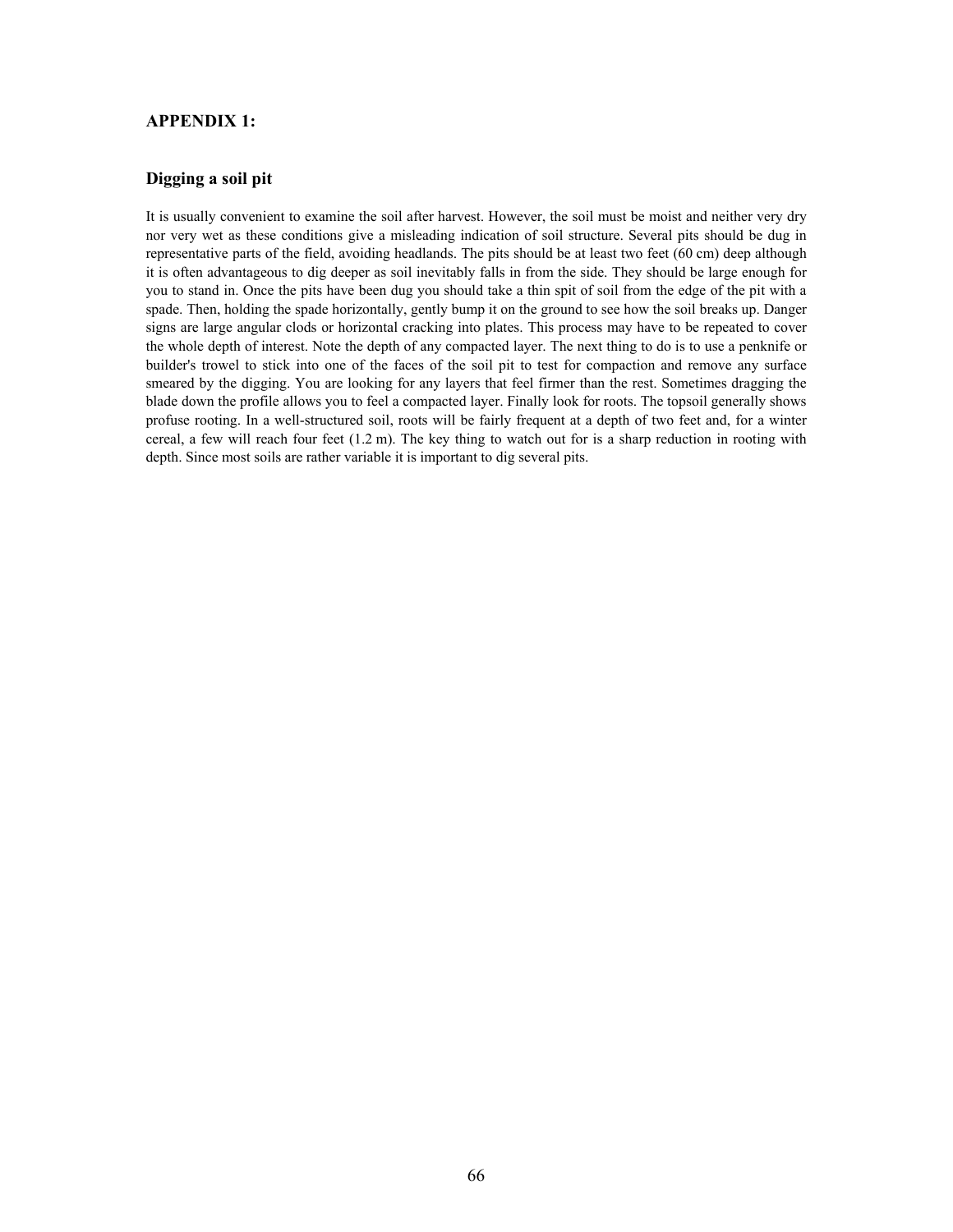## APPENDIX 1:

### Digging a soil pit

It is usually convenient to examine the soil after harvest. However, the soil must be moist and neither very dry nor very wet as these conditions give a misleading indication of soil structure. Several pits should be dug in representative parts of the field, avoiding headlands. The pits should be at least two feet (60 cm) deep although it is often advantageous to dig deeper as soil inevitably falls in from the side. They should be large enough for you to stand in. Once the pits have been dug you should take a thin spit of soil from the edge of the pit with a spade. Then, holding the spade horizontally, gently bump it on the ground to see how the soil breaks up. Danger signs are large angular clods or horizontal cracking into plates. This process may have to be repeated to cover the whole depth of interest. Note the depth of any compacted layer. The next thing to do is to use a penknife or builder's trowel to stick into one of the faces of the soil pit to test for compaction and remove any surface smeared by the digging. You are looking for any layers that feel firmer than the rest. Sometimes dragging the blade down the profile allows you to feel a compacted layer. Finally look for roots. The topsoil generally shows profuse rooting. In a well-structured soil, roots will be fairly frequent at a depth of two feet and, for a winter cereal, a few will reach four feet (1.2 m). The key thing to watch out for is a sharp reduction in rooting with depth. Since most soils are rather variable it is important to dig several pits.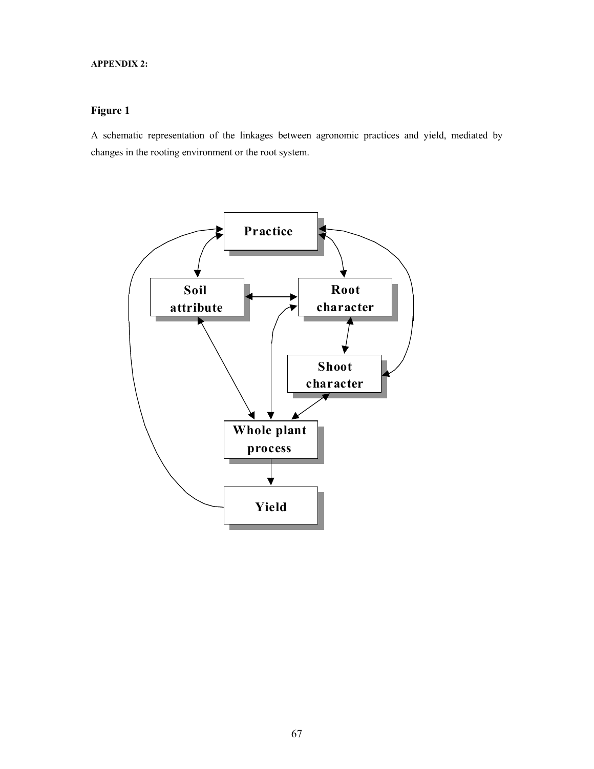**APPENDIX 2:**

**Figure 1**

A schematic representation of the linkages between agronomic practices and yield, mediated by changes in the rooting environment or the root system.

Practice

Soil attribute

Root character

Shoot character

Whole plant process

Yield